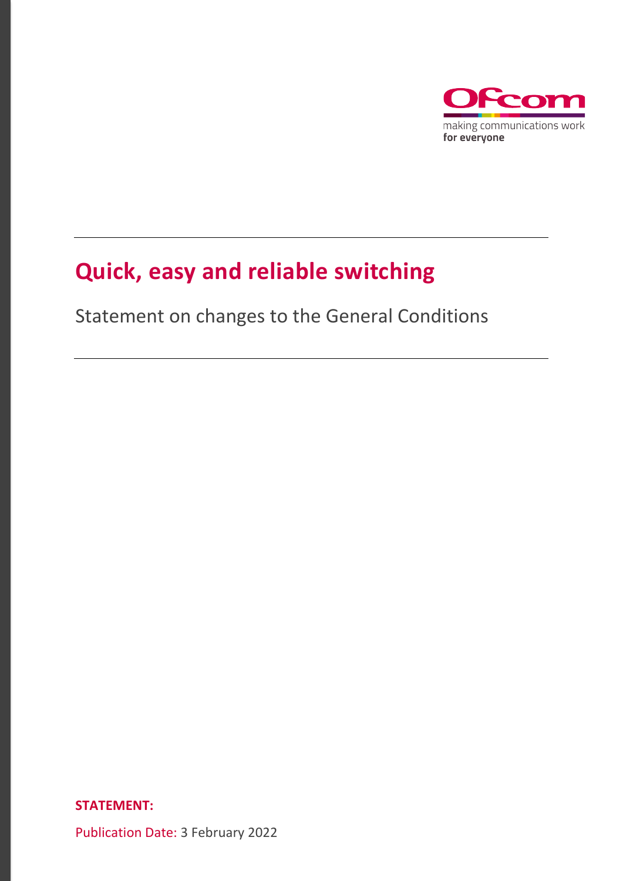making communications work for everyone

# Quick, easy and reliable switching

Statement on changes to the General Conditions

**STATEMENT:**

Publication Date: 3 February 2022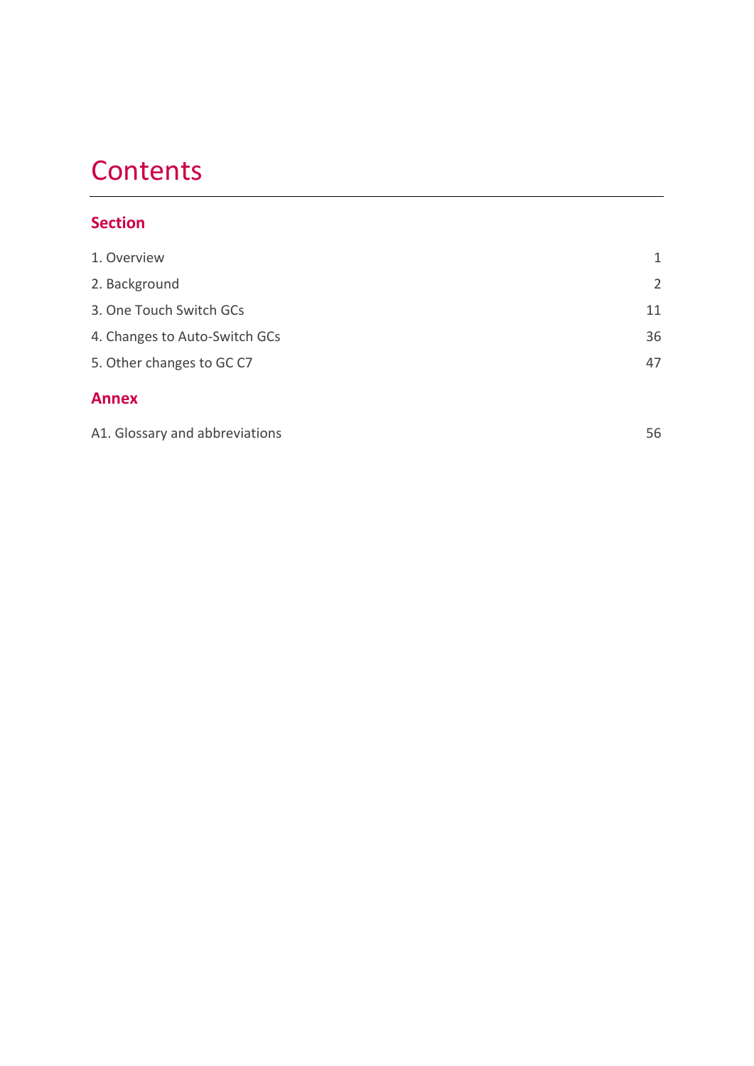# Contents

## Section

| | |
|---|---|
| 1. Overview | 1 |
| 2. Background | 2 |
| 3. One Touch Switch GCs | 11 |
| 4. Changes to Auto-Switch GCs | 36 |
| 5. Other changes to GC C7 | 47 |

## Annex

| | |
|---|---|
| A1. Glossary and abbreviations | 56 |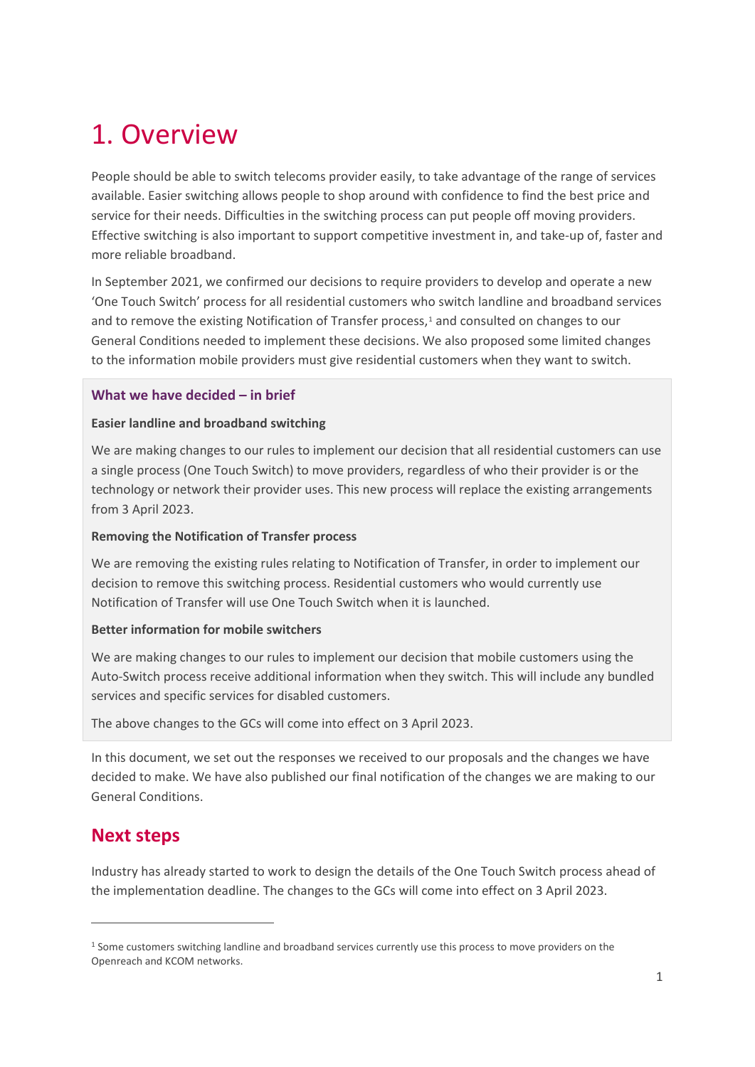# 1. Overview

People should be able to switch telecoms provider easily, to take advantage of the range of services available. Easier switching allows people to shop around with confidence to find the best price and service for their needs. Difficulties in the switching process can put people off moving providers. Effective switching is also important to support competitive investment in, and take-up of, faster and more reliable broadband.

In September 2021, we confirmed our decisions to require providers to develop and operate a new 'One Touch Switch' process for all residential customers who switch landline and broadband services and to remove the existing Notification of Transfer process,[1] and consulted on changes to our General Conditions needed to implement these decisions. We also proposed some limited changes to the information mobile providers must give residential customers when they want to switch.

### What we have decided – in brief

**Easier landline and broadband switching**

We are making changes to our rules to implement our decision that all residential customers can use a single process (One Touch Switch) to move providers, regardless of who their provider is or the technology or network their provider uses. This new process will replace the existing arrangements from 3 April 2023.

**Removing the Notification of Transfer process**

We are removing the existing rules relating to Notification of Transfer, in order to implement our decision to remove this switching process. Residential customers who would currently use Notification of Transfer will use One Touch Switch when it is launched.

**Better information for mobile switchers**

We are making changes to our rules to implement our decision that mobile customers using the Auto-Switch process receive additional information when they switch. This will include any bundled services and specific services for disabled customers.

The above changes to the GCs will come into effect on 3 April 2023.

In this document, we set out the responses we received to our proposals and the changes we have decided to make. We have also published our final notification of the changes we are making to our General Conditions.

## Next steps

Industry has already started to work to design the details of the One Touch Switch process ahead of the implementation deadline. The changes to the GCs will come into effect on 3 April 2023.

[1] Some customers switching landline and broadband services currently use this process to move providers on the Openreach and KCOM networks.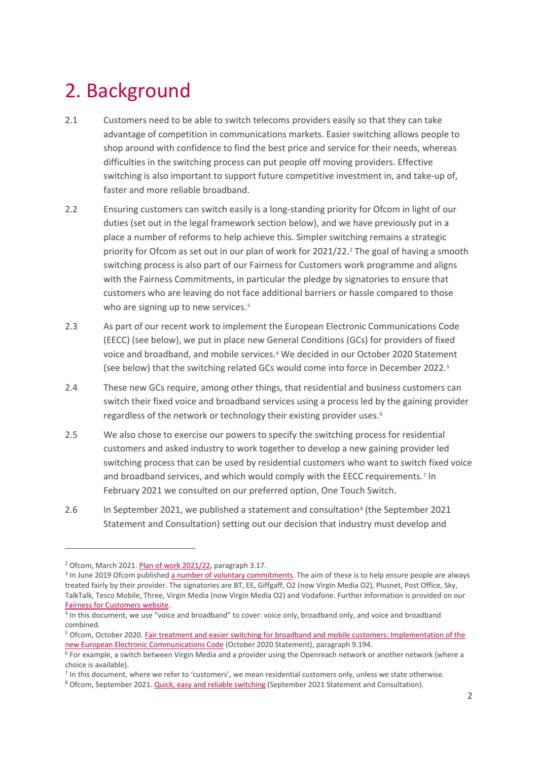# 2. Background

2.1 Customers need to be able to switch telecoms providers easily so that they can take advantage of competition in communications markets. Easier switching allows people to shop around with confidence to find the best price and service for their needs, whereas difficulties in the switching process can put people off moving providers. Effective switching is also important to support future competitive investment in, and take-up of, faster and more reliable broadband.

2.2 Ensuring customers can switch easily is a long-standing priority for Ofcom in light of our duties (set out in the legal framework section below), and we have previously put in a place a number of reforms to help achieve this. Simpler switching remains a strategic priority for Ofcom as set out in our plan of work for 2021/22.[2] The goal of having a smooth switching process is also part of our Fairness for Customers work programme and aligns with the Fairness Commitments, in particular the pledge by signatories to ensure that customers who are leaving do not face additional barriers or hassle compared to those who are signing up to new services.[3]

2.3 As part of our recent work to implement the European Electronic Communications Code (EECC) (see below), we put in place new General Conditions (GCs) for providers of fixed voice and broadband, and mobile services.[4] We decided in our October 2020 Statement (see below) that the switching related GCs would come into force in December 2022.[5]

2.4 These new GCs require, among other things, that residential and business customers can switch their fixed voice and broadband services using a process led by the gaining provider regardless of the network or technology their existing provider uses.[6]

2.5 We also chose to exercise our powers to specify the switching process for residential customers and asked industry to work together to develop a new gaining provider led switching process that can be used by residential customers who want to switch fixed voice and broadband services, and which would comply with the EECC requirements.[7] In February 2021 we consulted on our preferred option, One Touch Switch.

2.6 In September 2021, we published a statement and consultation[8] (the September 2021 Statement and Consultation) setting out our decision that industry must develop and

---

[2] Ofcom, March 2021. Plan of work 2021/22, paragraph 3.17.

[3] In June 2019 Ofcom published a number of voluntary commitments. The aim of these is to help ensure people are always treated fairly by their provider. The signatories are BT, EE, Giffgaff, O2 (now Virgin Media O2), Plusnet, Post Office, Sky, TalkTalk, Tesco Mobile, Three, Virgin Media (now Virgin Media O2) and Vodafone. Further information is provided on our Fairness for Customers website.

[4] In this document, we use "voice and broadband" to cover: voice only, broadband only, and voice and broadband combined.

[5] Ofcom, October 2020. Fair treatment and easier switching for broadband and mobile customers: Implementation of the new European Electronic Communications Code (October 2020 Statement), paragraph 9.194.

[6] For example, a switch between Virgin Media and a provider using the Openreach network or another network (where a choice is available).

[7] In this document, where we refer to 'customers', we mean residential customers only, unless we state otherwise.

[8] Ofcom, September 2021. Quick, easy and reliable switching (September 2021 Statement and Consultation).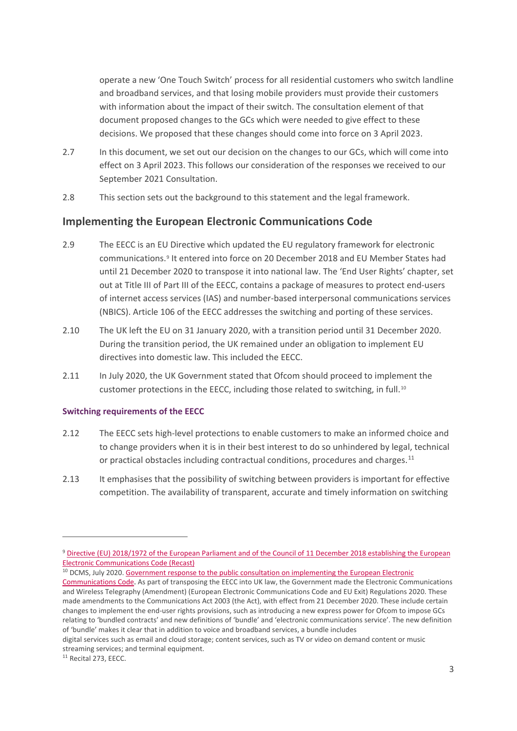operate a new 'One Touch Switch' process for all residential customers who switch landline and broadband services, and that losing mobile providers must provide their customers with information about the impact of their switch. The consultation element of that document proposed changes to the GCs which were needed to give effect to these decisions. We proposed that these changes should come into force on 3 April 2023.

2.7 In this document, we set out our decision on the changes to our GCs, which will come into effect on 3 April 2023. This follows our consideration of the responses we received to our September 2021 Consultation.

2.8 This section sets out the background to this statement and the legal framework.

## Implementing the European Electronic Communications Code

2.9 The EECC is an EU Directive which updated the EU regulatory framework for electronic communications.[9] It entered into force on 20 December 2018 and EU Member States had until 21 December 2020 to transpose it into national law. The 'End User Rights' chapter, set out at Title III of Part III of the EECC, contains a package of measures to protect end-users of internet access services (IAS) and number-based interpersonal communications services (NBICS). Article 106 of the EECC addresses the switching and porting of these services.

2.10 The UK left the EU on 31 January 2020, with a transition period until 31 December 2020. During the transition period, the UK remained under an obligation to implement EU directives into domestic law. This included the EECC.

2.11 In July 2020, the UK Government stated that Ofcom should proceed to implement the customer protections in the EECC, including those related to switching, in full.[10]

### Switching requirements of the EECC

2.12 The EECC sets high-level protections to enable customers to make an informed choice and to change providers when it is in their best interest to do so unhindered by legal, technical or practical obstacles including contractual conditions, procedures and charges.[11]

2.13 It emphasises that the possibility of switching between providers is important for effective competition. The availability of transparent, accurate and timely information on switching

---

[9] Directive (EU) 2018/1972 of the European Parliament and of the Council of 11 December 2018 establishing the European Electronic Communications Code (Recast)

[10] DCMS, July 2020. Government response to the public consultation on implementing the European Electronic Communications Code. As part of transposing the EECC into UK law, the Government made the Electronic Communications and Wireless Telegraphy (Amendment) (European Electronic Communications Code and EU Exit) Regulations 2020. These made amendments to the Communications Act 2003 (the Act), with effect from 21 December 2020. These include certain changes to implement the end-user rights provisions, such as introducing a new express power for Ofcom to impose GCs relating to 'bundled contracts' and new definitions of 'bundle' and 'electronic communications service'. The new definition of 'bundle' makes it clear that in addition to voice and broadband services, a bundle includes digital services such as email and cloud storage; content services, such as TV or video on demand content or music streaming services; and terminal equipment.

[11] Recital 273, EECC.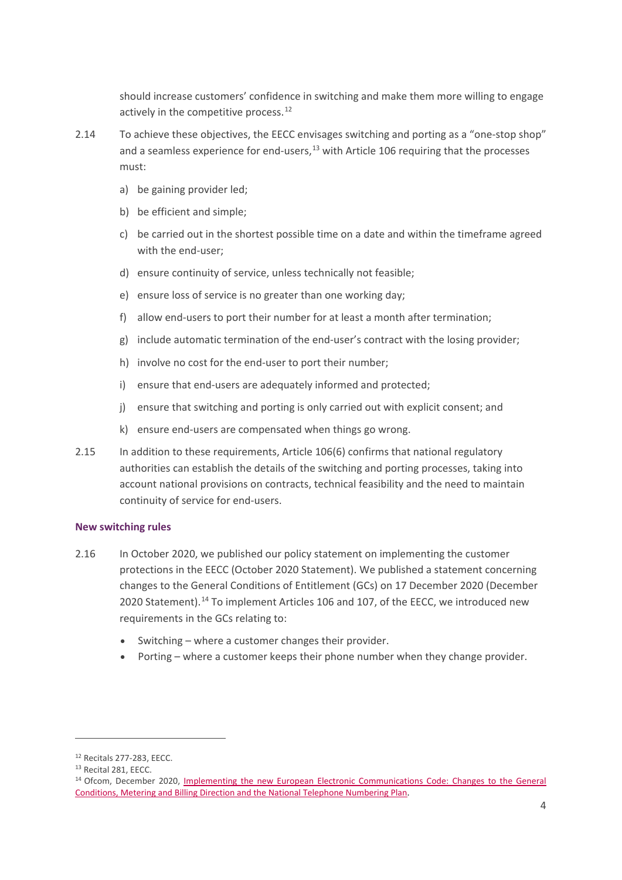should increase customers' confidence in switching and make them more willing to engage actively in the competitive process.[12]

2.14 To achieve these objectives, the EECC envisages switching and porting as a "one-stop shop" and a seamless experience for end-users,[13] with Article 106 requiring that the processes must:

a) be gaining provider led;

b) be efficient and simple;

c) be carried out in the shortest possible time on a date and within the timeframe agreed with the end-user;

d) ensure continuity of service, unless technically not feasible;

e) ensure loss of service is no greater than one working day;

f) allow end-users to port their number for at least a month after termination;

g) include automatic termination of the end-user's contract with the losing provider;

h) involve no cost for the end-user to port their number;

i) ensure that end-users are adequately informed and protected;

j) ensure that switching and porting is only carried out with explicit consent; and

k) ensure end-users are compensated when things go wrong.

2.15 In addition to these requirements, Article 106(6) confirms that national regulatory authorities can establish the details of the switching and porting processes, taking into account national provisions on contracts, technical feasibility and the need to maintain continuity of service for end-users.

### New switching rules

2.16 In October 2020, we published our policy statement on implementing the customer protections in the EECC (October 2020 Statement). We published a statement concerning changes to the General Conditions of Entitlement (GCs) on 17 December 2020 (December 2020 Statement).[14] To implement Articles 106 and 107, of the EECC, we introduced new requirements in the GCs relating to:

- Switching – where a customer changes their provider.
- Porting – where a customer keeps their phone number when they change provider.

---

[12] Recitals 277-283, EECC.

[13] Recital 281, EECC.

[14] Ofcom, December 2020, Implementing the new European Electronic Communications Code: Changes to the General Conditions, Metering and Billing Direction and the National Telephone Numbering Plan.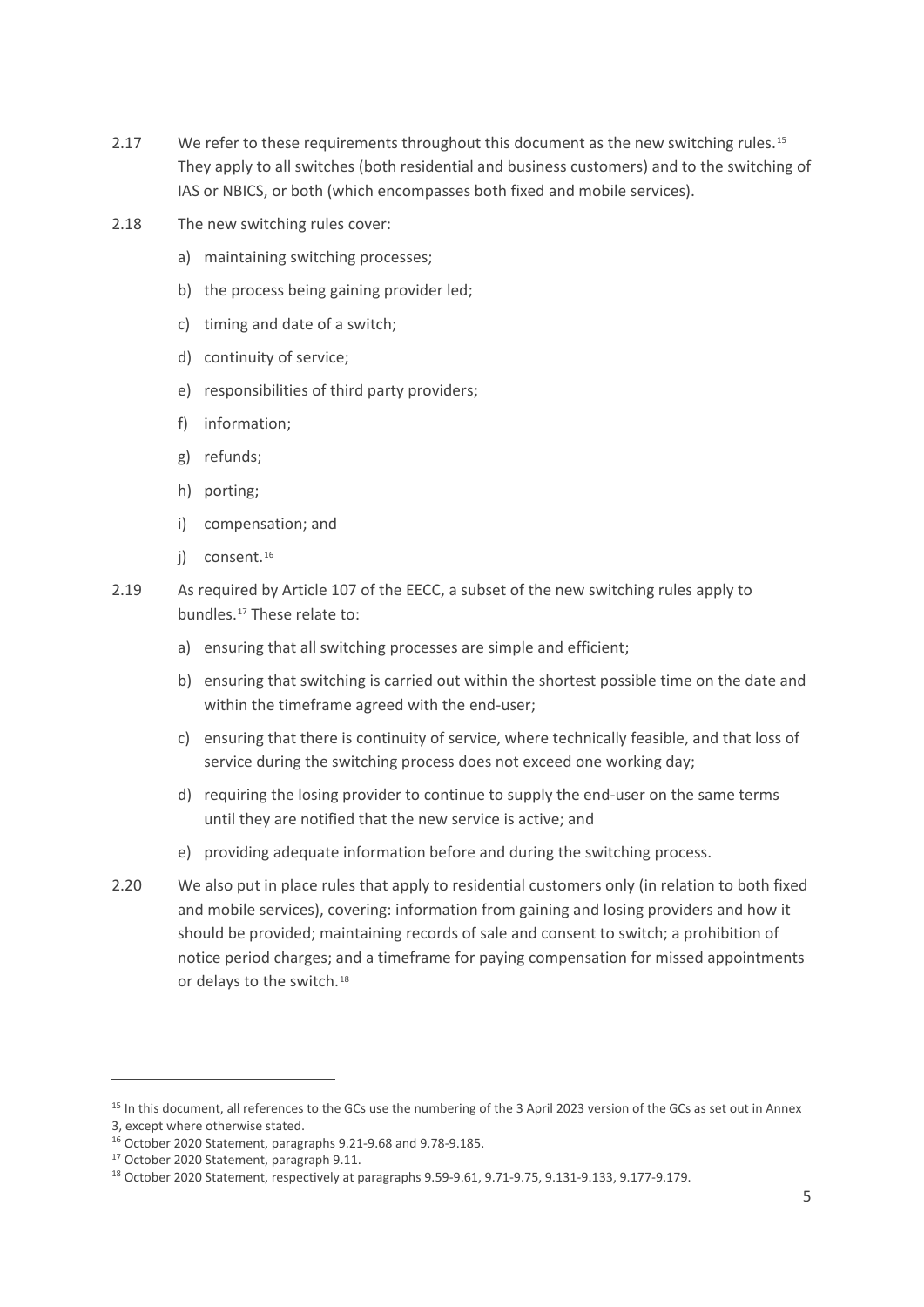2.17 We refer to these requirements throughout this document as the new switching rules.[15] They apply to all switches (both residential and business customers) and to the switching of IAS or NBICS, or both (which encompasses both fixed and mobile services).

2.18 The new switching rules cover:

a) maintaining switching processes;

b) the process being gaining provider led;

c) timing and date of a switch;

d) continuity of service;

e) responsibilities of third party providers;

f) information;

g) refunds;

h) porting;

i) compensation; and

j) consent.[16]

2.19 As required by Article 107 of the EECC, a subset of the new switching rules apply to bundles.[17] These relate to:

a) ensuring that all switching processes are simple and efficient;

b) ensuring that switching is carried out within the shortest possible time on the date and within the timeframe agreed with the end-user;

c) ensuring that there is continuity of service, where technically feasible, and that loss of service during the switching process does not exceed one working day;

d) requiring the losing provider to continue to supply the end-user on the same terms until they are notified that the new service is active; and

e) providing adequate information before and during the switching process.

2.20 We also put in place rules that apply to residential customers only (in relation to both fixed and mobile services), covering: information from gaining and losing providers and how it should be provided; maintaining records of sale and consent to switch; a prohibition of notice period charges; and a timeframe for paying compensation for missed appointments or delays to the switch.[18]

---

[15] In this document, all references to the GCs use the numbering of the 3 April 2023 version of the GCs as set out in Annex 3, except where otherwise stated.

[16] October 2020 Statement, paragraphs 9.21-9.68 and 9.78-9.185.

[17] October 2020 Statement, paragraph 9.11.

[18] October 2020 Statement, respectively at paragraphs 9.59-9.61, 9.71-9.75, 9.131-9.133, 9.177-9.179.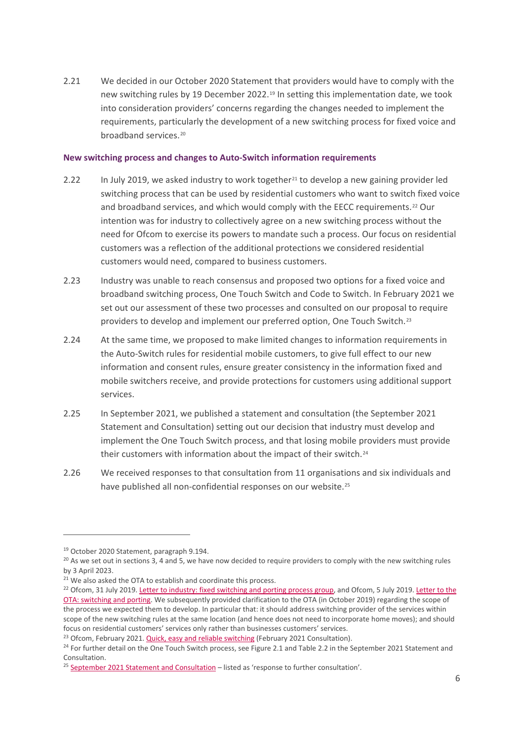2.21 We decided in our October 2020 Statement that providers would have to comply with the new switching rules by 19 December 2022.[19] In setting this implementation date, we took into consideration providers' concerns regarding the changes needed to implement the requirements, particularly the development of a new switching process for fixed voice and broadband services.[20]

### New switching process and changes to Auto-Switch information requirements

2.22 In July 2019, we asked industry to work together[21] to develop a new gaining provider led switching process that can be used by residential customers who want to switch fixed voice and broadband services, and which would comply with the EECC requirements.[22] Our intention was for industry to collectively agree on a new switching process without the need for Ofcom to exercise its powers to mandate such a process. Our focus on residential customers was a reflection of the additional protections we considered residential customers would need, compared to business customers.

2.23 Industry was unable to reach consensus and proposed two options for a fixed voice and broadband switching process, One Touch Switch and Code to Switch. In February 2021 we set out our assessment of these two processes and consulted on our proposal to require providers to develop and implement our preferred option, One Touch Switch.[23]

2.24 At the same time, we proposed to make limited changes to information requirements in the Auto-Switch rules for residential mobile customers, to give full effect to our new information and consent rules, ensure greater consistency in the information fixed and mobile switchers receive, and provide protections for customers using additional support services.

2.25 In September 2021, we published a statement and consultation (the September 2021 Statement and Consultation) setting out our decision that industry must develop and implement the One Touch Switch process, and that losing mobile providers must provide their customers with information about the impact of their switch.[24]

2.26 We received responses to that consultation from 11 organisations and six individuals and have published all non-confidential responses on our website.[25]

---

[19] October 2020 Statement, paragraph 9.194.

[20] As we set out in sections 3, 4 and 5, we have now decided to require providers to comply with the new switching rules by 3 April 2023.

[21] We also asked the OTA to establish and coordinate this process.

[22] Ofcom, 31 July 2019. Letter to industry: fixed switching and porting process group, and Ofcom, 5 July 2019. Letter to the OTA: switching and porting. We subsequently provided clarification to the OTA (in October 2019) regarding the scope of the process we expected them to develop. In particular that: it should address switching provider of the services within scope of the new switching rules at the same location (and hence does not need to incorporate home moves); and should focus on residential customers' services only rather than businesses customers' services.

[23] Ofcom, February 2021. Quick, easy and reliable switching (February 2021 Consultation).

[24] For further detail on the One Touch Switch process, see Figure 2.1 and Table 2.2 in the September 2021 Statement and Consultation.

[25] September 2021 Statement and Consultation – listed as 'response to further consultation'.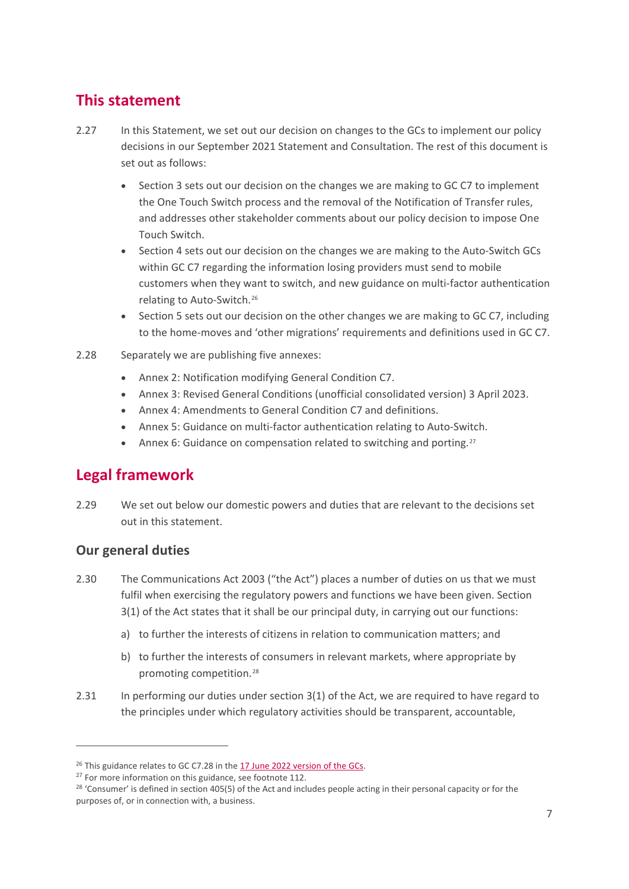## This statement

2.27 In this Statement, we set out our decision on changes to the GCs to implement our policy decisions in our September 2021 Statement and Consultation. The rest of this document is set out as follows:

- Section 3 sets out our decision on the changes we are making to GC C7 to implement the One Touch Switch process and the removal of the Notification of Transfer rules, and addresses other stakeholder comments about our policy decision to impose One Touch Switch.
- Section 4 sets out our decision on the changes we are making to the Auto-Switch GCs within GC C7 regarding the information losing providers must send to mobile customers when they want to switch, and new guidance on multi-factor authentication relating to Auto-Switch.[26]
- Section 5 sets out our decision on the other changes we are making to GC C7, including to the home-moves and 'other migrations' requirements and definitions used in GC C7.

2.28 Separately we are publishing five annexes:

- Annex 2: Notification modifying General Condition C7.
- Annex 3: Revised General Conditions (unofficial consolidated version) 3 April 2023.
- Annex 4: Amendments to General Condition C7 and definitions.
- Annex 5: Guidance on multi-factor authentication relating to Auto-Switch.
- Annex 6: Guidance on compensation related to switching and porting.[27]

## Legal framework

2.29 We set out below our domestic powers and duties that are relevant to the decisions set out in this statement.

### Our general duties

2.30 The Communications Act 2003 ("the Act") places a number of duties on us that we must fulfil when exercising the regulatory powers and functions we have been given. Section 3(1) of the Act states that it shall be our principal duty, in carrying out our functions:

a) to further the interests of citizens in relation to communication matters; and

b) to further the interests of consumers in relevant markets, where appropriate by promoting competition.[28]

2.31 In performing our duties under section 3(1) of the Act, we are required to have regard to the principles under which regulatory activities should be transparent, accountable,

---

[26] This guidance relates to GC C7.28 in the 17 June 2022 version of the GCs.

[27] For more information on this guidance, see footnote 112.

[28] 'Consumer' is defined in section 405(5) of the Act and includes people acting in their personal capacity or for the purposes of, or in connection with, a business.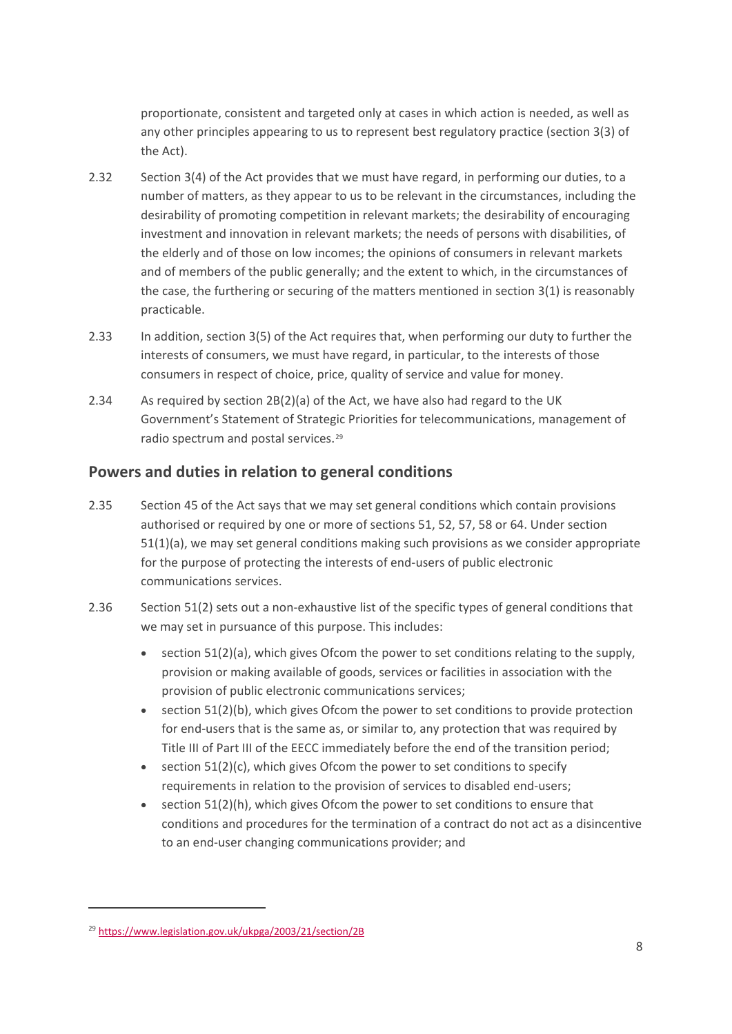proportionate, consistent and targeted only at cases in which action is needed, as well as any other principles appearing to us to represent best regulatory practice (section 3(3) of the Act).

2.32 Section 3(4) of the Act provides that we must have regard, in performing our duties, to a number of matters, as they appear to us to be relevant in the circumstances, including the desirability of promoting competition in relevant markets; the desirability of encouraging investment and innovation in relevant markets; the needs of persons with disabilities, of the elderly and of those on low incomes; the opinions of consumers in relevant markets and of members of the public generally; and the extent to which, in the circumstances of the case, the furthering or securing of the matters mentioned in section 3(1) is reasonably practicable.

2.33 In addition, section 3(5) of the Act requires that, when performing our duty to further the interests of consumers, we must have regard, in particular, to the interests of those consumers in respect of choice, price, quality of service and value for money.

2.34 As required by section 2B(2)(a) of the Act, we have also had regard to the UK Government's Statement of Strategic Priorities for telecommunications, management of radio spectrum and postal services.[29]

## Powers and duties in relation to general conditions

2.35 Section 45 of the Act says that we may set general conditions which contain provisions authorised or required by one or more of sections 51, 52, 57, 58 or 64. Under section 51(1)(a), we may set general conditions making such provisions as we consider appropriate for the purpose of protecting the interests of end-users of public electronic communications services.

2.36 Section 51(2) sets out a non-exhaustive list of the specific types of general conditions that we may set in pursuance of this purpose. This includes:

- section 51(2)(a), which gives Ofcom the power to set conditions relating to the supply, provision or making available of goods, services or facilities in association with the provision of public electronic communications services;
- section 51(2)(b), which gives Ofcom the power to set conditions to provide protection for end-users that is the same as, or similar to, any protection that was required by Title III of Part III of the EECC immediately before the end of the transition period;
- section 51(2)(c), which gives Ofcom the power to set conditions to specify requirements in relation to the provision of services to disabled end-users;
- section 51(2)(h), which gives Ofcom the power to set conditions to ensure that conditions and procedures for the termination of a contract do not act as a disincentive to an end-user changing communications provider; and

[29] https://www.legislation.gov.uk/ukpga/2003/21/section/2B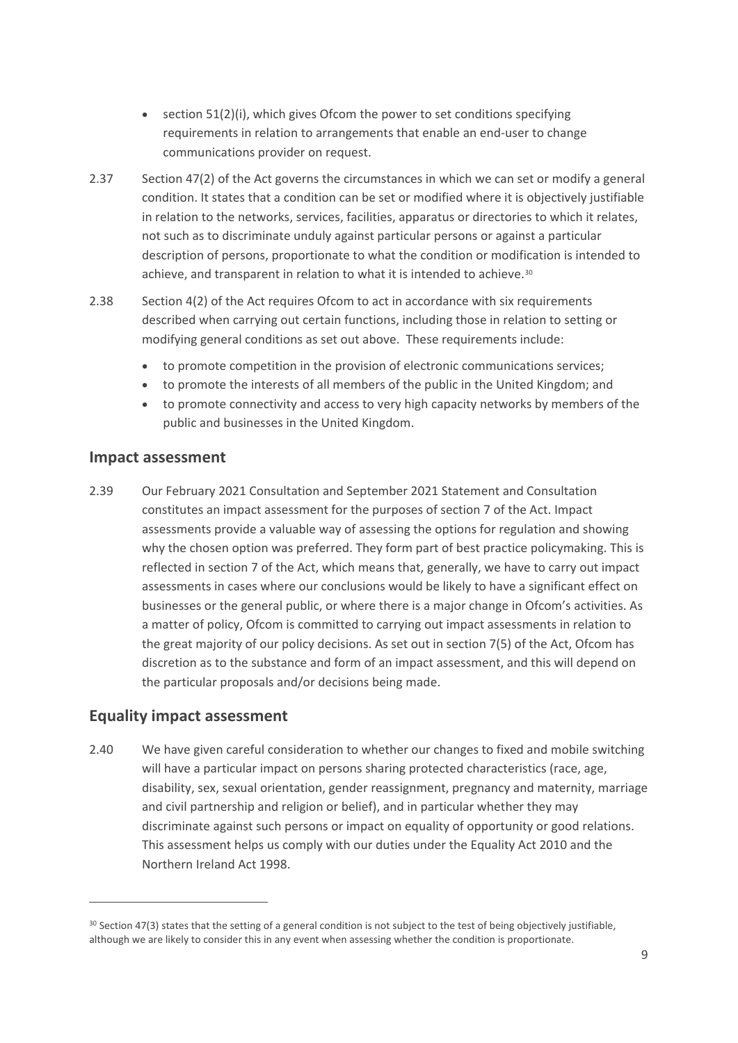- section 51(2)(i), which gives Ofcom the power to set conditions specifying requirements in relation to arrangements that enable an end-user to change communications provider on request.

2.37 Section 47(2) of the Act governs the circumstances in which we can set or modify a general condition. It states that a condition can be set or modified where it is objectively justifiable in relation to the networks, services, facilities, apparatus or directories to which it relates, not such as to discriminate unduly against particular persons or against a particular description of persons, proportionate to what the condition or modification is intended to achieve, and transparent in relation to what it is intended to achieve.[30]

2.38 Section 4(2) of the Act requires Ofcom to act in accordance with six requirements described when carrying out certain functions, including those in relation to setting or modifying general conditions as set out above. These requirements include:

- to promote competition in the provision of electronic communications services;
- to promote the interests of all members of the public in the United Kingdom; and
- to promote connectivity and access to very high capacity networks by members of the public and businesses in the United Kingdom.

## Impact assessment

2.39 Our February 2021 Consultation and September 2021 Statement and Consultation constitutes an impact assessment for the purposes of section 7 of the Act. Impact assessments provide a valuable way of assessing the options for regulation and showing why the chosen option was preferred. They form part of best practice policymaking. This is reflected in section 7 of the Act, which means that, generally, we have to carry out impact assessments in cases where our conclusions would be likely to have a significant effect on businesses or the general public, or where there is a major change in Ofcom's activities. As a matter of policy, Ofcom is committed to carrying out impact assessments in relation to the great majority of our policy decisions. As set out in section 7(5) of the Act, Ofcom has discretion as to the substance and form of an impact assessment, and this will depend on the particular proposals and/or decisions being made.

## Equality impact assessment

2.40 We have given careful consideration to whether our changes to fixed and mobile switching will have a particular impact on persons sharing protected characteristics (race, age, disability, sex, sexual orientation, gender reassignment, pregnancy and maternity, marriage and civil partnership and religion or belief), and in particular whether they may discriminate against such persons or impact on equality of opportunity or good relations. This assessment helps us comply with our duties under the Equality Act 2010 and the Northern Ireland Act 1998.

[30] Section 47(3) states that the setting of a general condition is not subject to the test of being objectively justifiable, although we are likely to consider this in any event when assessing whether the condition is proportionate.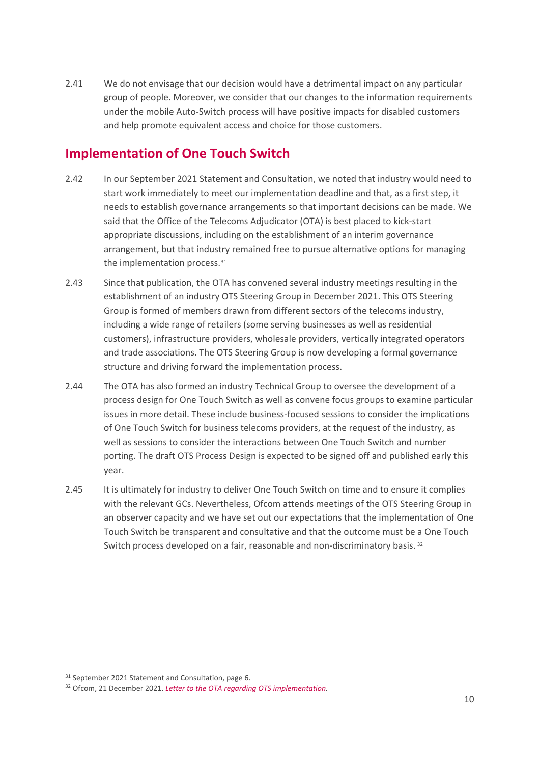2.41 We do not envisage that our decision would have a detrimental impact on any particular group of people. Moreover, we consider that our changes to the information requirements under the mobile Auto-Switch process will have positive impacts for disabled customers and help promote equivalent access and choice for those customers.

## Implementation of One Touch Switch

2.42 In our September 2021 Statement and Consultation, we noted that industry would need to start work immediately to meet our implementation deadline and that, as a first step, it needs to establish governance arrangements so that important decisions can be made. We said that the Office of the Telecoms Adjudicator (OTA) is best placed to kick-start appropriate discussions, including on the establishment of an interim governance arrangement, but that industry remained free to pursue alternative options for managing the implementation process.[31]

2.43 Since that publication, the OTA has convened several industry meetings resulting in the establishment of an industry OTS Steering Group in December 2021. This OTS Steering Group is formed of members drawn from different sectors of the telecoms industry, including a wide range of retailers (some serving businesses as well as residential customers), infrastructure providers, wholesale providers, vertically integrated operators and trade associations. The OTS Steering Group is now developing a formal governance structure and driving forward the implementation process.

2.44 The OTA has also formed an industry Technical Group to oversee the development of a process design for One Touch Switch as well as convene focus groups to examine particular issues in more detail. These include business-focused sessions to consider the implications of One Touch Switch for business telecoms providers, at the request of the industry, as well as sessions to consider the interactions between One Touch Switch and number porting. The draft OTS Process Design is expected to be signed off and published early this year.

2.45 It is ultimately for industry to deliver One Touch Switch on time and to ensure it complies with the relevant GCs. Nevertheless, Ofcom attends meetings of the OTS Steering Group in an observer capacity and we have set out our expectations that the implementation of One Touch Switch be transparent and consultative and that the outcome must be a One Touch Switch process developed on a fair, reasonable and non-discriminatory basis.[32]

---

[31] September 2021 Statement and Consultation, page 6.

[32] Ofcom, 21 December 2021. *Letter to the OTA regarding OTS implementation*.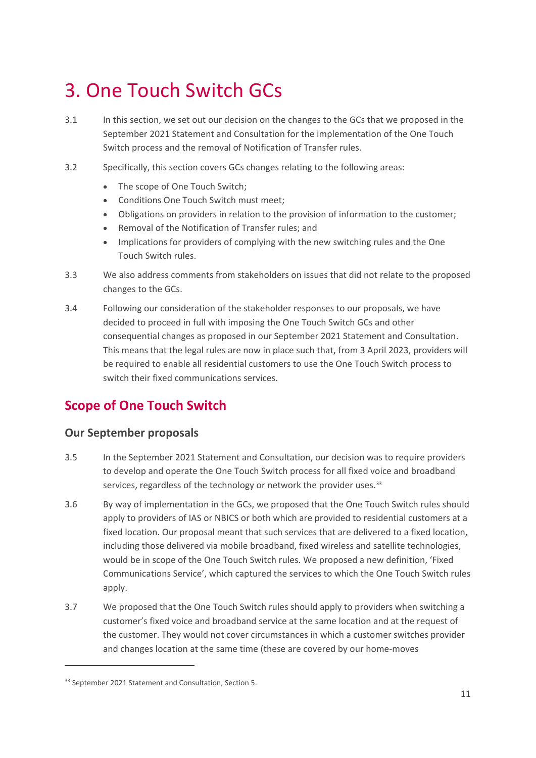# 3. One Touch Switch GCs

3.1 In this section, we set out our decision on the changes to the GCs that we proposed in the September 2021 Statement and Consultation for the implementation of the One Touch Switch process and the removal of Notification of Transfer rules.

3.2 Specifically, this section covers GCs changes relating to the following areas:

- The scope of One Touch Switch;
- Conditions One Touch Switch must meet;
- Obligations on providers in relation to the provision of information to the customer;
- Removal of the Notification of Transfer rules; and
- Implications for providers of complying with the new switching rules and the One Touch Switch rules.

3.3 We also address comments from stakeholders on issues that did not relate to the proposed changes to the GCs.

3.4 Following our consideration of the stakeholder responses to our proposals, we have decided to proceed in full with imposing the One Touch Switch GCs and other consequential changes as proposed in our September 2021 Statement and Consultation. This means that the legal rules are now in place such that, from 3 April 2023, providers will be required to enable all residential customers to use the One Touch Switch process to switch their fixed communications services.

## Scope of One Touch Switch

### Our September proposals

3.5 In the September 2021 Statement and Consultation, our decision was to require providers to develop and operate the One Touch Switch process for all fixed voice and broadband services, regardless of the technology or network the provider uses.[33]

3.6 By way of implementation in the GCs, we proposed that the One Touch Switch rules should apply to providers of IAS or NBICS or both which are provided to residential customers at a fixed location. Our proposal meant that such services that are delivered to a fixed location, including those delivered via mobile broadband, fixed wireless and satellite technologies, would be in scope of the One Touch Switch rules. We proposed a new definition, 'Fixed Communications Service', which captured the services to which the One Touch Switch rules apply.

3.7 We proposed that the One Touch Switch rules should apply to providers when switching a customer's fixed voice and broadband service at the same location and at the request of the customer. They would not cover circumstances in which a customer switches provider and changes location at the same time (these are covered by our home-moves

[33] September 2021 Statement and Consultation, Section 5.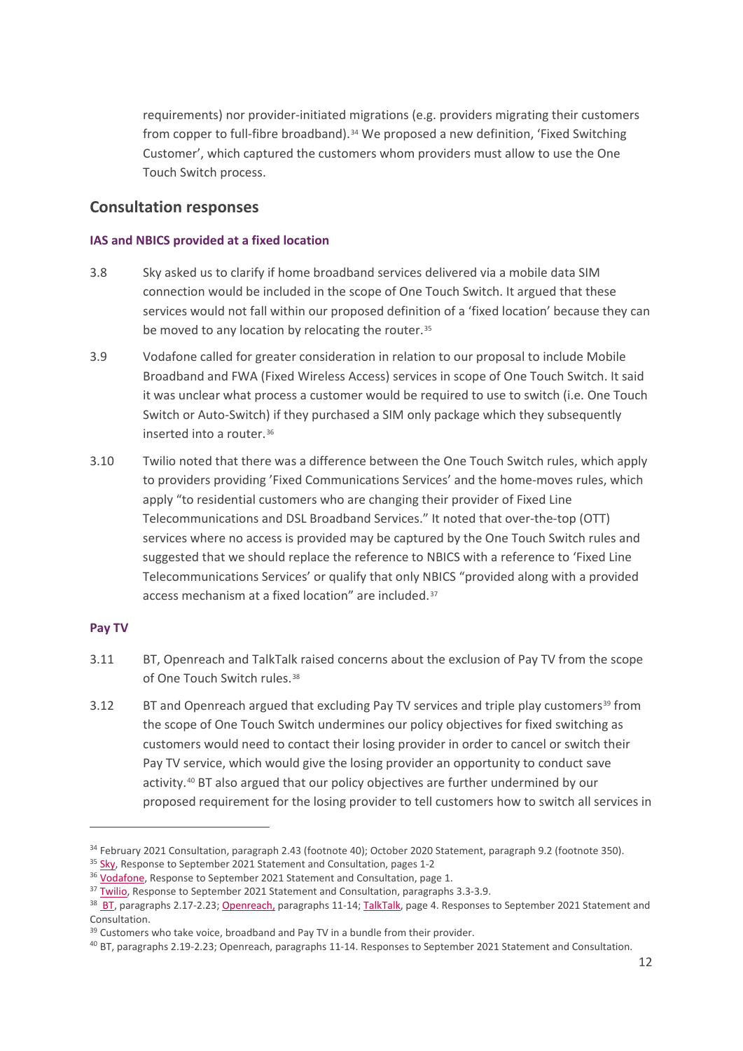requirements) nor provider-initiated migrations (e.g. providers migrating their customers from copper to full-fibre broadband).[34] We proposed a new definition, 'Fixed Switching Customer', which captured the customers whom providers must allow to use the One Touch Switch process.

## Consultation responses

### IAS and NBICS provided at a fixed location

3.8 Sky asked us to clarify if home broadband services delivered via a mobile data SIM connection would be included in the scope of One Touch Switch. It argued that these services would not fall within our proposed definition of a 'fixed location' because they can be moved to any location by relocating the router.[35]

3.9 Vodafone called for greater consideration in relation to our proposal to include Mobile Broadband and FWA (Fixed Wireless Access) services in scope of One Touch Switch. It said it was unclear what process a customer would be required to use to switch (i.e. One Touch Switch or Auto-Switch) if they purchased a SIM only package which they subsequently inserted into a router.[36]

3.10 Twilio noted that there was a difference between the One Touch Switch rules, which apply to providers providing 'Fixed Communications Services' and the home-moves rules, which apply "to residential customers who are changing their provider of Fixed Line Telecommunications and DSL Broadband Services." It noted that over-the-top (OTT) services where no access is provided may be captured by the One Touch Switch rules and suggested that we should replace the reference to NBICS with a reference to 'Fixed Line Telecommunications Services' or qualify that only NBICS "provided along with a provided access mechanism at a fixed location" are included.[37]

### Pay TV

3.11 BT, Openreach and TalkTalk raised concerns about the exclusion of Pay TV from the scope of One Touch Switch rules.[38]

3.12 BT and Openreach argued that excluding Pay TV services and triple play customers[39] from the scope of One Touch Switch undermines our policy objectives for fixed switching as customers would need to contact their losing provider in order to cancel or switch their Pay TV service, which would give the losing provider an opportunity to conduct save activity.[40] BT also argued that our policy objectives are further undermined by our proposed requirement for the losing provider to tell customers how to switch all services in

[34] February 2021 Consultation, paragraph 2.43 (footnote 40); October 2020 Statement, paragraph 9.2 (footnote 350).

[35] Sky, Response to September 2021 Statement and Consultation, pages 1-2

[36] Vodafone, Response to September 2021 Statement and Consultation, page 1.

[37] Twilio, Response to September 2021 Statement and Consultation, paragraphs 3.3-3.9.

[38] BT, paragraphs 2.17-2.23; Openreach, paragraphs 11-14; TalkTalk, page 4. Responses to September 2021 Statement and Consultation.

[39] Customers who take voice, broadband and Pay TV in a bundle from their provider.

[40] BT, paragraphs 2.19-2.23; Openreach, paragraphs 11-14. Responses to September 2021 Statement and Consultation.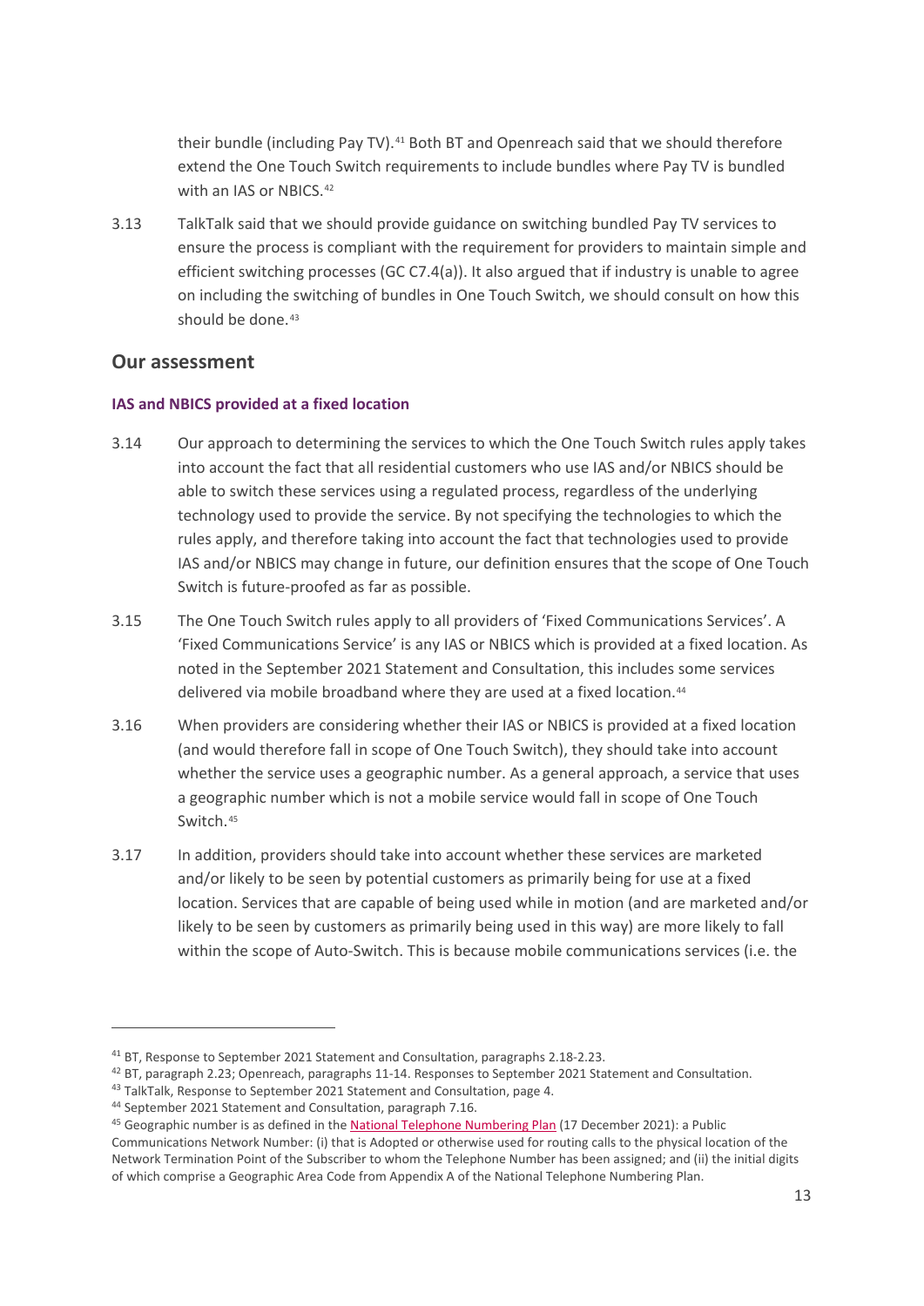their bundle (including Pay TV).[41] Both BT and Openreach said that we should therefore extend the One Touch Switch requirements to include bundles where Pay TV is bundled with an IAS or NBICS.[42]

3.13 TalkTalk said that we should provide guidance on switching bundled Pay TV services to ensure the process is compliant with the requirement for providers to maintain simple and efficient switching processes (GC C7.4(a)). It also argued that if industry is unable to agree on including the switching of bundles in One Touch Switch, we should consult on how this should be done.[43]

## Our assessment

### IAS and NBICS provided at a fixed location

3.14 Our approach to determining the services to which the One Touch Switch rules apply takes into account the fact that all residential customers who use IAS and/or NBICS should be able to switch these services using a regulated process, regardless of the underlying technology used to provide the service. By not specifying the technologies to which the rules apply, and therefore taking into account the fact that technologies used to provide IAS and/or NBICS may change in future, our definition ensures that the scope of One Touch Switch is future-proofed as far as possible.

3.15 The One Touch Switch rules apply to all providers of 'Fixed Communications Services'. A 'Fixed Communications Service' is any IAS or NBICS which is provided at a fixed location. As noted in the September 2021 Statement and Consultation, this includes some services delivered via mobile broadband where they are used at a fixed location.[44]

3.16 When providers are considering whether their IAS or NBICS is provided at a fixed location (and would therefore fall in scope of One Touch Switch), they should take into account whether the service uses a geographic number. As a general approach, a service that uses a geographic number which is not a mobile service would fall in scope of One Touch Switch.[45]

3.17 In addition, providers should take into account whether these services are marketed and/or likely to be seen by potential customers as primarily being for use at a fixed location. Services that are capable of being used while in motion (and are marketed and/or likely to be seen by customers as primarily being used in this way) are more likely to fall within the scope of Auto-Switch. This is because mobile communications services (i.e. the

---

[41] BT, Response to September 2021 Statement and Consultation, paragraphs 2.18-2.23.

[42] BT, paragraph 2.23; Openreach, paragraphs 11-14. Responses to September 2021 Statement and Consultation.

[43] TalkTalk, Response to September 2021 Statement and Consultation, page 4.

[44] September 2021 Statement and Consultation, paragraph 7.16.

[45] Geographic number is as defined in the National Telephone Numbering Plan (17 December 2021): a Public Communications Network Number: (i) that is Adopted or otherwise used for routing calls to the physical location of the Network Termination Point of the Subscriber to whom the Telephone Number has been assigned; and (ii) the initial digits of which comprise a Geographic Area Code from Appendix A of the National Telephone Numbering Plan.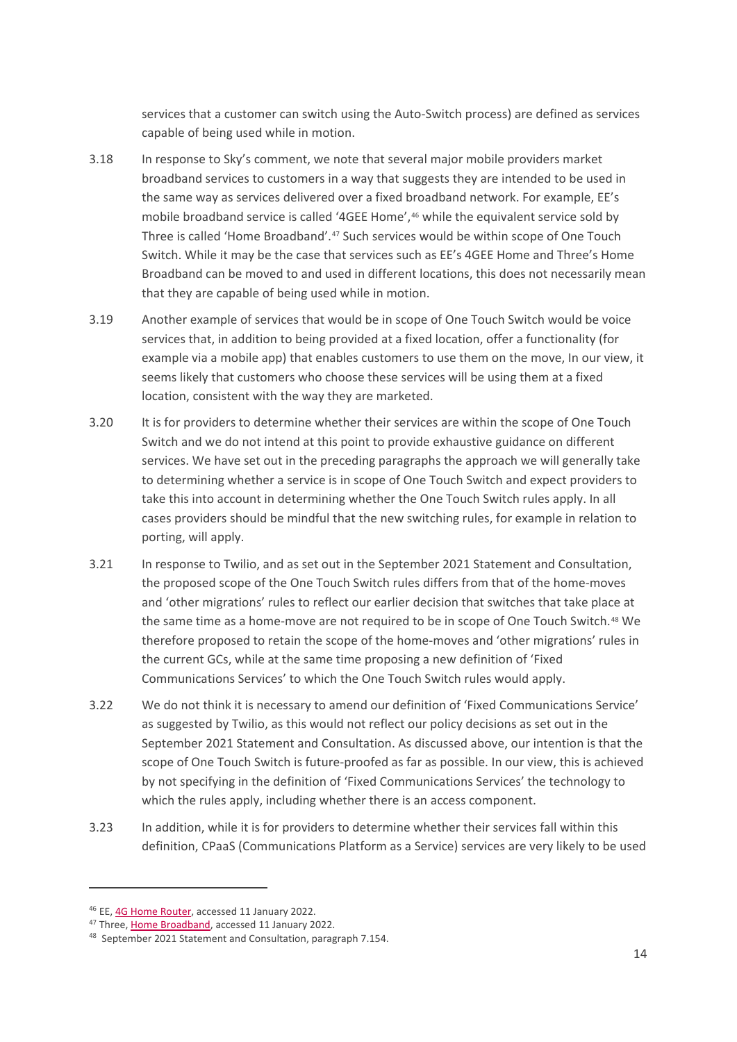services that a customer can switch using the Auto-Switch process) are defined as services capable of being used while in motion.

3.18 In response to Sky's comment, we note that several major mobile providers market broadband services to customers in a way that suggests they are intended to be used in the same way as services delivered over a fixed broadband network. For example, EE's mobile broadband service is called '4GEE Home',[46] while the equivalent service sold by Three is called 'Home Broadband'.[47] Such services would be within scope of One Touch Switch. While it may be the case that services such as EE's 4GEE Home and Three's Home Broadband can be moved to and used in different locations, this does not necessarily mean that they are capable of being used while in motion.

3.19 Another example of services that would be in scope of One Touch Switch would be voice services that, in addition to being provided at a fixed location, offer a functionality (for example via a mobile app) that enables customers to use them on the move, In our view, it seems likely that customers who choose these services will be using them at a fixed location, consistent with the way they are marketed.

3.20 It is for providers to determine whether their services are within the scope of One Touch Switch and we do not intend at this point to provide exhaustive guidance on different services. We have set out in the preceding paragraphs the approach we will generally take to determining whether a service is in scope of One Touch Switch and expect providers to take this into account in determining whether the One Touch Switch rules apply. In all cases providers should be mindful that the new switching rules, for example in relation to porting, will apply.

3.21 In response to Twilio, and as set out in the September 2021 Statement and Consultation, the proposed scope of the One Touch Switch rules differs from that of the home-moves and 'other migrations' rules to reflect our earlier decision that switches that take place at the same time as a home-move are not required to be in scope of One Touch Switch.[48] We therefore proposed to retain the scope of the home-moves and 'other migrations' rules in the current GCs, while at the same time proposing a new definition of 'Fixed Communications Services' to which the One Touch Switch rules would apply.

3.22 We do not think it is necessary to amend our definition of 'Fixed Communications Service' as suggested by Twilio, as this would not reflect our policy decisions as set out in the September 2021 Statement and Consultation. As discussed above, our intention is that the scope of One Touch Switch is future-proofed as far as possible. In our view, this is achieved by not specifying in the definition of 'Fixed Communications Services' the technology to which the rules apply, including whether there is an access component.

3.23 In addition, while it is for providers to determine whether their services fall within this definition, CPaaS (Communications Platform as a Service) services are very likely to be used

---

[46] EE, 4G Home Router, accessed 11 January 2022.

[47] Three, Home Broadband, accessed 11 January 2022.

[48] September 2021 Statement and Consultation, paragraph 7.154.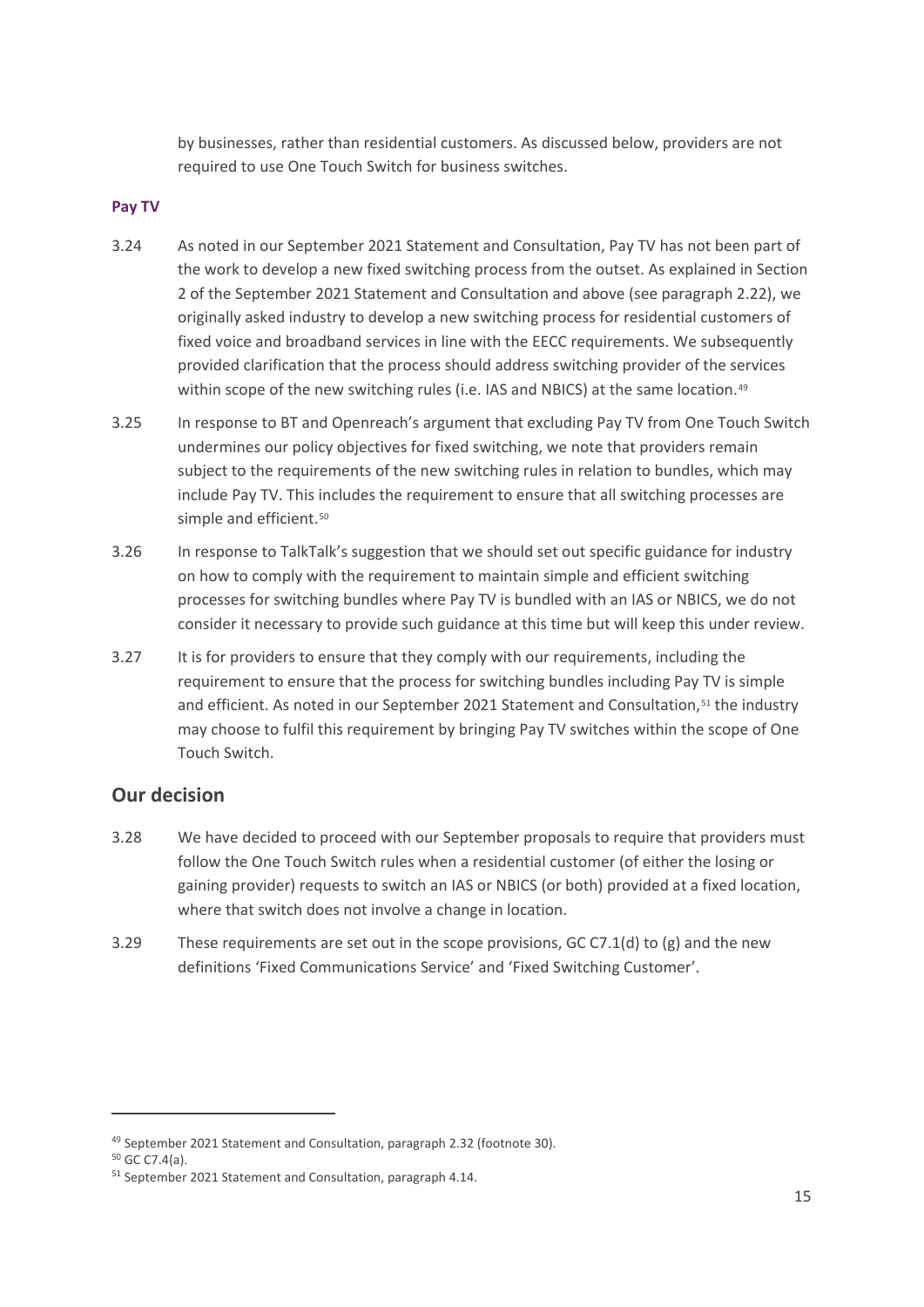by businesses, rather than residential customers. As discussed below, providers are not required to use One Touch Switch for business switches.

### Pay TV

3.24 As noted in our September 2021 Statement and Consultation, Pay TV has not been part of the work to develop a new fixed switching process from the outset. As explained in Section 2 of the September 2021 Statement and Consultation and above (see paragraph 2.22), we originally asked industry to develop a new switching process for residential customers of fixed voice and broadband services in line with the EECC requirements. We subsequently provided clarification that the process should address switching provider of the services within scope of the new switching rules (i.e. IAS and NBICS) at the same location.[49]

3.25 In response to BT and Openreach's argument that excluding Pay TV from One Touch Switch undermines our policy objectives for fixed switching, we note that providers remain subject to the requirements of the new switching rules in relation to bundles, which may include Pay TV. This includes the requirement to ensure that all switching processes are simple and efficient.[50]

3.26 In response to TalkTalk's suggestion that we should set out specific guidance for industry on how to comply with the requirement to maintain simple and efficient switching processes for switching bundles where Pay TV is bundled with an IAS or NBICS, we do not consider it necessary to provide such guidance at this time but will keep this under review.

3.27 It is for providers to ensure that they comply with our requirements, including the requirement to ensure that the process for switching bundles including Pay TV is simple and efficient. As noted in our September 2021 Statement and Consultation,[51] the industry may choose to fulfil this requirement by bringing Pay TV switches within the scope of One Touch Switch.

## Our decision

3.28 We have decided to proceed with our September proposals to require that providers must follow the One Touch Switch rules when a residential customer (of either the losing or gaining provider) requests to switch an IAS or NBICS (or both) provided at a fixed location, where that switch does not involve a change in location.

3.29 These requirements are set out in the scope provisions, GC C7.1(d) to (g) and the new definitions 'Fixed Communications Service' and 'Fixed Switching Customer'.

---

[49] September 2021 Statement and Consultation, paragraph 2.32 (footnote 30).

[50] GC C7.4(a).

[51] September 2021 Statement and Consultation, paragraph 4.14.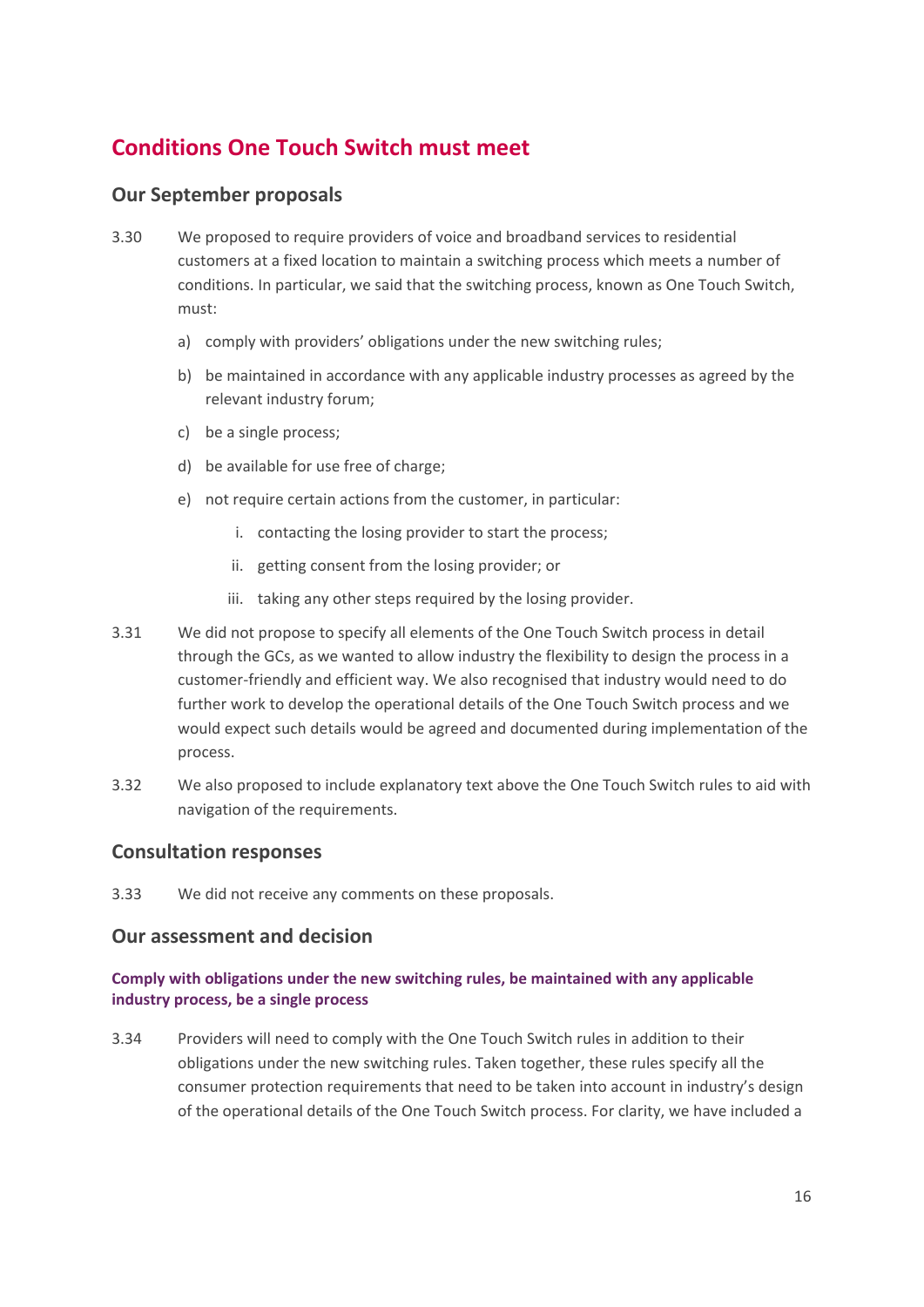## Conditions One Touch Switch must meet

### Our September proposals

3.30 We proposed to require providers of voice and broadband services to residential customers at a fixed location to maintain a switching process which meets a number of conditions. In particular, we said that the switching process, known as One Touch Switch, must:

a) comply with providers' obligations under the new switching rules;

b) be maintained in accordance with any applicable industry processes as agreed by the relevant industry forum;

c) be a single process;

d) be available for use free of charge;

e) not require certain actions from the customer, in particular:

  i. contacting the losing provider to start the process;

  ii. getting consent from the losing provider; or

  iii. taking any other steps required by the losing provider.

3.31 We did not propose to specify all elements of the One Touch Switch process in detail through the GCs, as we wanted to allow industry the flexibility to design the process in a customer-friendly and efficient way. We also recognised that industry would need to do further work to develop the operational details of the One Touch Switch process and we would expect such details would be agreed and documented during implementation of the process.

3.32 We also proposed to include explanatory text above the One Touch Switch rules to aid with navigation of the requirements.

### Consultation responses

3.33 We did not receive any comments on these proposals.

### Our assessment and decision

#### Comply with obligations under the new switching rules, be maintained with any applicable industry process, be a single process

3.34 Providers will need to comply with the One Touch Switch rules in addition to their obligations under the new switching rules. Taken together, these rules specify all the consumer protection requirements that need to be taken into account in industry's design of the operational details of the One Touch Switch process. For clarity, we have included a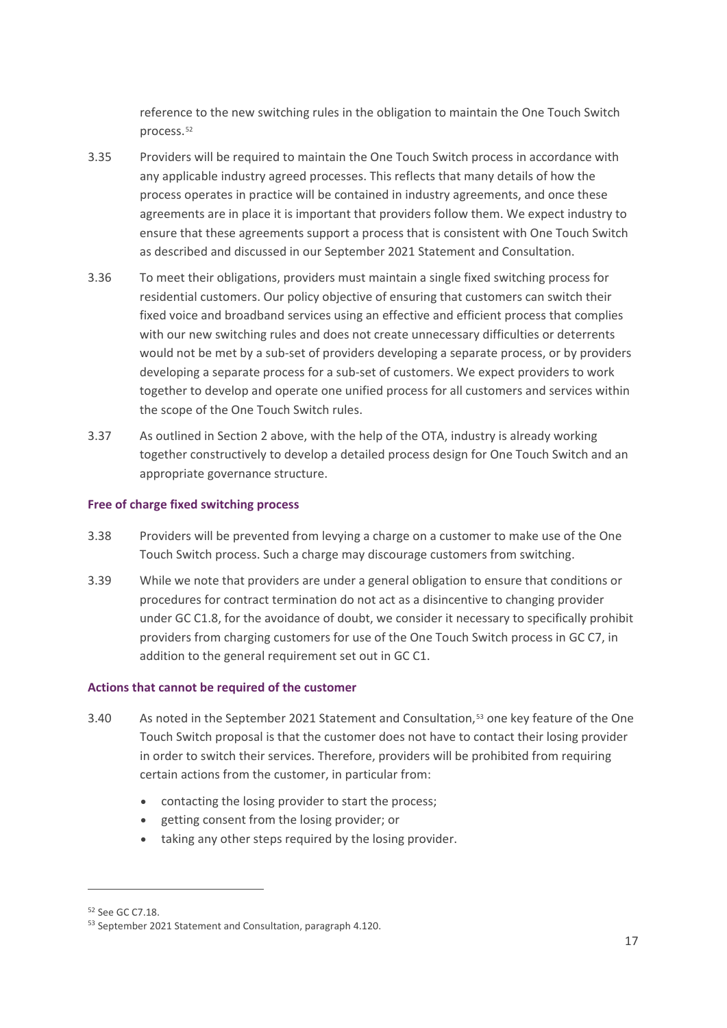reference to the new switching rules in the obligation to maintain the One Touch Switch process.[52]

3.35 Providers will be required to maintain the One Touch Switch process in accordance with any applicable industry agreed processes. This reflects that many details of how the process operates in practice will be contained in industry agreements, and once these agreements are in place it is important that providers follow them. We expect industry to ensure that these agreements support a process that is consistent with One Touch Switch as described and discussed in our September 2021 Statement and Consultation.

3.36 To meet their obligations, providers must maintain a single fixed switching process for residential customers. Our policy objective of ensuring that customers can switch their fixed voice and broadband services using an effective and efficient process that complies with our new switching rules and does not create unnecessary difficulties or deterrents would not be met by a sub-set of providers developing a separate process, or by providers developing a separate process for a sub-set of customers. We expect providers to work together to develop and operate one unified process for all customers and services within the scope of the One Touch Switch rules.

3.37 As outlined in Section 2 above, with the help of the OTA, industry is already working together constructively to develop a detailed process design for One Touch Switch and an appropriate governance structure.

#### Free of charge fixed switching process

3.38 Providers will be prevented from levying a charge on a customer to make use of the One Touch Switch process. Such a charge may discourage customers from switching.

3.39 While we note that providers are under a general obligation to ensure that conditions or procedures for contract termination do not act as a disincentive to changing provider under GC C1.8, for the avoidance of doubt, we consider it necessary to specifically prohibit providers from charging customers for use of the One Touch Switch process in GC C7, in addition to the general requirement set out in GC C1.

#### Actions that cannot be required of the customer

3.40 As noted in the September 2021 Statement and Consultation,[53] one key feature of the One Touch Switch proposal is that the customer does not have to contact their losing provider in order to switch their services. Therefore, providers will be prohibited from requiring certain actions from the customer, in particular from:

- contacting the losing provider to start the process;
- getting consent from the losing provider; or
- taking any other steps required by the losing provider.

---

[52] See GC C7.18.

[53] September 2021 Statement and Consultation, paragraph 4.120.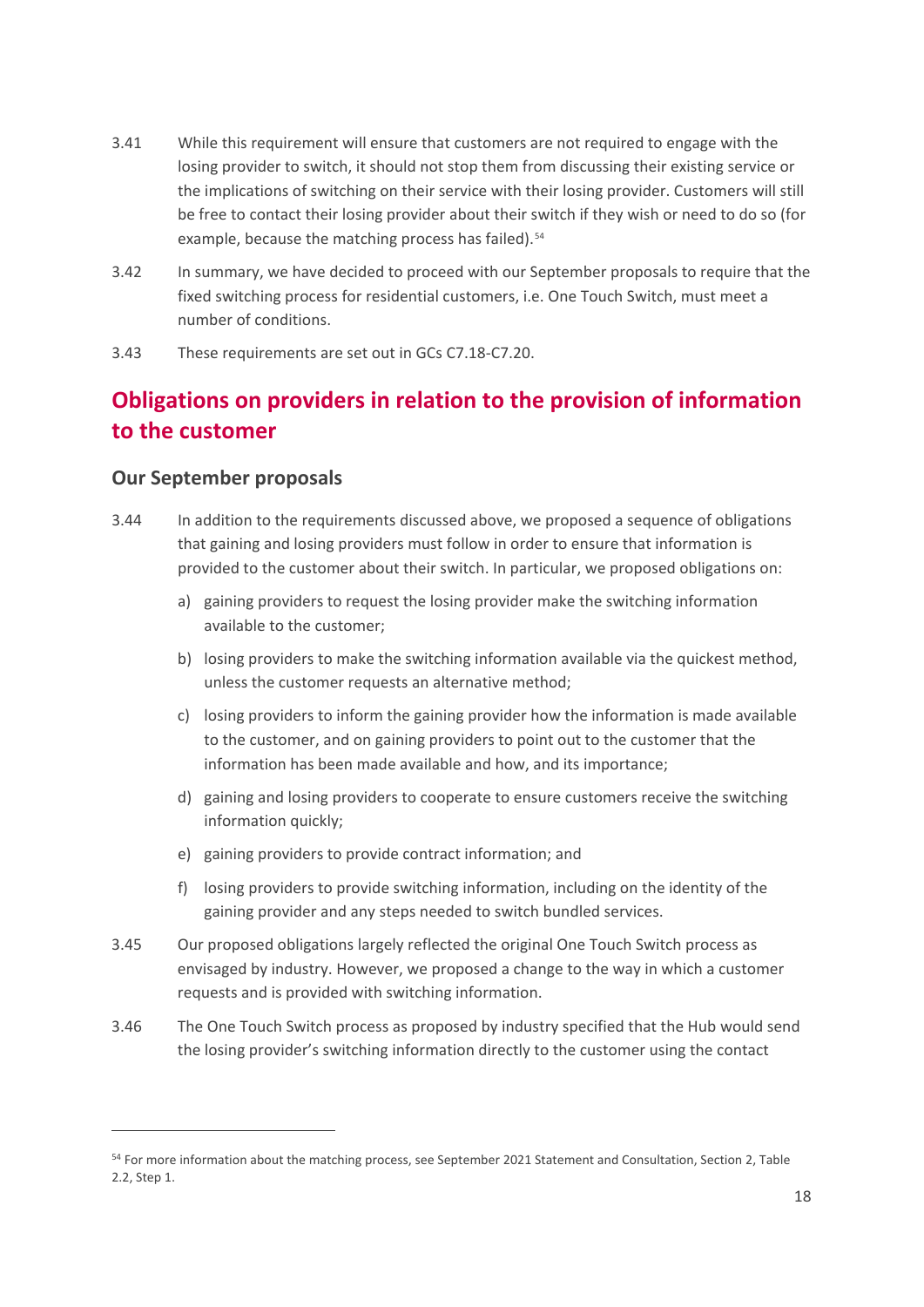3.41 While this requirement will ensure that customers are not required to engage with the losing provider to switch, it should not stop them from discussing their existing service or the implications of switching on their service with their losing provider. Customers will still be free to contact their losing provider about their switch if they wish or need to do so (for example, because the matching process has failed).[54]

3.42 In summary, we have decided to proceed with our September proposals to require that the fixed switching process for residential customers, i.e. One Touch Switch, must meet a number of conditions.

3.43 These requirements are set out in GCs C7.18-C7.20.

## Obligations on providers in relation to the provision of information to the customer

### Our September proposals

3.44 In addition to the requirements discussed above, we proposed a sequence of obligations that gaining and losing providers must follow in order to ensure that information is provided to the customer about their switch. In particular, we proposed obligations on:

a) gaining providers to request the losing provider make the switching information available to the customer;

b) losing providers to make the switching information available via the quickest method, unless the customer requests an alternative method;

c) losing providers to inform the gaining provider how the information is made available to the customer, and on gaining providers to point out to the customer that the information has been made available and how, and its importance;

d) gaining and losing providers to cooperate to ensure customers receive the switching information quickly;

e) gaining providers to provide contract information; and

f) losing providers to provide switching information, including on the identity of the gaining provider and any steps needed to switch bundled services.

3.45 Our proposed obligations largely reflected the original One Touch Switch process as envisaged by industry. However, we proposed a change to the way in which a customer requests and is provided with switching information.

3.46 The One Touch Switch process as proposed by industry specified that the Hub would send the losing provider's switching information directly to the customer using the contact

[54] For more information about the matching process, see September 2021 Statement and Consultation, Section 2, Table 2.2, Step 1.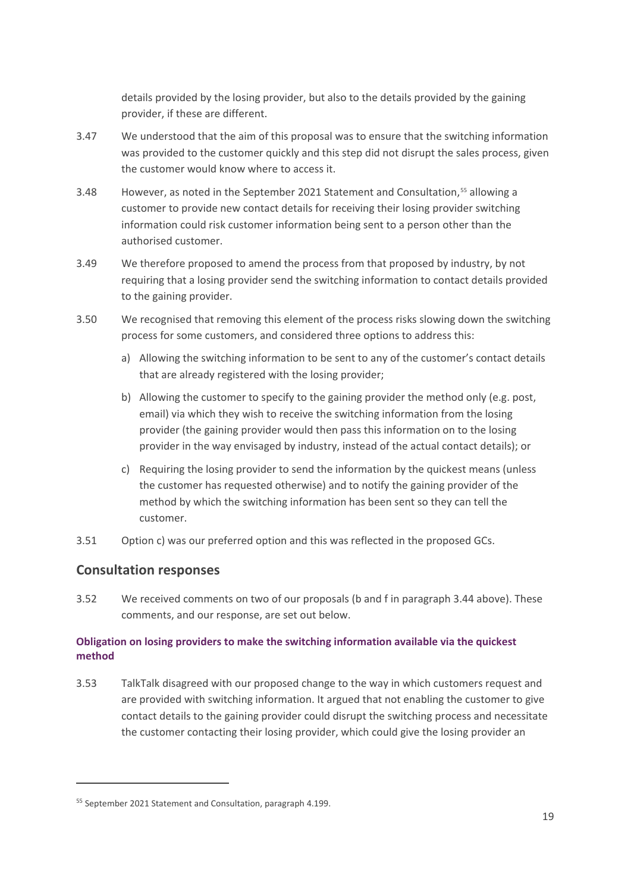details provided by the losing provider, but also to the details provided by the gaining provider, if these are different.

3.47 We understood that the aim of this proposal was to ensure that the switching information was provided to the customer quickly and this step did not disrupt the sales process, given the customer would know where to access it.

3.48 However, as noted in the September 2021 Statement and Consultation,[55] allowing a customer to provide new contact details for receiving their losing provider switching information could risk customer information being sent to a person other than the authorised customer.

3.49 We therefore proposed to amend the process from that proposed by industry, by not requiring that a losing provider send the switching information to contact details provided to the gaining provider.

3.50 We recognised that removing this element of the process risks slowing down the switching process for some customers, and considered three options to address this:

a) Allowing the switching information to be sent to any of the customer's contact details that are already registered with the losing provider;

b) Allowing the customer to specify to the gaining provider the method only (e.g. post, email) via which they wish to receive the switching information from the losing provider (the gaining provider would then pass this information on to the losing provider in the way envisaged by industry, instead of the actual contact details); or

c) Requiring the losing provider to send the information by the quickest means (unless the customer has requested otherwise) and to notify the gaining provider of the method by which the switching information has been sent so they can tell the customer.

3.51 Option c) was our preferred option and this was reflected in the proposed GCs.

## Consultation responses

3.52 We received comments on two of our proposals (b and f in paragraph 3.44 above). These comments, and our response, are set out below.

### Obligation on losing providers to make the switching information available via the quickest method

3.53 TalkTalk disagreed with our proposed change to the way in which customers request and are provided with switching information. It argued that not enabling the customer to give contact details to the gaining provider could disrupt the switching process and necessitate the customer contacting their losing provider, which could give the losing provider an

[55] September 2021 Statement and Consultation, paragraph 4.199.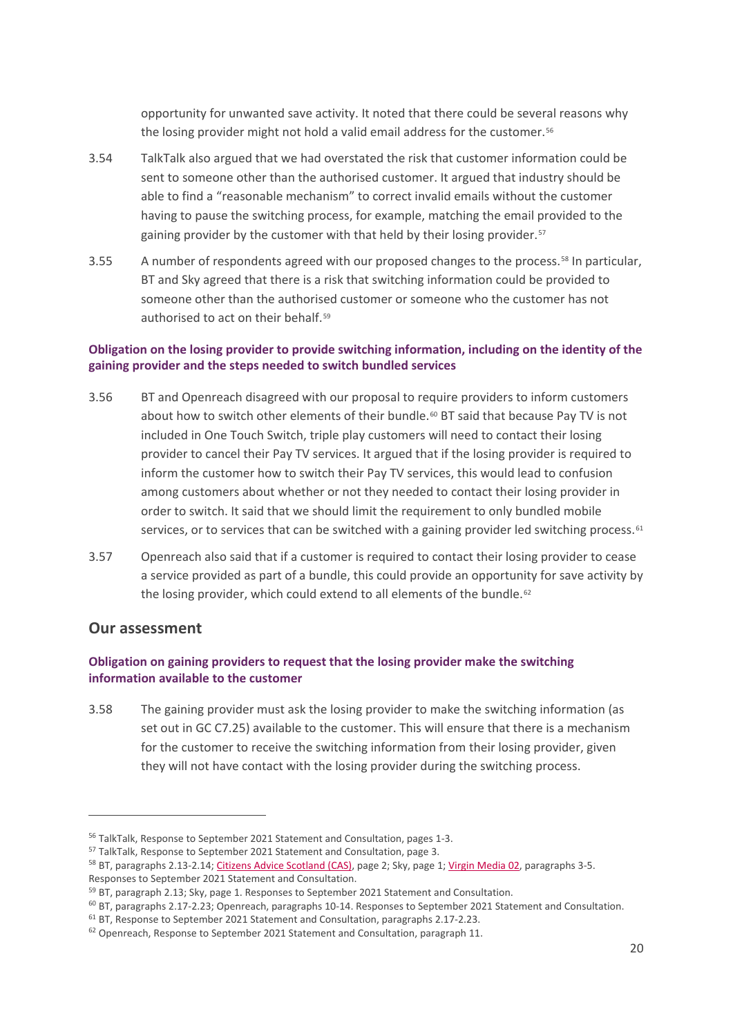opportunity for unwanted save activity. It noted that there could be several reasons why the losing provider might not hold a valid email address for the customer.[56]

3.54 TalkTalk also argued that we had overstated the risk that customer information could be sent to someone other than the authorised customer. It argued that industry should be able to find a "reasonable mechanism" to correct invalid emails without the customer having to pause the switching process, for example, matching the email provided to the gaining provider by the customer with that held by their losing provider.[57]

3.55 A number of respondents agreed with our proposed changes to the process.[58] In particular, BT and Sky agreed that there is a risk that switching information could be provided to someone other than the authorised customer or someone who the customer has not authorised to act on their behalf.[59]

### Obligation on the losing provider to provide switching information, including on the identity of the gaining provider and the steps needed to switch bundled services

3.56 BT and Openreach disagreed with our proposal to require providers to inform customers about how to switch other elements of their bundle.[60] BT said that because Pay TV is not included in One Touch Switch, triple play customers will need to contact their losing provider to cancel their Pay TV services. It argued that if the losing provider is required to inform the customer how to switch their Pay TV services, this would lead to confusion among customers about whether or not they needed to contact their losing provider in order to switch. It said that we should limit the requirement to only bundled mobile services, or to services that can be switched with a gaining provider led switching process.[61]

3.57 Openreach also said that if a customer is required to contact their losing provider to cease a service provided as part of a bundle, this could provide an opportunity for save activity by the losing provider, which could extend to all elements of the bundle.[62]

## Our assessment

### Obligation on gaining providers to request that the losing provider make the switching information available to the customer

3.58 The gaining provider must ask the losing provider to make the switching information (as set out in GC C7.25) available to the customer. This will ensure that there is a mechanism for the customer to receive the switching information from their losing provider, given they will not have contact with the losing provider during the switching process.

---

[56] TalkTalk, Response to September 2021 Statement and Consultation, pages 1-3.

[57] TalkTalk, Response to September 2021 Statement and Consultation, page 3.

[58] BT, paragraphs 2.13-2.14; Citizens Advice Scotland (CAS), page 2; Sky, page 1; Virgin Media 02, paragraphs 3-5. Responses to September 2021 Statement and Consultation.

[59] BT, paragraph 2.13; Sky, page 1. Responses to September 2021 Statement and Consultation.

[60] BT, paragraphs 2.17-2.23; Openreach, paragraphs 10-14. Responses to September 2021 Statement and Consultation.

[61] BT, Response to September 2021 Statement and Consultation, paragraphs 2.17-2.23.

[62] Openreach, Response to September 2021 Statement and Consultation, paragraph 11.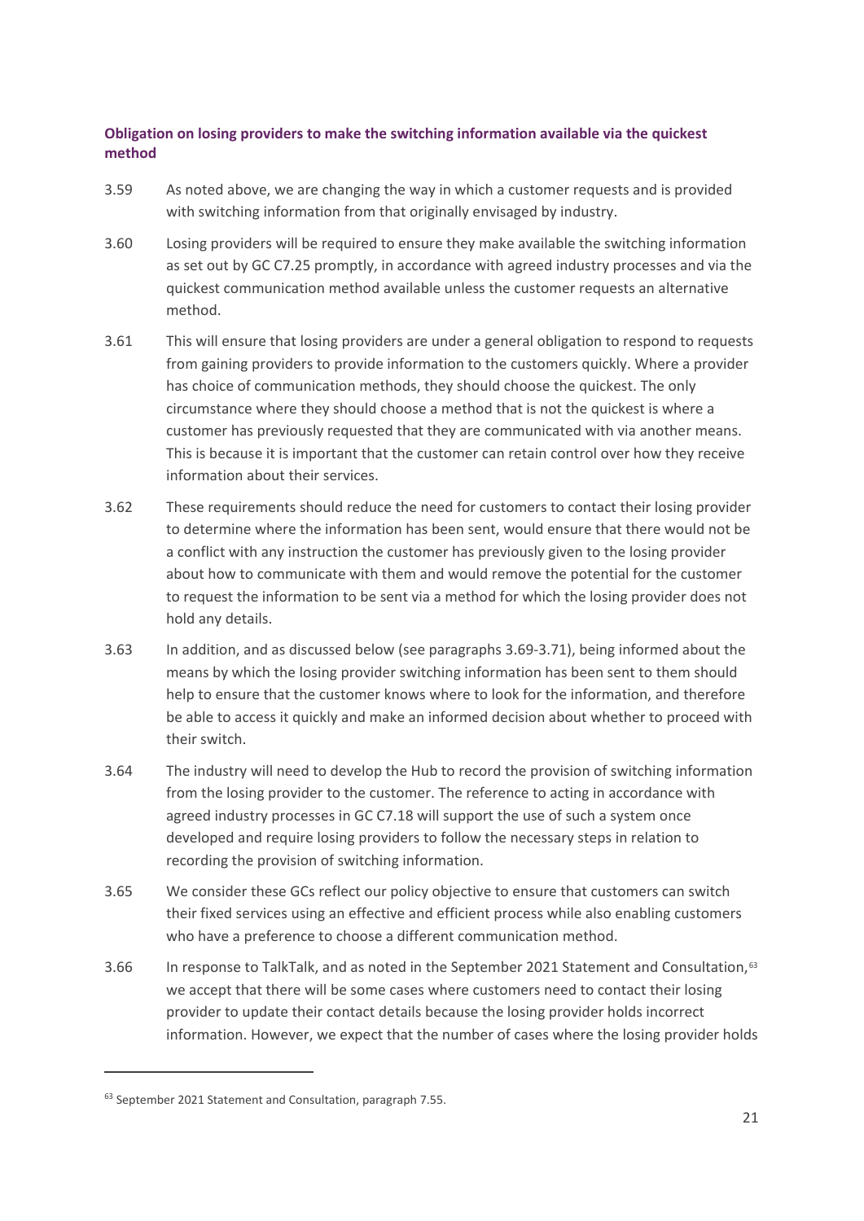### Obligation on losing providers to make the switching information available via the quickest method

3.59 As noted above, we are changing the way in which a customer requests and is provided with switching information from that originally envisaged by industry.

3.60 Losing providers will be required to ensure they make available the switching information as set out by GC C7.25 promptly, in accordance with agreed industry processes and via the quickest communication method available unless the customer requests an alternative method.

3.61 This will ensure that losing providers are under a general obligation to respond to requests from gaining providers to provide information to the customers quickly. Where a provider has choice of communication methods, they should choose the quickest. The only circumstance where they should choose a method that is not the quickest is where a customer has previously requested that they are communicated with via another means. This is because it is important that the customer can retain control over how they receive information about their services.

3.62 These requirements should reduce the need for customers to contact their losing provider to determine where the information has been sent, would ensure that there would not be a conflict with any instruction the customer has previously given to the losing provider about how to communicate with them and would remove the potential for the customer to request the information to be sent via a method for which the losing provider does not hold any details.

3.63 In addition, and as discussed below (see paragraphs 3.69-3.71), being informed about the means by which the losing provider switching information has been sent to them should help to ensure that the customer knows where to look for the information, and therefore be able to access it quickly and make an informed decision about whether to proceed with their switch.

3.64 The industry will need to develop the Hub to record the provision of switching information from the losing provider to the customer. The reference to acting in accordance with agreed industry processes in GC C7.18 will support the use of such a system once developed and require losing providers to follow the necessary steps in relation to recording the provision of switching information.

3.65 We consider these GCs reflect our policy objective to ensure that customers can switch their fixed services using an effective and efficient process while also enabling customers who have a preference to choose a different communication method.

3.66 In response to TalkTalk, and as noted in the September 2021 Statement and Consultation,[63] we accept that there will be some cases where customers need to contact their losing provider to update their contact details because the losing provider holds incorrect information. However, we expect that the number of cases where the losing provider holds

---

[63] September 2021 Statement and Consultation, paragraph 7.55.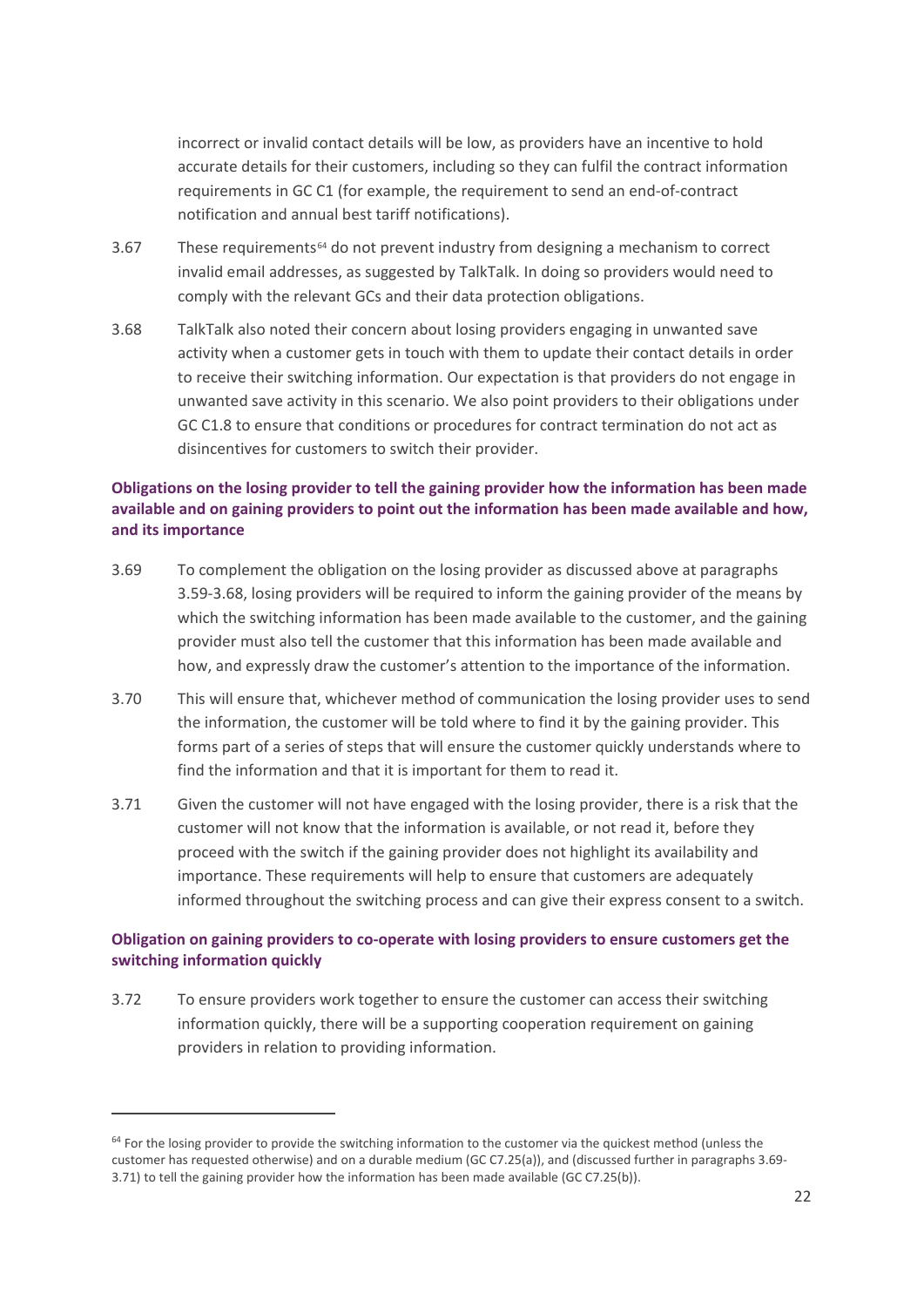incorrect or invalid contact details will be low, as providers have an incentive to hold accurate details for their customers, including so they can fulfil the contract information requirements in GC C1 (for example, the requirement to send an end-of-contract notification and annual best tariff notifications).

3.67 These requirements[64] do not prevent industry from designing a mechanism to correct invalid email addresses, as suggested by TalkTalk. In doing so providers would need to comply with the relevant GCs and their data protection obligations.

3.68 TalkTalk also noted their concern about losing providers engaging in unwanted save activity when a customer gets in touch with them to update their contact details in order to receive their switching information. Our expectation is that providers do not engage in unwanted save activity in this scenario. We also point providers to their obligations under GC C1.8 to ensure that conditions or procedures for contract termination do not act as disincentives for customers to switch their provider.

### Obligations on the losing provider to tell the gaining provider how the information has been made available and on gaining providers to point out the information has been made available and how, and its importance

3.69 To complement the obligation on the losing provider as discussed above at paragraphs 3.59-3.68, losing providers will be required to inform the gaining provider of the means by which the switching information has been made available to the customer, and the gaining provider must also tell the customer that this information has been made available and how, and expressly draw the customer's attention to the importance of the information.

3.70 This will ensure that, whichever method of communication the losing provider uses to send the information, the customer will be told where to find it by the gaining provider. This forms part of a series of steps that will ensure the customer quickly understands where to find the information and that it is important for them to read it.

3.71 Given the customer will not have engaged with the losing provider, there is a risk that the customer will not know that the information is available, or not read it, before they proceed with the switch if the gaining provider does not highlight its availability and importance. These requirements will help to ensure that customers are adequately informed throughout the switching process and can give their express consent to a switch.

### Obligation on gaining providers to co-operate with losing providers to ensure customers get the switching information quickly

3.72 To ensure providers work together to ensure the customer can access their switching information quickly, there will be a supporting cooperation requirement on gaining providers in relation to providing information.

---

[64] For the losing provider to provide the switching information to the customer via the quickest method (unless the customer has requested otherwise) and on a durable medium (GC C7.25(a)), and (discussed further in paragraphs 3.69-3.71) to tell the gaining provider how the information has been made available (GC C7.25(b)).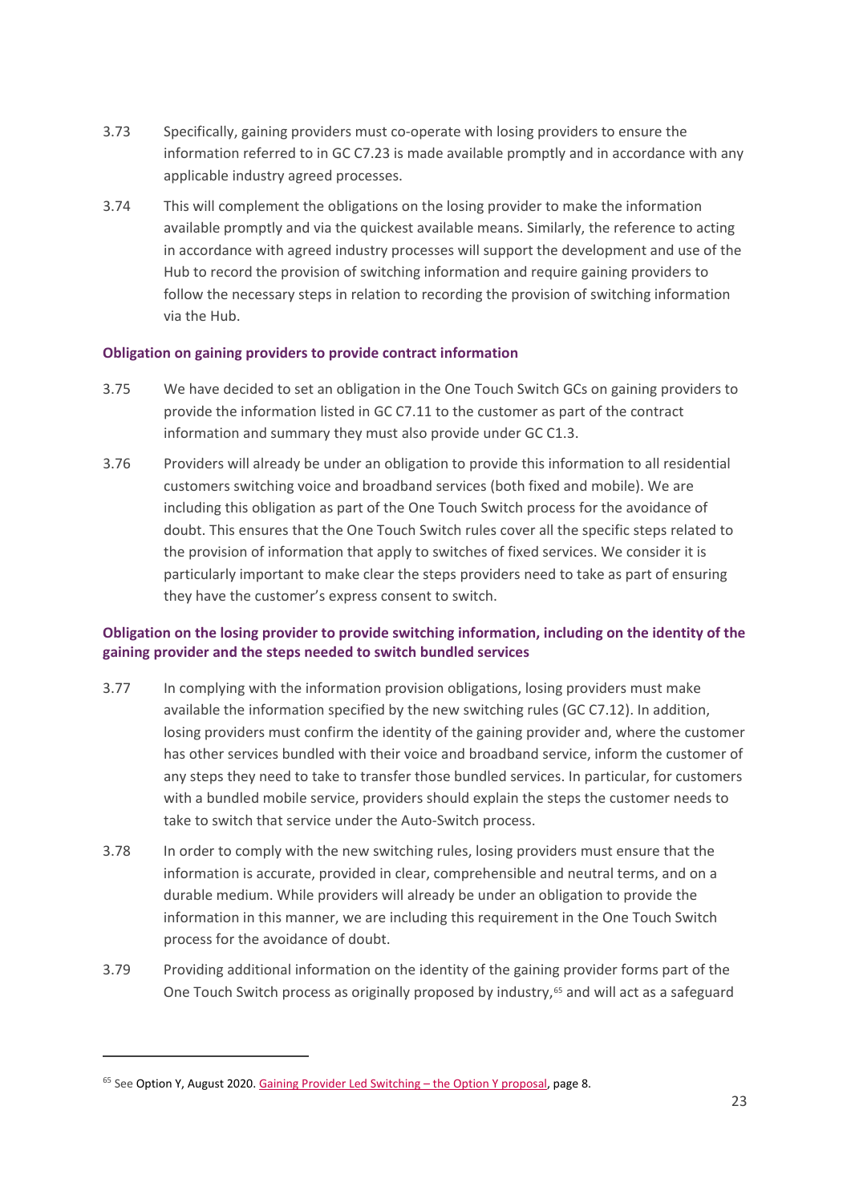3.73 Specifically, gaining providers must co-operate with losing providers to ensure the information referred to in GC C7.23 is made available promptly and in accordance with any applicable industry agreed processes.

3.74 This will complement the obligations on the losing provider to make the information available promptly and via the quickest available means. Similarly, the reference to acting in accordance with agreed industry processes will support the development and use of the Hub to record the provision of switching information and require gaining providers to follow the necessary steps in relation to recording the provision of switching information via the Hub.

### Obligation on gaining providers to provide contract information

3.75 We have decided to set an obligation in the One Touch Switch GCs on gaining providers to provide the information listed in GC C7.11 to the customer as part of the contract information and summary they must also provide under GC C1.3.

3.76 Providers will already be under an obligation to provide this information to all residential customers switching voice and broadband services (both fixed and mobile). We are including this obligation as part of the One Touch Switch process for the avoidance of doubt. This ensures that the One Touch Switch rules cover all the specific steps related to the provision of information that apply to switches of fixed services. We consider it is particularly important to make clear the steps providers need to take as part of ensuring they have the customer's express consent to switch.

### Obligation on the losing provider to provide switching information, including on the identity of the gaining provider and the steps needed to switch bundled services

3.77 In complying with the information provision obligations, losing providers must make available the information specified by the new switching rules (GC C7.12). In addition, losing providers must confirm the identity of the gaining provider and, where the customer has other services bundled with their voice and broadband service, inform the customer of any steps they need to take to transfer those bundled services. In particular, for customers with a bundled mobile service, providers should explain the steps the customer needs to take to switch that service under the Auto-Switch process.

3.78 In order to comply with the new switching rules, losing providers must ensure that the information is accurate, provided in clear, comprehensible and neutral terms, and on a durable medium. While providers will already be under an obligation to provide the information in this manner, we are including this requirement in the One Touch Switch process for the avoidance of doubt.

3.79 Providing additional information on the identity of the gaining provider forms part of the One Touch Switch process as originally proposed by industry,[65] and will act as a safeguard

[65] See Option Y, August 2020. Gaining Provider Led Switching – the Option Y proposal, page 8.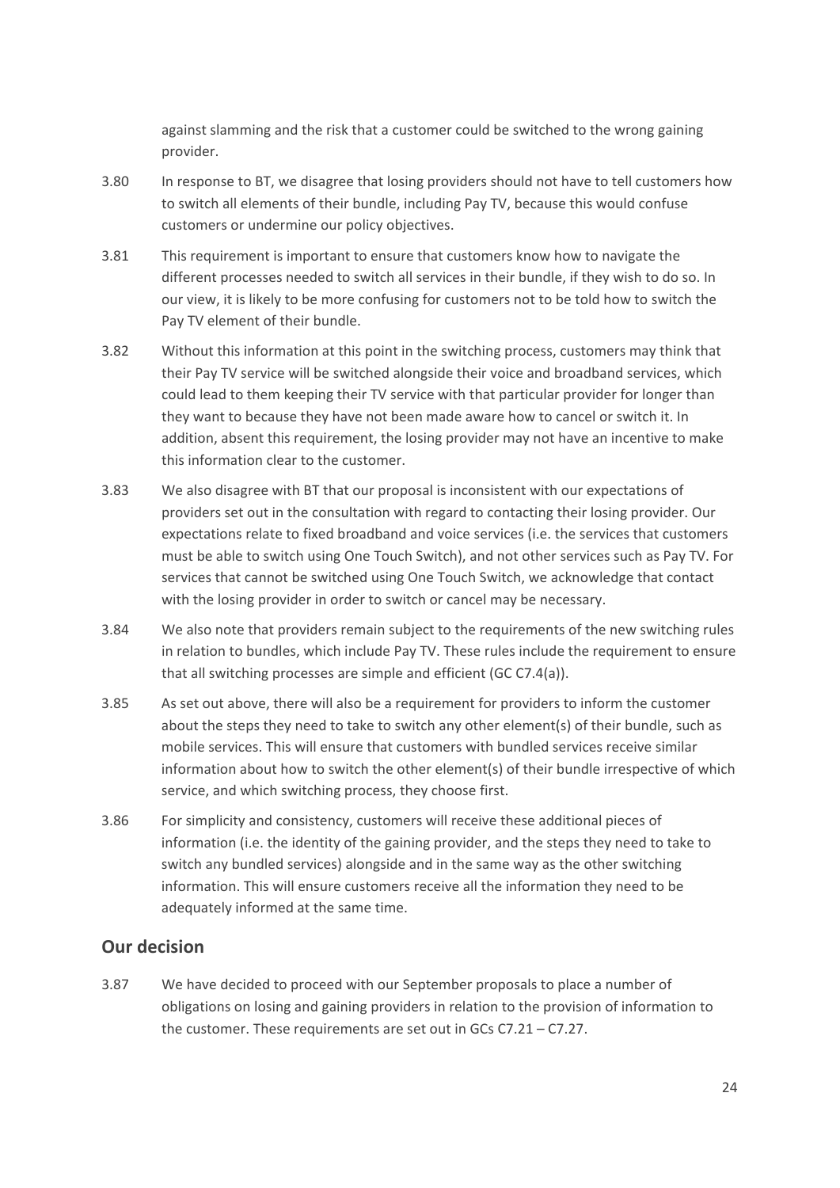against slamming and the risk that a customer could be switched to the wrong gaining provider.

3.80 In response to BT, we disagree that losing providers should not have to tell customers how to switch all elements of their bundle, including Pay TV, because this would confuse customers or undermine our policy objectives.

3.81 This requirement is important to ensure that customers know how to navigate the different processes needed to switch all services in their bundle, if they wish to do so. In our view, it is likely to be more confusing for customers not to be told how to switch the Pay TV element of their bundle.

3.82 Without this information at this point in the switching process, customers may think that their Pay TV service will be switched alongside their voice and broadband services, which could lead to them keeping their TV service with that particular provider for longer than they want to because they have not been made aware how to cancel or switch it. In addition, absent this requirement, the losing provider may not have an incentive to make this information clear to the customer.

3.83 We also disagree with BT that our proposal is inconsistent with our expectations of providers set out in the consultation with regard to contacting their losing provider. Our expectations relate to fixed broadband and voice services (i.e. the services that customers must be able to switch using One Touch Switch), and not other services such as Pay TV. For services that cannot be switched using One Touch Switch, we acknowledge that contact with the losing provider in order to switch or cancel may be necessary.

3.84 We also note that providers remain subject to the requirements of the new switching rules in relation to bundles, which include Pay TV. These rules include the requirement to ensure that all switching processes are simple and efficient (GC C7.4(a)).

3.85 As set out above, there will also be a requirement for providers to inform the customer about the steps they need to take to switch any other element(s) of their bundle, such as mobile services. This will ensure that customers with bundled services receive similar information about how to switch the other element(s) of their bundle irrespective of which service, and which switching process, they choose first.

3.86 For simplicity and consistency, customers will receive these additional pieces of information (i.e. the identity of the gaining provider, and the steps they need to take to switch any bundled services) alongside and in the same way as the other switching information. This will ensure customers receive all the information they need to be adequately informed at the same time.

## Our decision

3.87 We have decided to proceed with our September proposals to place a number of obligations on losing and gaining providers in relation to the provision of information to the customer. These requirements are set out in GCs C7.21 – C7.27.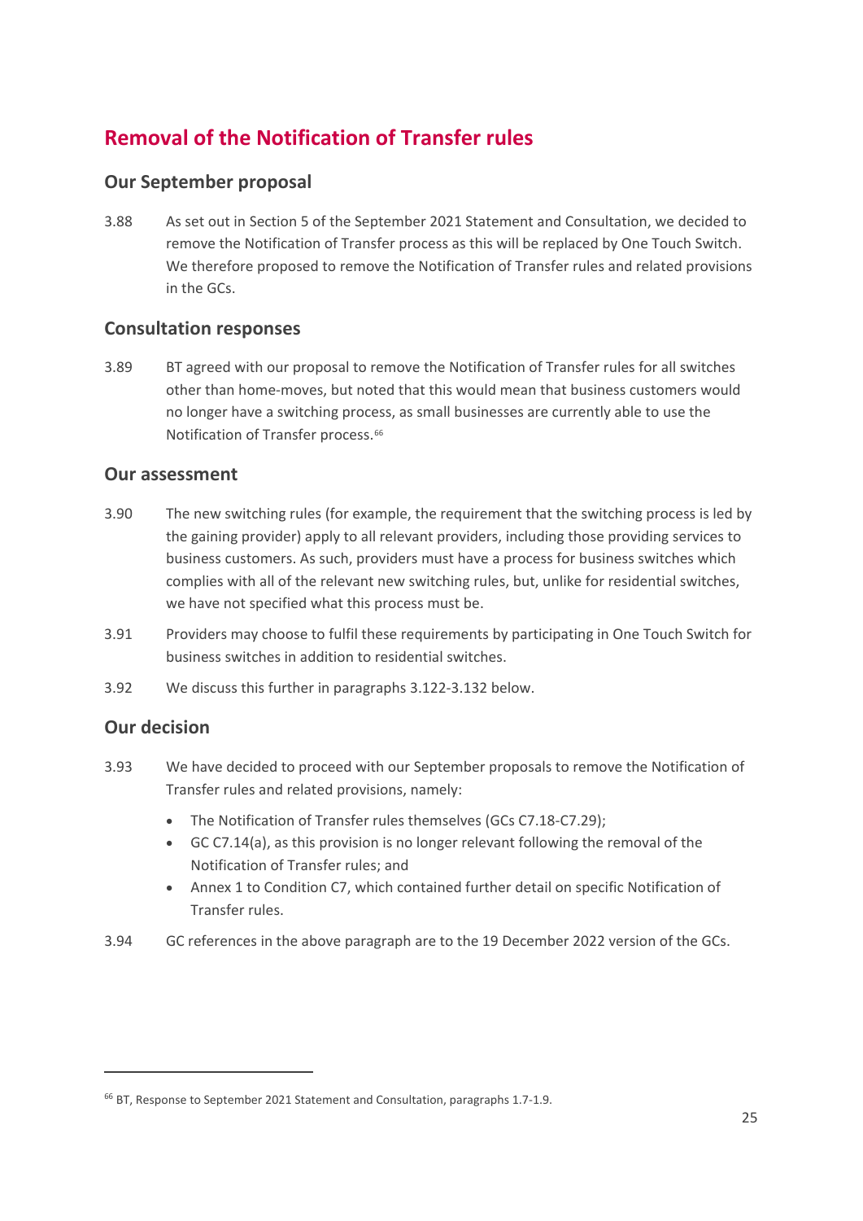## Removal of the Notification of Transfer rules

### Our September proposal

3.88 As set out in Section 5 of the September 2021 Statement and Consultation, we decided to remove the Notification of Transfer process as this will be replaced by One Touch Switch. We therefore proposed to remove the Notification of Transfer rules and related provisions in the GCs.

### Consultation responses

3.89 BT agreed with our proposal to remove the Notification of Transfer rules for all switches other than home-moves, but noted that this would mean that business customers would no longer have a switching process, as small businesses are currently able to use the Notification of Transfer process.[66]

### Our assessment

3.90 The new switching rules (for example, the requirement that the switching process is led by the gaining provider) apply to all relevant providers, including those providing services to business customers. As such, providers must have a process for business switches which complies with all of the relevant new switching rules, but, unlike for residential switches, we have not specified what this process must be.

3.91 Providers may choose to fulfil these requirements by participating in One Touch Switch for business switches in addition to residential switches.

3.92 We discuss this further in paragraphs 3.122-3.132 below.

### Our decision

3.93 We have decided to proceed with our September proposals to remove the Notification of Transfer rules and related provisions, namely:

- The Notification of Transfer rules themselves (GCs C7.18-C7.29);
- GC C7.14(a), as this provision is no longer relevant following the removal of the Notification of Transfer rules; and
- Annex 1 to Condition C7, which contained further detail on specific Notification of Transfer rules.

3.94 GC references in the above paragraph are to the 19 December 2022 version of the GCs.

---

[66] BT, Response to September 2021 Statement and Consultation, paragraphs 1.7-1.9.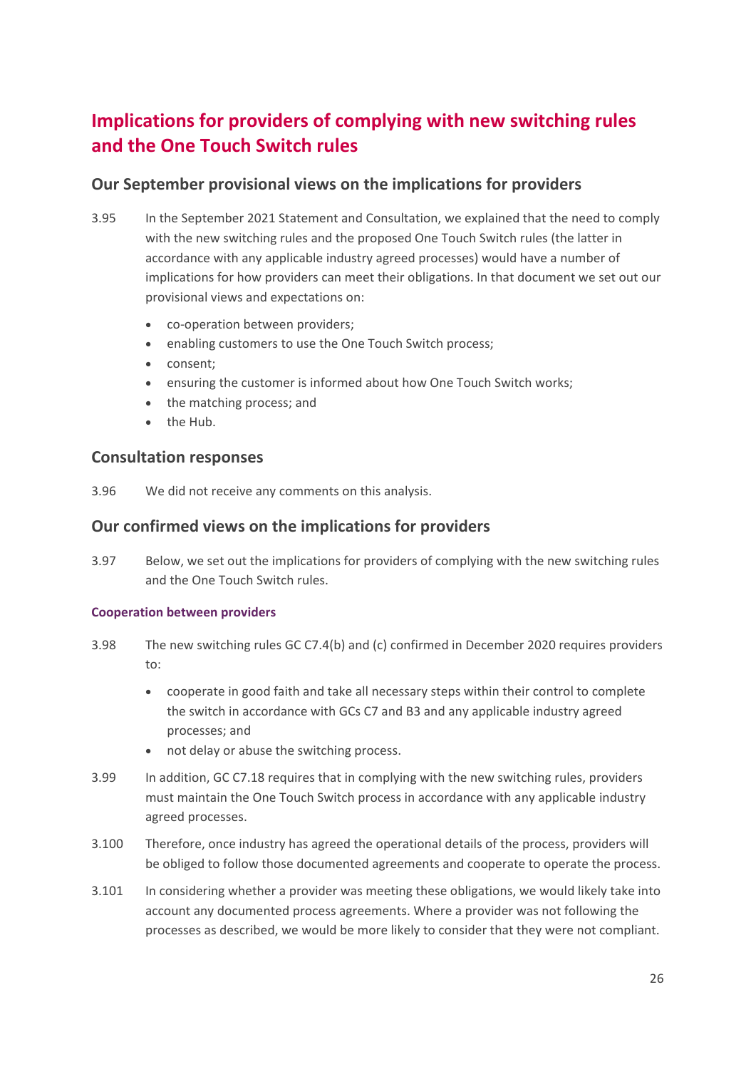## Implications for providers of complying with new switching rules and the One Touch Switch rules

### Our September provisional views on the implications for providers

3.95 In the September 2021 Statement and Consultation, we explained that the need to comply with the new switching rules and the proposed One Touch Switch rules (the latter in accordance with any applicable industry agreed processes) would have a number of implications for how providers can meet their obligations. In that document we set out our provisional views and expectations on:

- co-operation between providers;
- enabling customers to use the One Touch Switch process;
- consent;
- ensuring the customer is informed about how One Touch Switch works;
- the matching process; and
- the Hub.

### Consultation responses

3.96 We did not receive any comments on this analysis.

### Our confirmed views on the implications for providers

3.97 Below, we set out the implications for providers of complying with the new switching rules and the One Touch Switch rules.

#### Cooperation between providers

3.98 The new switching rules GC C7.4(b) and (c) confirmed in December 2020 requires providers to:

- cooperate in good faith and take all necessary steps within their control to complete the switch in accordance with GCs C7 and B3 and any applicable industry agreed processes; and
- not delay or abuse the switching process.

3.99 In addition, GC C7.18 requires that in complying with the new switching rules, providers must maintain the One Touch Switch process in accordance with any applicable industry agreed processes.

3.100 Therefore, once industry has agreed the operational details of the process, providers will be obliged to follow those documented agreements and cooperate to operate the process.

3.101 In considering whether a provider was meeting these obligations, we would likely take into account any documented process agreements. Where a provider was not following the processes as described, we would be more likely to consider that they were not compliant.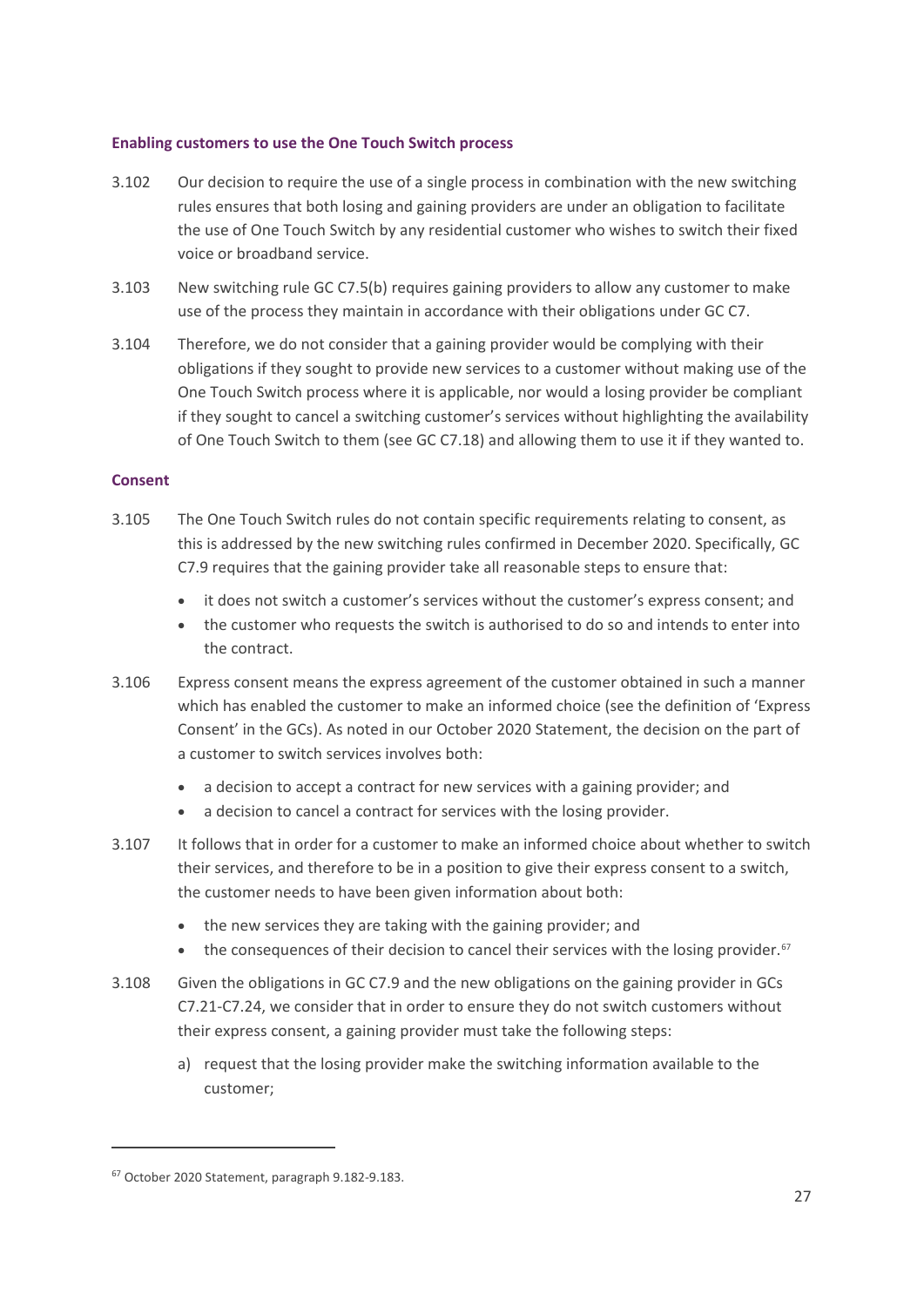### Enabling customers to use the One Touch Switch process

3.102 Our decision to require the use of a single process in combination with the new switching rules ensures that both losing and gaining providers are under an obligation to facilitate the use of One Touch Switch by any residential customer who wishes to switch their fixed voice or broadband service.

3.103 New switching rule GC C7.5(b) requires gaining providers to allow any customer to make use of the process they maintain in accordance with their obligations under GC C7.

3.104 Therefore, we do not consider that a gaining provider would be complying with their obligations if they sought to provide new services to a customer without making use of the One Touch Switch process where it is applicable, nor would a losing provider be compliant if they sought to cancel a switching customer's services without highlighting the availability of One Touch Switch to them (see GC C7.18) and allowing them to use it if they wanted to.

### Consent

3.105 The One Touch Switch rules do not contain specific requirements relating to consent, as this is addressed by the new switching rules confirmed in December 2020. Specifically, GC C7.9 requires that the gaining provider take all reasonable steps to ensure that:

- it does not switch a customer's services without the customer's express consent; and
- the customer who requests the switch is authorised to do so and intends to enter into the contract.

3.106 Express consent means the express agreement of the customer obtained in such a manner which has enabled the customer to make an informed choice (see the definition of 'Express Consent' in the GCs). As noted in our October 2020 Statement, the decision on the part of a customer to switch services involves both:

- a decision to accept a contract for new services with a gaining provider; and
- a decision to cancel a contract for services with the losing provider.

3.107 It follows that in order for a customer to make an informed choice about whether to switch their services, and therefore to be in a position to give their express consent to a switch, the customer needs to have been given information about both:

- the new services they are taking with the gaining provider; and
- the consequences of their decision to cancel their services with the losing provider.[67]

3.108 Given the obligations in GC C7.9 and the new obligations on the gaining provider in GCs C7.21-C7.24, we consider that in order to ensure they do not switch customers without their express consent, a gaining provider must take the following steps:

a) request that the losing provider make the switching information available to the customer;

---

[67] October 2020 Statement, paragraph 9.182-9.183.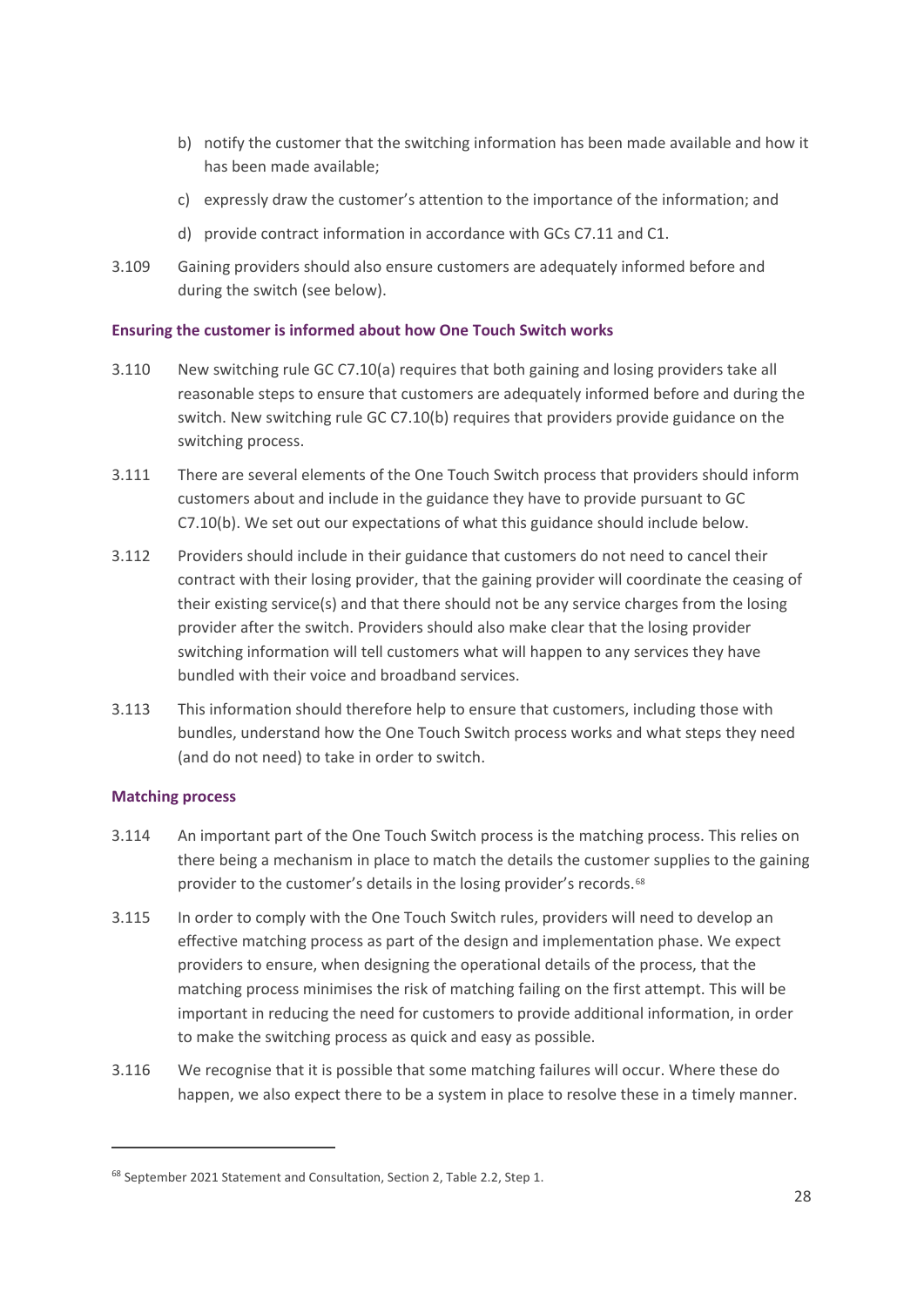b) notify the customer that the switching information has been made available and how it has been made available;

c) expressly draw the customer's attention to the importance of the information; and

d) provide contract information in accordance with GCs C7.11 and C1.

3.109 Gaining providers should also ensure customers are adequately informed before and during the switch (see below).

**Ensuring the customer is informed about how One Touch Switch works**

3.110 New switching rule GC C7.10(a) requires that both gaining and losing providers take all reasonable steps to ensure that customers are adequately informed before and during the switch. New switching rule GC C7.10(b) requires that providers provide guidance on the switching process.

3.111 There are several elements of the One Touch Switch process that providers should inform customers about and include in the guidance they have to provide pursuant to GC C7.10(b). We set out our expectations of what this guidance should include below.

3.112 Providers should include in their guidance that customers do not need to cancel their contract with their losing provider, that the gaining provider will coordinate the ceasing of their existing service(s) and that there should not be any service charges from the losing provider after the switch. Providers should also make clear that the losing provider switching information will tell customers what will happen to any services they have bundled with their voice and broadband services.

3.113 This information should therefore help to ensure that customers, including those with bundles, understand how the One Touch Switch process works and what steps they need (and do not need) to take in order to switch.

**Matching process**

3.114 An important part of the One Touch Switch process is the matching process. This relies on there being a mechanism in place to match the details the customer supplies to the gaining provider to the customer's details in the losing provider's records.[68]

3.115 In order to comply with the One Touch Switch rules, providers will need to develop an effective matching process as part of the design and implementation phase. We expect providers to ensure, when designing the operational details of the process, that the matching process minimises the risk of matching failing on the first attempt. This will be important in reducing the need for customers to provide additional information, in order to make the switching process as quick and easy as possible.

3.116 We recognise that it is possible that some matching failures will occur. Where these do happen, we also expect there to be a system in place to resolve these in a timely manner.

[68] September 2021 Statement and Consultation, Section 2, Table 2.2, Step 1.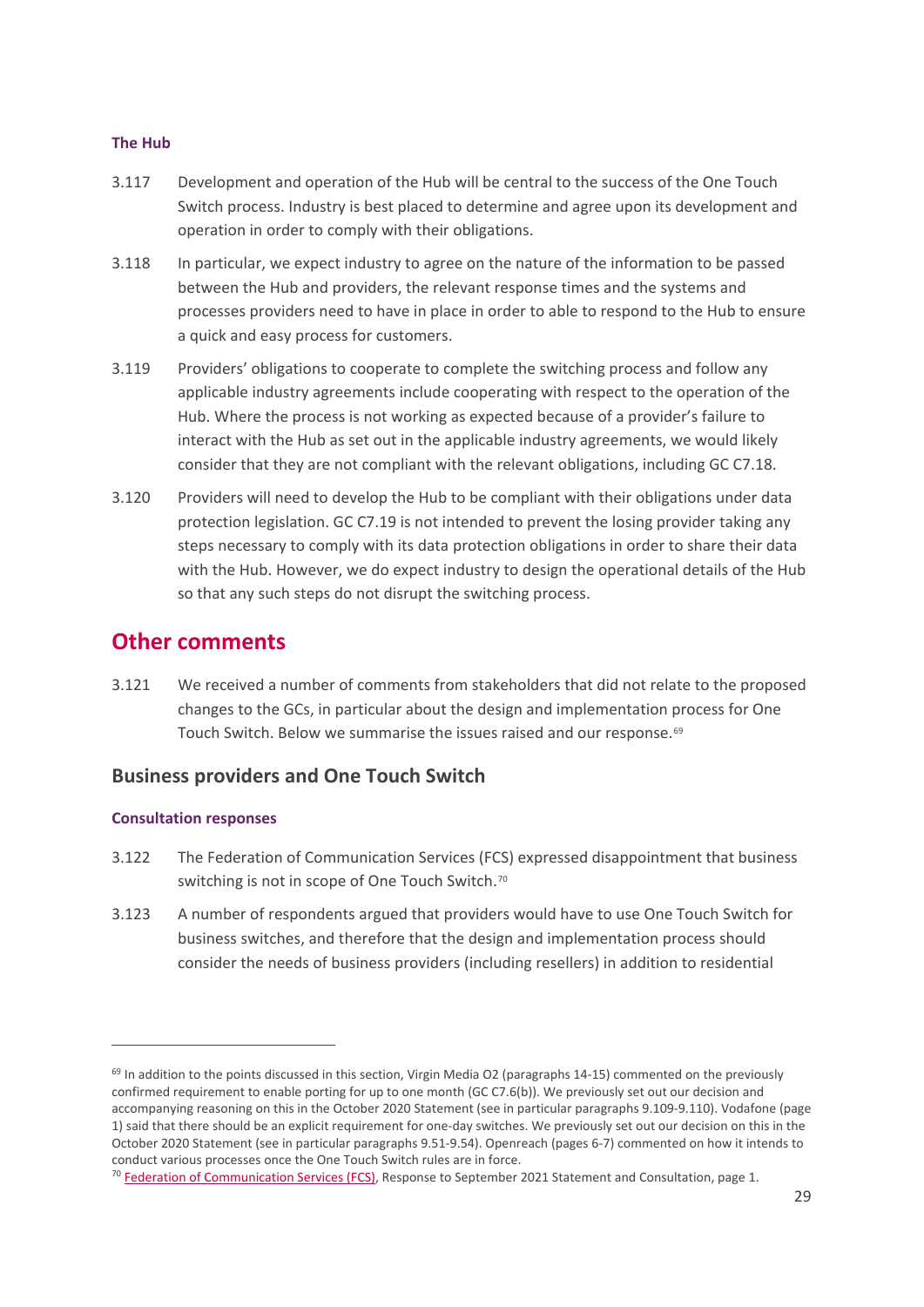#### The Hub

3.117 Development and operation of the Hub will be central to the success of the One Touch Switch process. Industry is best placed to determine and agree upon its development and operation in order to comply with their obligations.

3.118 In particular, we expect industry to agree on the nature of the information to be passed between the Hub and providers, the relevant response times and the systems and processes providers need to have in place in order to able to respond to the Hub to ensure a quick and easy process for customers.

3.119 Providers' obligations to cooperate to complete the switching process and follow any applicable industry agreements include cooperating with respect to the operation of the Hub. Where the process is not working as expected because of a provider's failure to interact with the Hub as set out in the applicable industry agreements, we would likely consider that they are not compliant with the relevant obligations, including GC C7.18.

3.120 Providers will need to develop the Hub to be compliant with their obligations under data protection legislation. GC C7.19 is not intended to prevent the losing provider taking any steps necessary to comply with its data protection obligations in order to share their data with the Hub. However, we do expect industry to design the operational details of the Hub so that any such steps do not disrupt the switching process.

## Other comments

3.121 We received a number of comments from stakeholders that did not relate to the proposed changes to the GCs, in particular about the design and implementation process for One Touch Switch. Below we summarise the issues raised and our response.[69]

### Business providers and One Touch Switch

#### Consultation responses

3.122 The Federation of Communication Services (FCS) expressed disappointment that business switching is not in scope of One Touch Switch.[70]

3.123 A number of respondents argued that providers would have to use One Touch Switch for business switches, and therefore that the design and implementation process should consider the needs of business providers (including resellers) in addition to residential

---

[69] In addition to the points discussed in this section, Virgin Media O2 (paragraphs 14-15) commented on the previously confirmed requirement to enable porting for up to one month (GC C7.6(b)). We previously set out our decision and accompanying reasoning on this in the October 2020 Statement (see in particular paragraphs 9.109-9.110). Vodafone (page 1) said that there should be an explicit requirement for one-day switches. We previously set out our decision on this in the October 2020 Statement (see in particular paragraphs 9.51-9.54). Openreach (pages 6-7) commented on how it intends to conduct various processes once the One Touch Switch rules are in force.

[70] Federation of Communication Services (FCS), Response to September 2021 Statement and Consultation, page 1.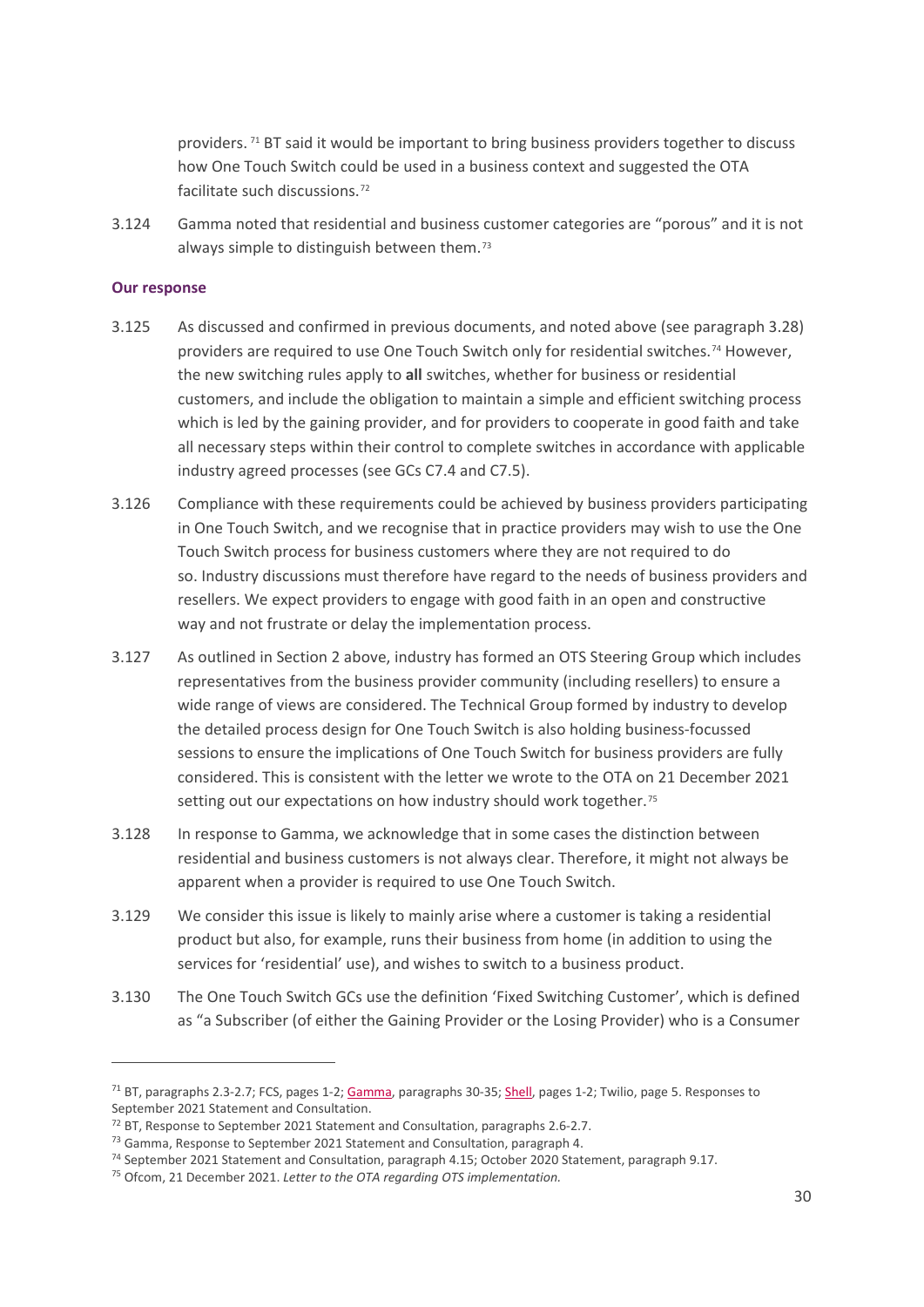providers.[71] BT said it would be important to bring business providers together to discuss how One Touch Switch could be used in a business context and suggested the OTA facilitate such discussions.[72]

3.124 Gamma noted that residential and business customer categories are "porous" and it is not always simple to distinguish between them.[73]

### Our response

3.125 As discussed and confirmed in previous documents, and noted above (see paragraph 3.28) providers are required to use One Touch Switch only for residential switches.[74] However, the new switching rules apply to **all** switches, whether for business or residential customers, and include the obligation to maintain a simple and efficient switching process which is led by the gaining provider, and for providers to cooperate in good faith and take all necessary steps within their control to complete switches in accordance with applicable industry agreed processes (see GCs C7.4 and C7.5).

3.126 Compliance with these requirements could be achieved by business providers participating in One Touch Switch, and we recognise that in practice providers may wish to use the One Touch Switch process for business customers where they are not required to do so. Industry discussions must therefore have regard to the needs of business providers and resellers. We expect providers to engage with good faith in an open and constructive way and not frustrate or delay the implementation process.

3.127 As outlined in Section 2 above, industry has formed an OTS Steering Group which includes representatives from the business provider community (including resellers) to ensure a wide range of views are considered. The Technical Group formed by industry to develop the detailed process design for One Touch Switch is also holding business-focussed sessions to ensure the implications of One Touch Switch for business providers are fully considered. This is consistent with the letter we wrote to the OTA on 21 December 2021 setting out our expectations on how industry should work together.[75]

3.128 In response to Gamma, we acknowledge that in some cases the distinction between residential and business customers is not always clear. Therefore, it might not always be apparent when a provider is required to use One Touch Switch.

3.129 We consider this issue is likely to mainly arise where a customer is taking a residential product but also, for example, runs their business from home (in addition to using the services for 'residential' use), and wishes to switch to a business product.

3.130 The One Touch Switch GCs use the definition 'Fixed Switching Customer', which is defined as "a Subscriber (of either the Gaining Provider or the Losing Provider) who is a Consumer

---

[71] BT, paragraphs 2.3-2.7; FCS, pages 1-2; Gamma, paragraphs 30-35; Shell, pages 1-2; Twilio, page 5. Responses to September 2021 Statement and Consultation.

[72] BT, Response to September 2021 Statement and Consultation, paragraphs 2.6-2.7.

[73] Gamma, Response to September 2021 Statement and Consultation, paragraph 4.

[74] September 2021 Statement and Consultation, paragraph 4.15; October 2020 Statement, paragraph 9.17.

[75] Ofcom, 21 December 2021. *Letter to the OTA regarding OTS implementation.*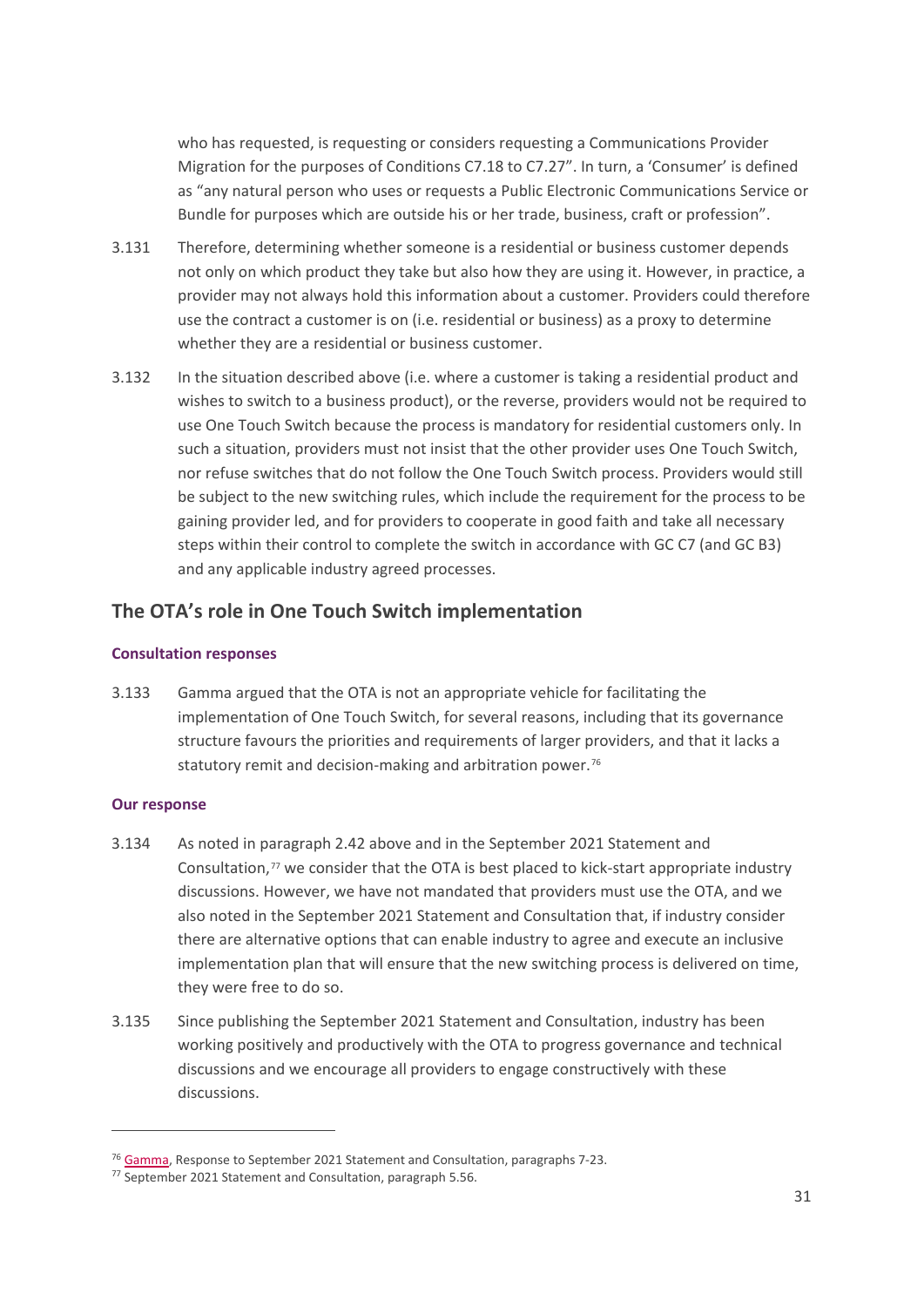who has requested, is requesting or considers requesting a Communications Provider Migration for the purposes of Conditions C7.18 to C7.27". In turn, a 'Consumer' is defined as "any natural person who uses or requests a Public Electronic Communications Service or Bundle for purposes which are outside his or her trade, business, craft or profession".

3.131 Therefore, determining whether someone is a residential or business customer depends not only on which product they take but also how they are using it. However, in practice, a provider may not always hold this information about a customer. Providers could therefore use the contract a customer is on (i.e. residential or business) as a proxy to determine whether they are a residential or business customer.

3.132 In the situation described above (i.e. where a customer is taking a residential product and wishes to switch to a business product), or the reverse, providers would not be required to use One Touch Switch because the process is mandatory for residential customers only. In such a situation, providers must not insist that the other provider uses One Touch Switch, nor refuse switches that do not follow the One Touch Switch process. Providers would still be subject to the new switching rules, which include the requirement for the process to be gaining provider led, and for providers to cooperate in good faith and take all necessary steps within their control to complete the switch in accordance with GC C7 (and GC B3) and any applicable industry agreed processes.

## The OTA's role in One Touch Switch implementation

### Consultation responses

3.133 Gamma argued that the OTA is not an appropriate vehicle for facilitating the implementation of One Touch Switch, for several reasons, including that its governance structure favours the priorities and requirements of larger providers, and that it lacks a statutory remit and decision-making and arbitration power.[76]

### Our response

3.134 As noted in paragraph 2.42 above and in the September 2021 Statement and Consultation,[77] we consider that the OTA is best placed to kick-start appropriate industry discussions. However, we have not mandated that providers must use the OTA, and we also noted in the September 2021 Statement and Consultation that, if industry consider there are alternative options that can enable industry to agree and execute an inclusive implementation plan that will ensure that the new switching process is delivered on time, they were free to do so.

3.135 Since publishing the September 2021 Statement and Consultation, industry has been working positively and productively with the OTA to progress governance and technical discussions and we encourage all providers to engage constructively with these discussions.

---

[76] Gamma, Response to September 2021 Statement and Consultation, paragraphs 7-23.

[77] September 2021 Statement and Consultation, paragraph 5.56.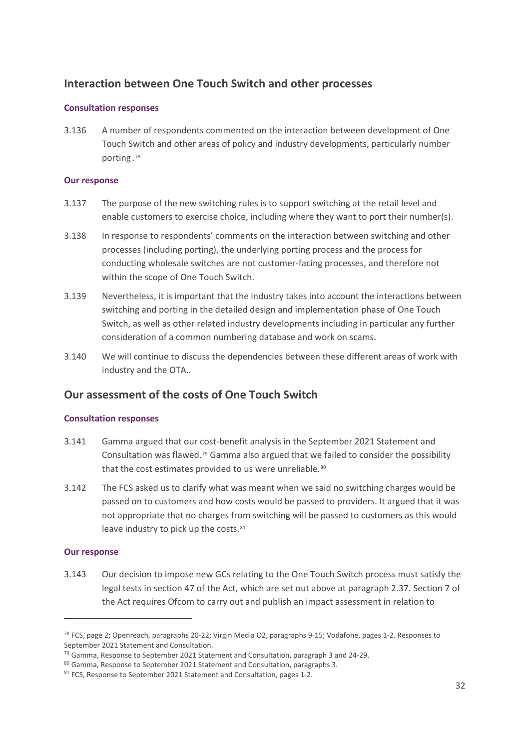## Interaction between One Touch Switch and other processes

### Consultation responses

3.136 A number of respondents commented on the interaction between development of One Touch Switch and other areas of policy and industry developments, particularly number porting.[78]

### Our response

3.137 The purpose of the new switching rules is to support switching at the retail level and enable customers to exercise choice, including where they want to port their number(s).

3.138 In response to respondents' comments on the interaction between switching and other processes (including porting), the underlying porting process and the process for conducting wholesale switches are not customer-facing processes, and therefore not within the scope of One Touch Switch.

3.139 Nevertheless, it is important that the industry takes into account the interactions between switching and porting in the detailed design and implementation phase of One Touch Switch, as well as other related industry developments including in particular any further consideration of a common numbering database and work on scams.

3.140 We will continue to discuss the dependencies between these different areas of work with industry and the OTA..

## Our assessment of the costs of One Touch Switch

### Consultation responses

3.141 Gamma argued that our cost-benefit analysis in the September 2021 Statement and Consultation was flawed.[79] Gamma also argued that we failed to consider the possibility that the cost estimates provided to us were unreliable.[80]

3.142 The FCS asked us to clarify what was meant when we said no switching charges would be passed on to customers and how costs would be passed to providers. It argued that it was not appropriate that no charges from switching will be passed to customers as this would leave industry to pick up the costs.[81]

### Our response

3.143 Our decision to impose new GCs relating to the One Touch Switch process must satisfy the legal tests in section 47 of the Act, which are set out above at paragraph 2.37. Section 7 of the Act requires Ofcom to carry out and publish an impact assessment in relation to

---

[78] FCS, page 2; Openreach, paragraphs 20-22; Virgin Media O2, paragraphs 9-15; Vodafone, pages 1-2. Responses to September 2021 Statement and Consultation.

[79] Gamma, Response to September 2021 Statement and Consultation, paragraph 3 and 24-29.

[80] Gamma, Response to September 2021 Statement and Consultation, paragraphs 3.

[81] FCS, Response to September 2021 Statement and Consultation, pages 1-2.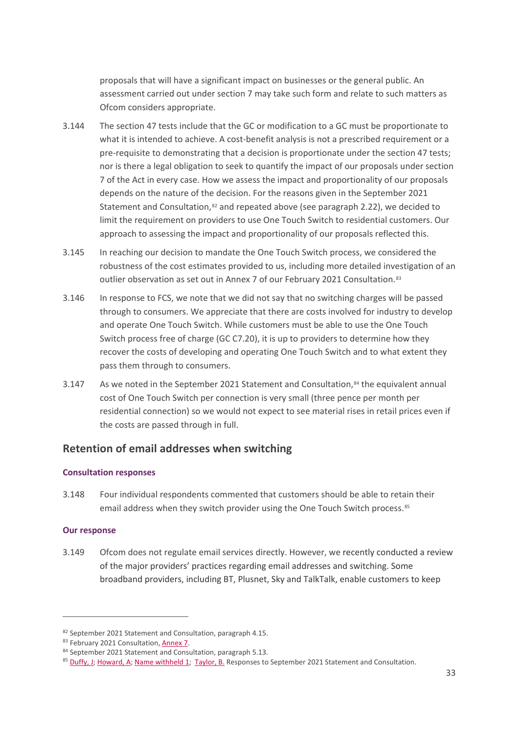proposals that will have a significant impact on businesses or the general public. An assessment carried out under section 7 may take such form and relate to such matters as Ofcom considers appropriate.

3.144 The section 47 tests include that the GC or modification to a GC must be proportionate to what it is intended to achieve. A cost-benefit analysis is not a prescribed requirement or a pre-requisite to demonstrating that a decision is proportionate under the section 47 tests; nor is there a legal obligation to seek to quantify the impact of our proposals under section 7 of the Act in every case. How we assess the impact and proportionality of our proposals depends on the nature of the decision. For the reasons given in the September 2021 Statement and Consultation,[82] and repeated above (see paragraph 2.22), we decided to limit the requirement on providers to use One Touch Switch to residential customers. Our approach to assessing the impact and proportionality of our proposals reflected this.

3.145 In reaching our decision to mandate the One Touch Switch process, we considered the robustness of the cost estimates provided to us, including more detailed investigation of an outlier observation as set out in Annex 7 of our February 2021 Consultation.[83]

3.146 In response to FCS, we note that we did not say that no switching charges will be passed through to consumers. We appreciate that there are costs involved for industry to develop and operate One Touch Switch. While customers must be able to use the One Touch Switch process free of charge (GC C7.20), it is up to providers to determine how they recover the costs of developing and operating One Touch Switch and to what extent they pass them through to consumers.

3.147 As we noted in the September 2021 Statement and Consultation,[84] the equivalent annual cost of One Touch Switch per connection is very small (three pence per month per residential connection) so we would not expect to see material rises in retail prices even if the costs are passed through in full.

## Retention of email addresses when switching

### Consultation responses

3.148 Four individual respondents commented that customers should be able to retain their email address when they switch provider using the One Touch Switch process.[85]

### Our response

3.149 Ofcom does not regulate email services directly. However, we recently conducted a review of the major providers' practices regarding email addresses and switching. Some broadband providers, including BT, Plusnet, Sky and TalkTalk, enable customers to keep

---

[82] September 2021 Statement and Consultation, paragraph 4.15.

[83] February 2021 Consultation, Annex 7.

[84] September 2021 Statement and Consultation, paragraph 5.13.

[85] Duffy, J; Howard, A; Name withheld 1; Taylor, B. Responses to September 2021 Statement and Consultation.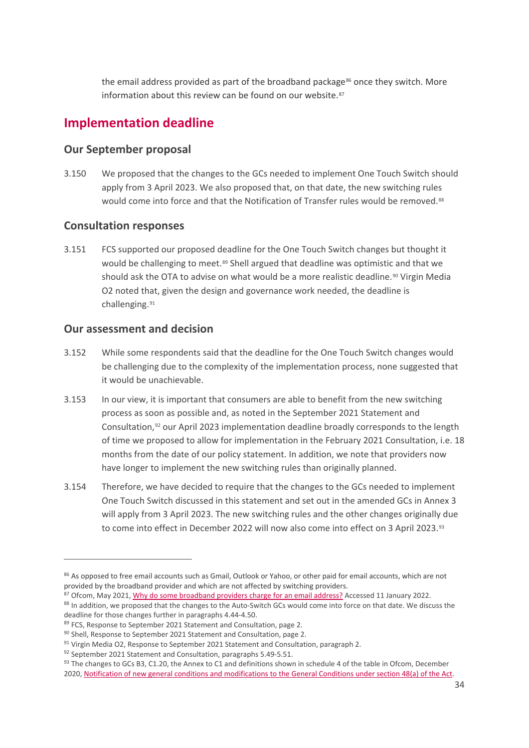the email address provided as part of the broadband package[86] once they switch. More information about this review can be found on our website.[87]

## Implementation deadline

### Our September proposal

3.150 We proposed that the changes to the GCs needed to implement One Touch Switch should apply from 3 April 2023. We also proposed that, on that date, the new switching rules would come into force and that the Notification of Transfer rules would be removed.[88]

### Consultation responses

3.151 FCS supported our proposed deadline for the One Touch Switch changes but thought it would be challenging to meet.[89] Shell argued that deadline was optimistic and that we should ask the OTA to advise on what would be a more realistic deadline.[90] Virgin Media O2 noted that, given the design and governance work needed, the deadline is challenging.[91]

### Our assessment and decision

3.152 While some respondents said that the deadline for the One Touch Switch changes would be challenging due to the complexity of the implementation process, none suggested that it would be unachievable.

3.153 In our view, it is important that consumers are able to benefit from the new switching process as soon as possible and, as noted in the September 2021 Statement and Consultation,[92] our April 2023 implementation deadline broadly corresponds to the length of time we proposed to allow for implementation in the February 2021 Consultation, i.e. 18 months from the date of our policy statement. In addition, we note that providers now have longer to implement the new switching rules than originally planned.

3.154 Therefore, we have decided to require that the changes to the GCs needed to implement One Touch Switch discussed in this statement and set out in the amended GCs in Annex 3 will apply from 3 April 2023. The new switching rules and the other changes originally due to come into effect in December 2022 will now also come into effect on 3 April 2023.[93]

---

[86] As opposed to free email accounts such as Gmail, Outlook or Yahoo, or other paid for email accounts, which are not provided by the broadband provider and which are not affected by switching providers.

[87] Ofcom, May 2021, Why do some broadband providers charge for an email address? Accessed 11 January 2022.

[88] In addition, we proposed that the changes to the Auto-Switch GCs would come into force on that date. We discuss the deadline for those changes further in paragraphs 4.44-4.50.

[89] FCS, Response to September 2021 Statement and Consultation, page 2.

[90] Shell, Response to September 2021 Statement and Consultation, page 2.

[91] Virgin Media O2, Response to September 2021 Statement and Consultation, paragraph 2.

[92] September 2021 Statement and Consultation, paragraphs 5.49-5.51.

[93] The changes to GCs B3, C1.20, the Annex to C1 and definitions shown in schedule 4 of the table in Ofcom, December 2020, Notification of new general conditions and modifications to the General Conditions under section 48(a) of the Act.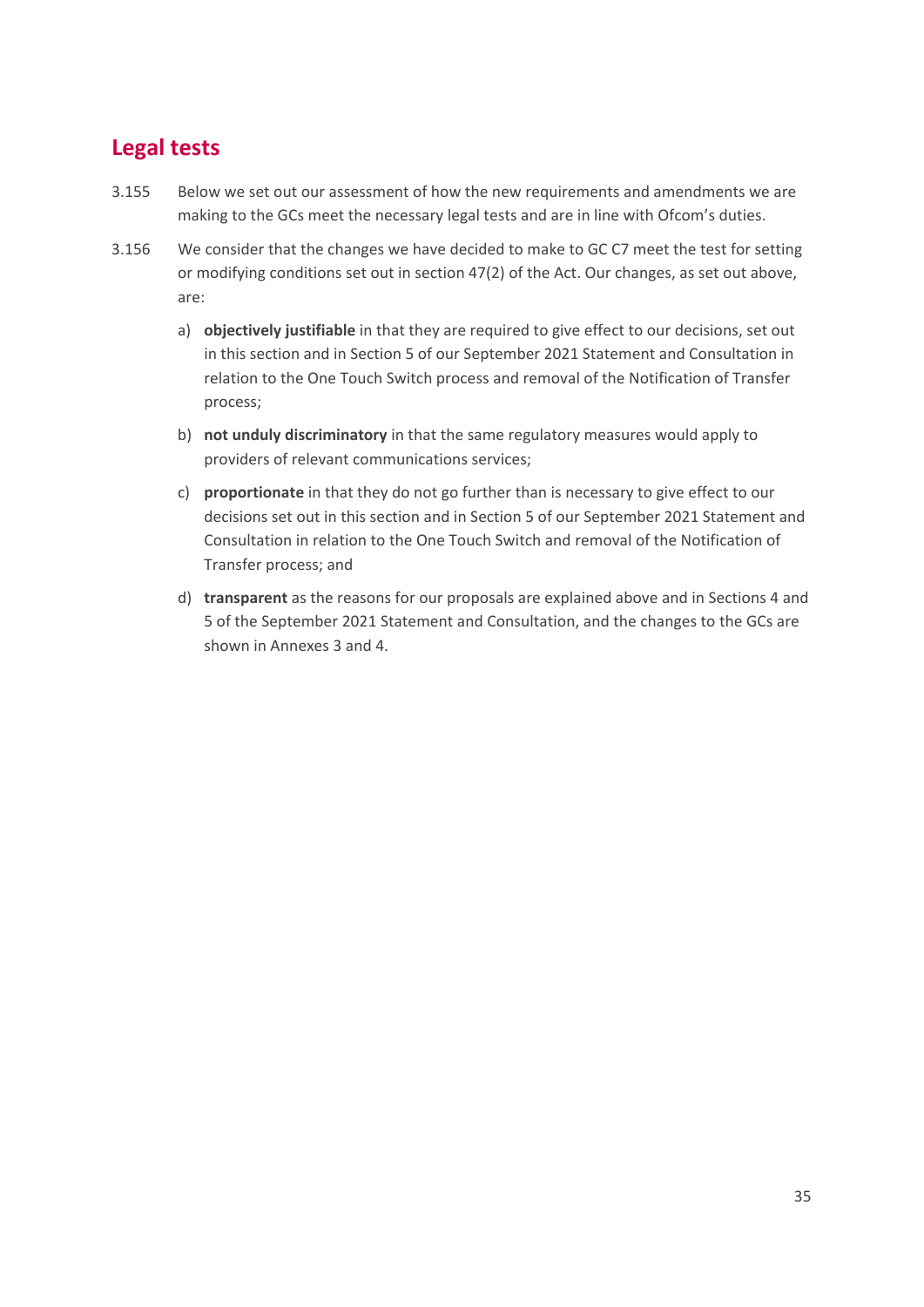## Legal tests

3.155 Below we set out our assessment of how the new requirements and amendments we are making to the GCs meet the necessary legal tests and are in line with Ofcom's duties.

3.156 We consider that the changes we have decided to make to GC C7 meet the test for setting or modifying conditions set out in section 47(2) of the Act. Our changes, as set out above, are:

a) **objectively justifiable** in that they are required to give effect to our decisions, set out in this section and in Section 5 of our September 2021 Statement and Consultation in relation to the One Touch Switch process and removal of the Notification of Transfer process;

b) **not unduly discriminatory** in that the same regulatory measures would apply to providers of relevant communications services;

c) **proportionate** in that they do not go further than is necessary to give effect to our decisions set out in this section and in Section 5 of our September 2021 Statement and Consultation in relation to the One Touch Switch and removal of the Notification of Transfer process; and

d) **transparent** as the reasons for our proposals are explained above and in Sections 4 and 5 of the September 2021 Statement and Consultation, and the changes to the GCs are shown in Annexes 3 and 4.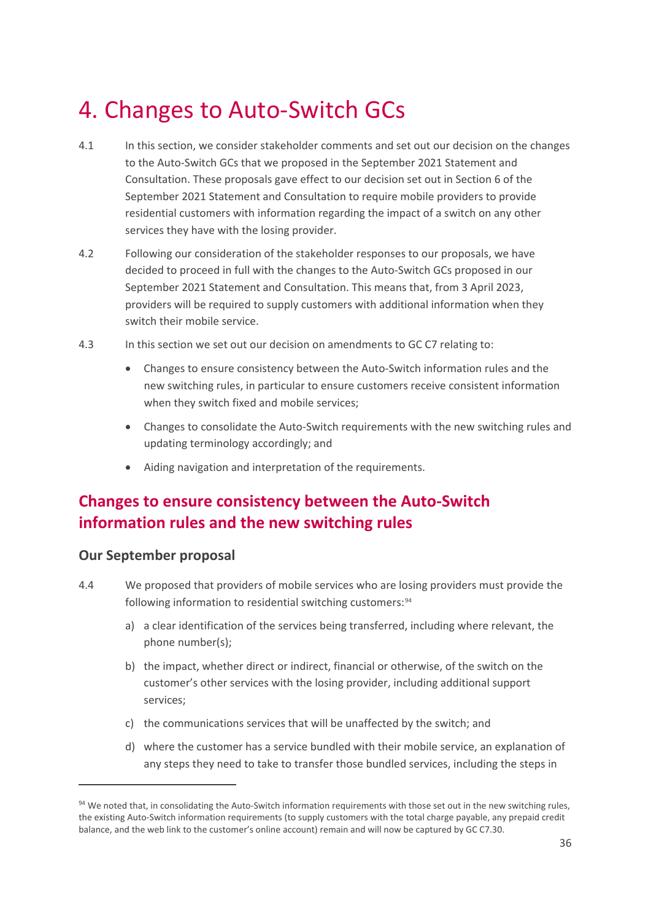# 4. Changes to Auto-Switch GCs

4.1 In this section, we consider stakeholder comments and set out our decision on the changes to the Auto-Switch GCs that we proposed in the September 2021 Statement and Consultation. These proposals gave effect to our decision set out in Section 6 of the September 2021 Statement and Consultation to require mobile providers to provide residential customers with information regarding the impact of a switch on any other services they have with the losing provider.

4.2 Following our consideration of the stakeholder responses to our proposals, we have decided to proceed in full with the changes to the Auto-Switch GCs proposed in our September 2021 Statement and Consultation. This means that, from 3 April 2023, providers will be required to supply customers with additional information when they switch their mobile service.

4.3 In this section we set out our decision on amendments to GC C7 relating to:

- Changes to ensure consistency between the Auto-Switch information rules and the new switching rules, in particular to ensure customers receive consistent information when they switch fixed and mobile services;
- Changes to consolidate the Auto-Switch requirements with the new switching rules and updating terminology accordingly; and
- Aiding navigation and interpretation of the requirements.

## Changes to ensure consistency between the Auto-Switch information rules and the new switching rules

### Our September proposal

4.4 We proposed that providers of mobile services who are losing providers must provide the following information to residential switching customers:[94]

a) a clear identification of the services being transferred, including where relevant, the phone number(s);

b) the impact, whether direct or indirect, financial or otherwise, of the switch on the customer's other services with the losing provider, including additional support services;

c) the communications services that will be unaffected by the switch; and

d) where the customer has a service bundled with their mobile service, an explanation of any steps they need to take to transfer those bundled services, including the steps in

[94] We noted that, in consolidating the Auto-Switch information requirements with those set out in the new switching rules, the existing Auto-Switch information requirements (to supply customers with the total charge payable, any prepaid credit balance, and the web link to the customer's online account) remain and will now be captured by GC C7.30.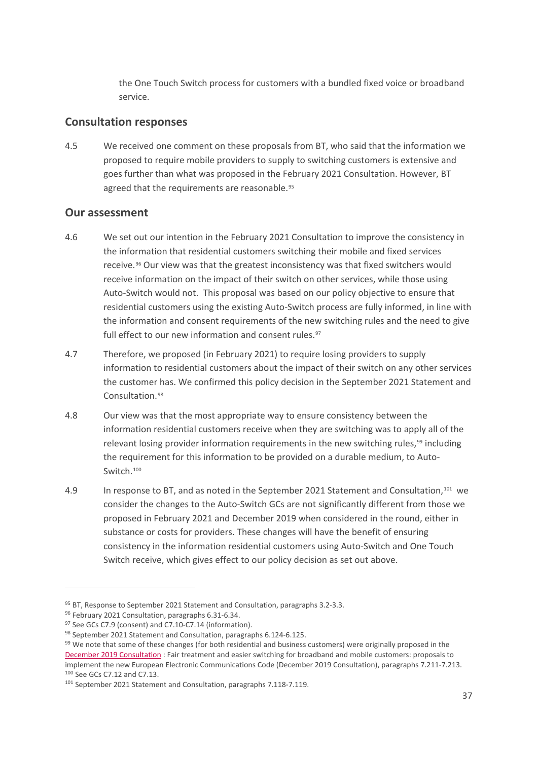the One Touch Switch process for customers with a bundled fixed voice or broadband service.

## Consultation responses

4.5 We received one comment on these proposals from BT, who said that the information we proposed to require mobile providers to supply to switching customers is extensive and goes further than what was proposed in the February 2021 Consultation. However, BT agreed that the requirements are reasonable.[95]

## Our assessment

4.6 We set out our intention in the February 2021 Consultation to improve the consistency in the information that residential customers switching their mobile and fixed services receive.[96] Our view was that the greatest inconsistency was that fixed switchers would receive information on the impact of their switch on other services, while those using Auto-Switch would not. This proposal was based on our policy objective to ensure that residential customers using the existing Auto-Switch process are fully informed, in line with the information and consent requirements of the new switching rules and the need to give full effect to our new information and consent rules.[97]

4.7 Therefore, we proposed (in February 2021) to require losing providers to supply information to residential customers about the impact of their switch on any other services the customer has. We confirmed this policy decision in the September 2021 Statement and Consultation.[98]

4.8 Our view was that the most appropriate way to ensure consistency between the information residential customers receive when they are switching was to apply all of the relevant losing provider information requirements in the new switching rules,[99] including the requirement for this information to be provided on a durable medium, to Auto-Switch.[100]

4.9 In response to BT, and as noted in the September 2021 Statement and Consultation,[101] we consider the changes to the Auto-Switch GCs are not significantly different from those we proposed in February 2021 and December 2019 when considered in the round, either in substance or costs for providers. These changes will have the benefit of ensuring consistency in the information residential customers using Auto-Switch and One Touch Switch receive, which gives effect to our policy decision as set out above.

---

[95] BT, Response to September 2021 Statement and Consultation, paragraphs 3.2-3.3.

[96] February 2021 Consultation, paragraphs 6.31-6.34.

[97] See GCs C7.9 (consent) and C7.10-C7.14 (information).

[98] September 2021 Statement and Consultation, paragraphs 6.124-6.125.

[99] We note that some of these changes (for both residential and business customers) were originally proposed in the December 2019 Consultation : Fair treatment and easier switching for broadband and mobile customers: proposals to implement the new European Electronic Communications Code (December 2019 Consultation), paragraphs 7.211-7.213.

[100] See GCs C7.12 and C7.13.

[101] September 2021 Statement and Consultation, paragraphs 7.118-7.119.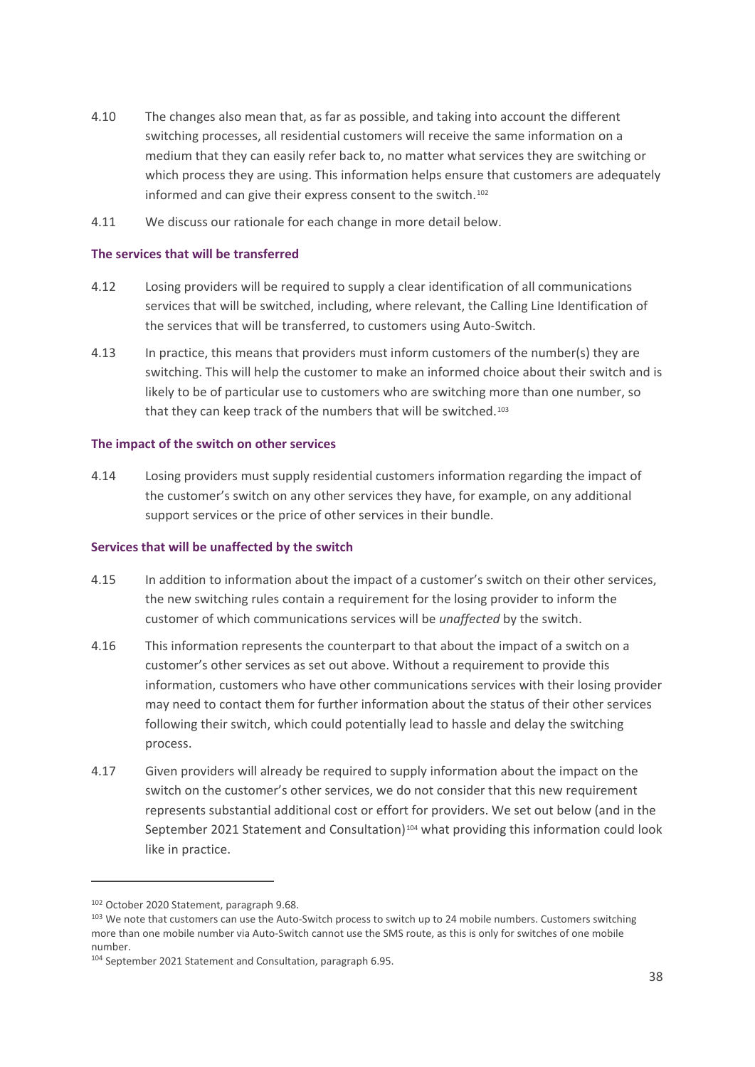4.10 The changes also mean that, as far as possible, and taking into account the different switching processes, all residential customers will receive the same information on a medium that they can easily refer back to, no matter what services they are switching or which process they are using. This information helps ensure that customers are adequately informed and can give their express consent to the switch.[102]

4.11 We discuss our rationale for each change in more detail below.

### The services that will be transferred

4.12 Losing providers will be required to supply a clear identification of all communications services that will be switched, including, where relevant, the Calling Line Identification of the services that will be transferred, to customers using Auto-Switch.

4.13 In practice, this means that providers must inform customers of the number(s) they are switching. This will help the customer to make an informed choice about their switch and is likely to be of particular use to customers who are switching more than one number, so that they can keep track of the numbers that will be switched.[103]

### The impact of the switch on other services

4.14 Losing providers must supply residential customers information regarding the impact of the customer's switch on any other services they have, for example, on any additional support services or the price of other services in their bundle.

### Services that will be unaffected by the switch

4.15 In addition to information about the impact of a customer's switch on their other services, the new switching rules contain a requirement for the losing provider to inform the customer of which communications services will be *unaffected* by the switch.

4.16 This information represents the counterpart to that about the impact of a switch on a customer's other services as set out above. Without a requirement to provide this information, customers who have other communications services with their losing provider may need to contact them for further information about the status of their other services following their switch, which could potentially lead to hassle and delay the switching process.

4.17 Given providers will already be required to supply information about the impact on the switch on the customer's other services, we do not consider that this new requirement represents substantial additional cost or effort for providers. We set out below (and in the September 2021 Statement and Consultation)[104] what providing this information could look like in practice.

---

[102] October 2020 Statement, paragraph 9.68.

[103] We note that customers can use the Auto-Switch process to switch up to 24 mobile numbers. Customers switching more than one mobile number via Auto-Switch cannot use the SMS route, as this is only for switches of one mobile number.

[104] September 2021 Statement and Consultation, paragraph 6.95.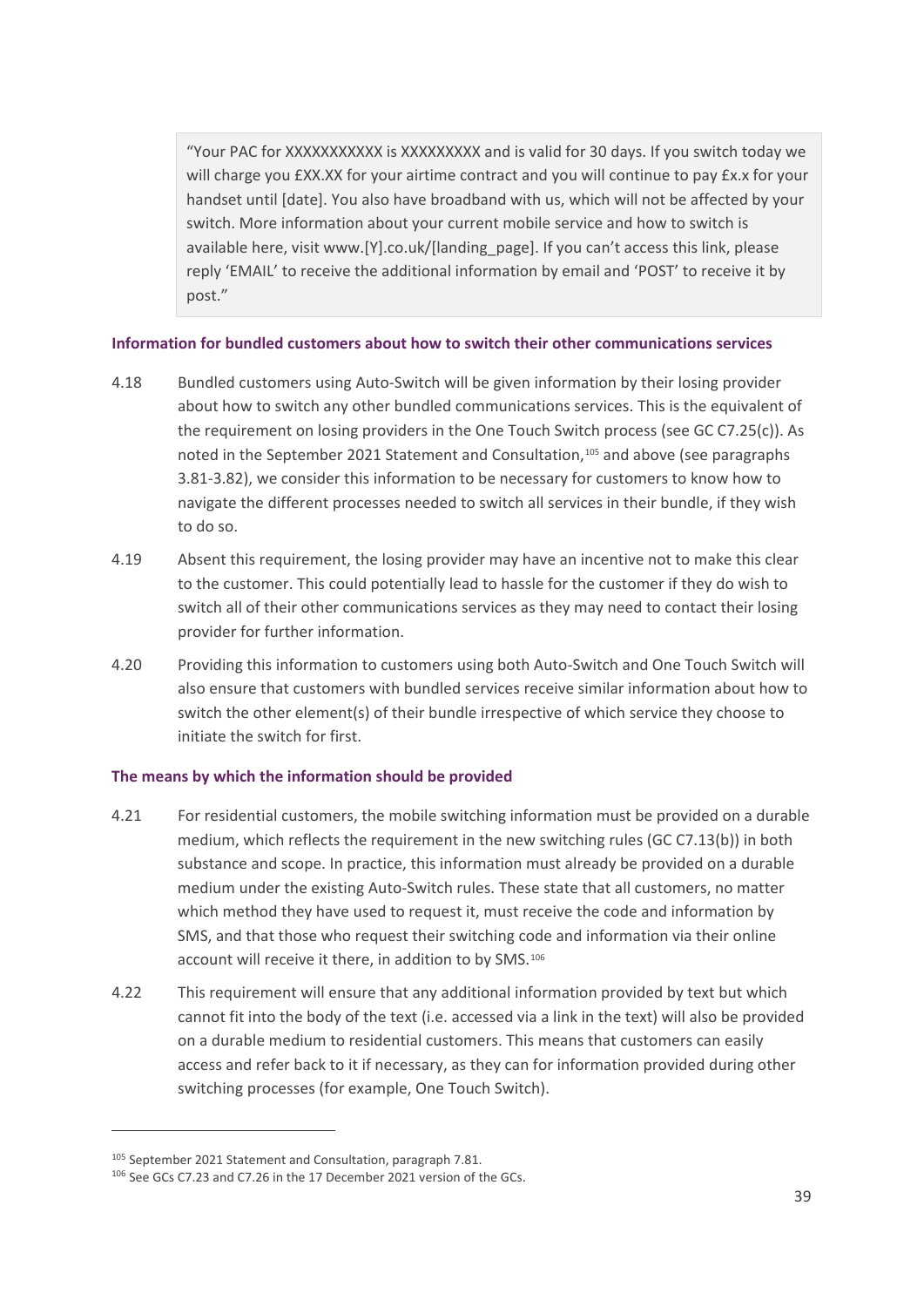> "Your PAC for XXXXXXXXXXX is XXXXXXXXX and is valid for 30 days. If you switch today we will charge you £XX.XX for your airtime contract and you will continue to pay £x.x for your handset until [date]. You also have broadband with us, which will not be affected by your switch. More information about your current mobile service and how to switch is available here, visit www.[Y].co.uk/[landing_page]. If you can't access this link, please reply 'EMAIL' to receive the additional information by email and 'POST' to receive it by post."

### Information for bundled customers about how to switch their other communications services

4.18 Bundled customers using Auto-Switch will be given information by their losing provider about how to switch any other bundled communications services. This is the equivalent of the requirement on losing providers in the One Touch Switch process (see GC C7.25(c)). As noted in the September 2021 Statement and Consultation,[105] and above (see paragraphs 3.81-3.82), we consider this information to be necessary for customers to know how to navigate the different processes needed to switch all services in their bundle, if they wish to do so.

4.19 Absent this requirement, the losing provider may have an incentive not to make this clear to the customer. This could potentially lead to hassle for the customer if they do wish to switch all of their other communications services as they may need to contact their losing provider for further information.

4.20 Providing this information to customers using both Auto-Switch and One Touch Switch will also ensure that customers with bundled services receive similar information about how to switch the other element(s) of their bundle irrespective of which service they choose to initiate the switch for first.

### The means by which the information should be provided

4.21 For residential customers, the mobile switching information must be provided on a durable medium, which reflects the requirement in the new switching rules (GC C7.13(b)) in both substance and scope. In practice, this information must already be provided on a durable medium under the existing Auto-Switch rules. These state that all customers, no matter which method they have used to request it, must receive the code and information by SMS, and that those who request their switching code and information via their online account will receive it there, in addition to by SMS.[106]

4.22 This requirement will ensure that any additional information provided by text but which cannot fit into the body of the text (i.e. accessed via a link in the text) will also be provided on a durable medium to residential customers. This means that customers can easily access and refer back to it if necessary, as they can for information provided during other switching processes (for example, One Touch Switch).

---

[105] September 2021 Statement and Consultation, paragraph 7.81.

[106] See GCs C7.23 and C7.26 in the 17 December 2021 version of the GCs.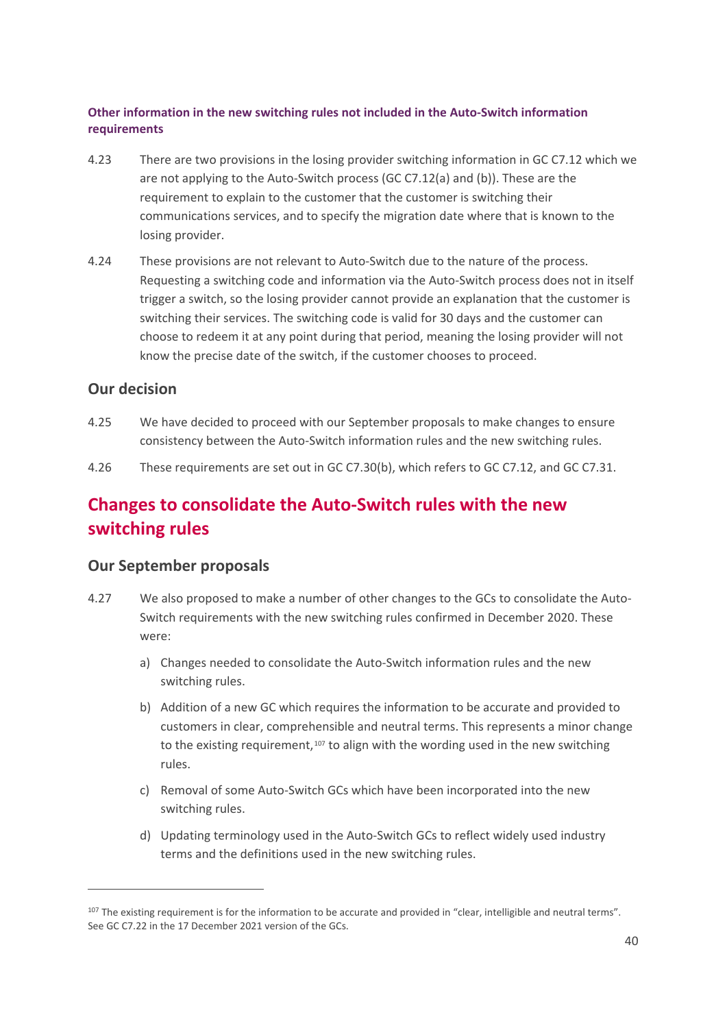#### Other information in the new switching rules not included in the Auto-Switch information requirements

4.23 There are two provisions in the losing provider switching information in GC C7.12 which we are not applying to the Auto-Switch process (GC C7.12(a) and (b)). These are the requirement to explain to the customer that the customer is switching their communications services, and to specify the migration date where that is known to the losing provider.

4.24 These provisions are not relevant to Auto-Switch due to the nature of the process. Requesting a switching code and information via the Auto-Switch process does not in itself trigger a switch, so the losing provider cannot provide an explanation that the customer is switching their services. The switching code is valid for 30 days and the customer can choose to redeem it at any point during that period, meaning the losing provider will not know the precise date of the switch, if the customer chooses to proceed.

### Our decision

4.25 We have decided to proceed with our September proposals to make changes to ensure consistency between the Auto-Switch information rules and the new switching rules.

4.26 These requirements are set out in GC C7.30(b), which refers to GC C7.12, and GC C7.31.

## Changes to consolidate the Auto-Switch rules with the new switching rules

### Our September proposals

4.27 We also proposed to make a number of other changes to the GCs to consolidate the Auto-Switch requirements with the new switching rules confirmed in December 2020. These were:

a) Changes needed to consolidate the Auto-Switch information rules and the new switching rules.

b) Addition of a new GC which requires the information to be accurate and provided to customers in clear, comprehensible and neutral terms. This represents a minor change to the existing requirement,[107] to align with the wording used in the new switching rules.

c) Removal of some Auto-Switch GCs which have been incorporated into the new switching rules.

d) Updating terminology used in the Auto-Switch GCs to reflect widely used industry terms and the definitions used in the new switching rules.

---

[107] The existing requirement is for the information to be accurate and provided in "clear, intelligible and neutral terms". See GC C7.22 in the 17 December 2021 version of the GCs.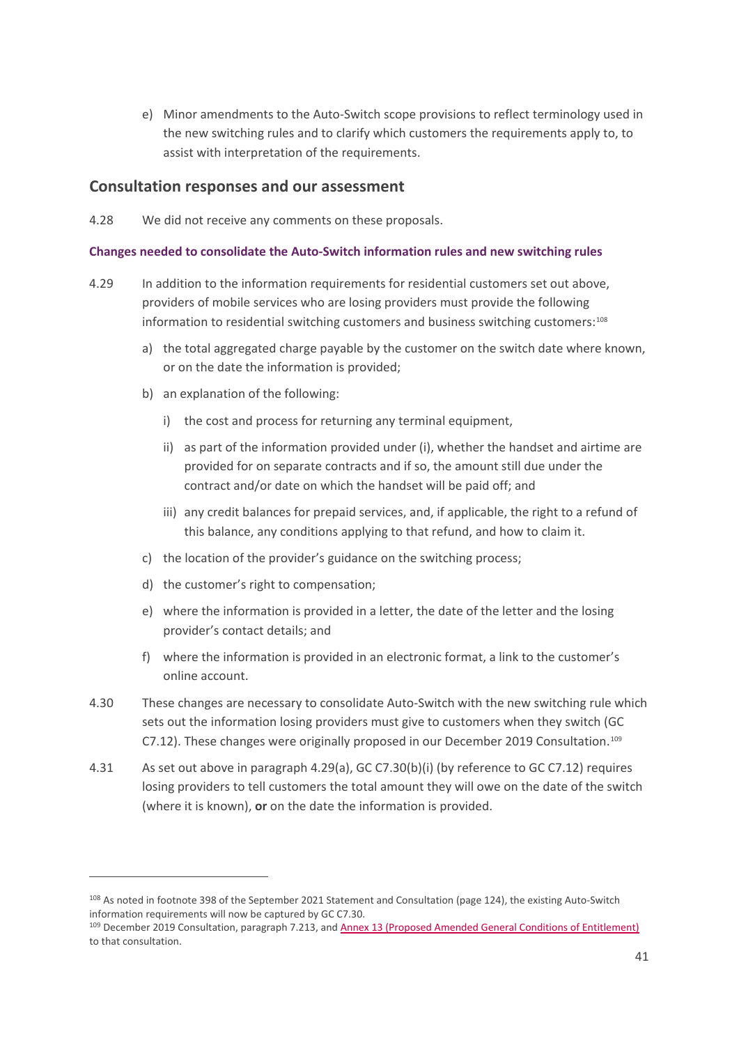e) Minor amendments to the Auto-Switch scope provisions to reflect terminology used in the new switching rules and to clarify which customers the requirements apply to, to assist with interpretation of the requirements.

## Consultation responses and our assessment

4.28 We did not receive any comments on these proposals.

### Changes needed to consolidate the Auto-Switch information rules and new switching rules

4.29 In addition to the information requirements for residential customers set out above, providers of mobile services who are losing providers must provide the following information to residential switching customers and business switching customers:[108]

a) the total aggregated charge payable by the customer on the switch date where known, or on the date the information is provided;

b) an explanation of the following:

i) the cost and process for returning any terminal equipment,

ii) as part of the information provided under (i), whether the handset and airtime are provided for on separate contracts and if so, the amount still due under the contract and/or date on which the handset will be paid off; and

iii) any credit balances for prepaid services, and, if applicable, the right to a refund of this balance, any conditions applying to that refund, and how to claim it.

c) the location of the provider's guidance on the switching process;

d) the customer's right to compensation;

e) where the information is provided in a letter, the date of the letter and the losing provider's contact details; and

f) where the information is provided in an electronic format, a link to the customer's online account.

4.30 These changes are necessary to consolidate Auto-Switch with the new switching rule which sets out the information losing providers must give to customers when they switch (GC C7.12). These changes were originally proposed in our December 2019 Consultation.[109]

4.31 As set out above in paragraph 4.29(a), GC C7.30(b)(i) (by reference to GC C7.12) requires losing providers to tell customers the total amount they will owe on the date of the switch (where it is known), **or** on the date the information is provided.

[108] As noted in footnote 398 of the September 2021 Statement and Consultation (page 124), the existing Auto-Switch information requirements will now be captured by GC C7.30.

[109] December 2019 Consultation, paragraph 7.213, and Annex 13 (Proposed Amended General Conditions of Entitlement) to that consultation.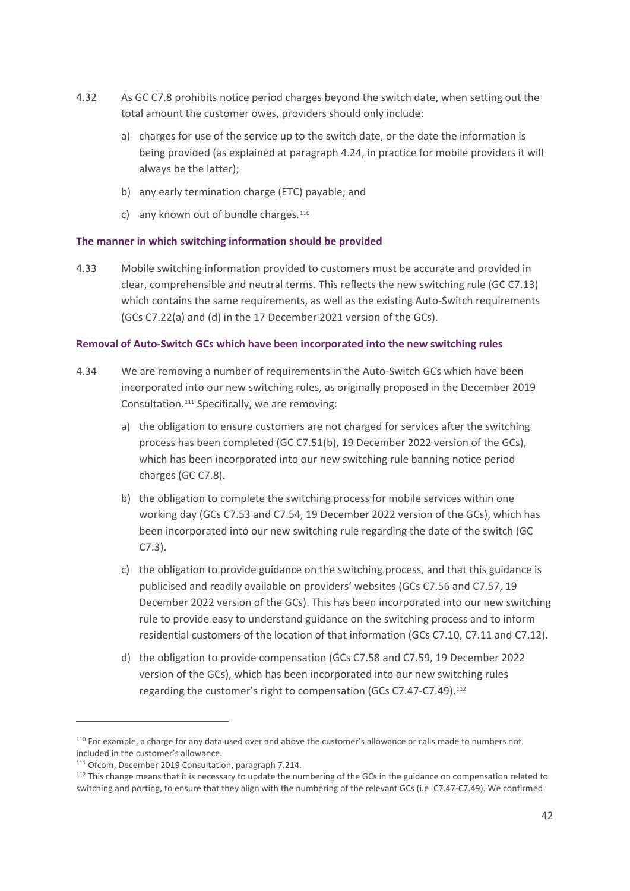4.32 As GC C7.8 prohibits notice period charges beyond the switch date, when setting out the total amount the customer owes, providers should only include:

a) charges for use of the service up to the switch date, or the date the information is being provided (as explained at paragraph 4.24, in practice for mobile providers it will always be the latter);

b) any early termination charge (ETC) payable; and

c) any known out of bundle charges.[110]

**The manner in which switching information should be provided**

4.33 Mobile switching information provided to customers must be accurate and provided in clear, comprehensible and neutral terms. This reflects the new switching rule (GC C7.13) which contains the same requirements, as well as the existing Auto-Switch requirements (GCs C7.22(a) and (d) in the 17 December 2021 version of the GCs).

**Removal of Auto-Switch GCs which have been incorporated into the new switching rules**

4.34 We are removing a number of requirements in the Auto-Switch GCs which have been incorporated into our new switching rules, as originally proposed in the December 2019 Consultation.[111] Specifically, we are removing:

a) the obligation to ensure customers are not charged for services after the switching process has been completed (GC C7.51(b), 19 December 2022 version of the GCs), which has been incorporated into our new switching rule banning notice period charges (GC C7.8).

b) the obligation to complete the switching process for mobile services within one working day (GCs C7.53 and C7.54, 19 December 2022 version of the GCs), which has been incorporated into our new switching rule regarding the date of the switch (GC C7.3).

c) the obligation to provide guidance on the switching process, and that this guidance is publicised and readily available on providers' websites (GCs C7.56 and C7.57, 19 December 2022 version of the GCs). This has been incorporated into our new switching rule to provide easy to understand guidance on the switching process and to inform residential customers of the location of that information (GCs C7.10, C7.11 and C7.12).

d) the obligation to provide compensation (GCs C7.58 and C7.59, 19 December 2022 version of the GCs), which has been incorporated into our new switching rules regarding the customer's right to compensation (GCs C7.47-C7.49).[112]

---

[110] For example, a charge for any data used over and above the customer's allowance or calls made to numbers not included in the customer's allowance.

[111] Ofcom, December 2019 Consultation, paragraph 7.214.

[112] This change means that it is necessary to update the numbering of the GCs in the guidance on compensation related to switching and porting, to ensure that they align with the numbering of the relevant GCs (i.e. C7.47-C7.49). We confirmed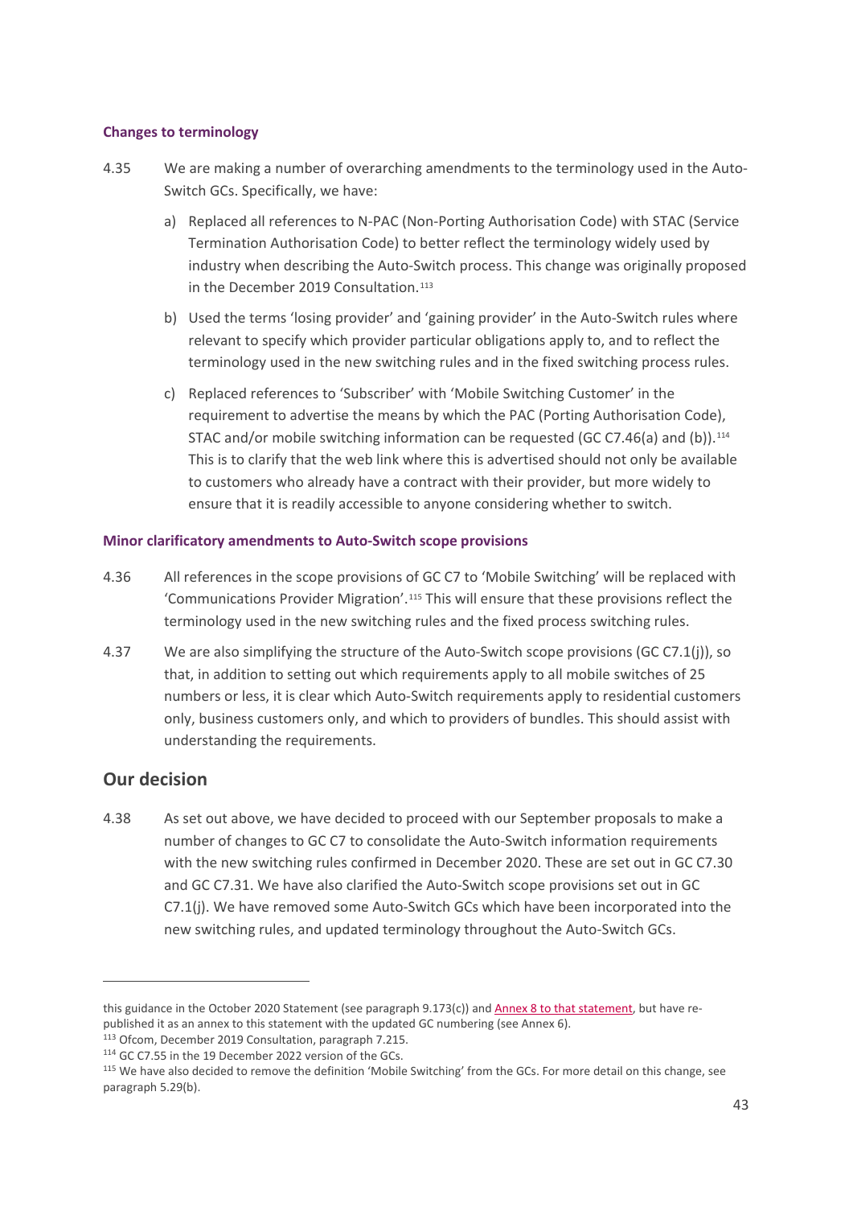#### Changes to terminology

4.35 We are making a number of overarching amendments to the terminology used in the Auto-Switch GCs. Specifically, we have:

a) Replaced all references to N-PAC (Non-Porting Authorisation Code) with STAC (Service Termination Authorisation Code) to better reflect the terminology widely used by industry when describing the Auto-Switch process. This change was originally proposed in the December 2019 Consultation.[113]

b) Used the terms 'losing provider' and 'gaining provider' in the Auto-Switch rules where relevant to specify which provider particular obligations apply to, and to reflect the terminology used in the new switching rules and in the fixed switching process rules.

c) Replaced references to 'Subscriber' with 'Mobile Switching Customer' in the requirement to advertise the means by which the PAC (Porting Authorisation Code), STAC and/or mobile switching information can be requested (GC C7.46(a) and (b)).[114] This is to clarify that the web link where this is advertised should not only be available to customers who already have a contract with their provider, but more widely to ensure that it is readily accessible to anyone considering whether to switch.

#### Minor clarificatory amendments to Auto-Switch scope provisions

4.36 All references in the scope provisions of GC C7 to 'Mobile Switching' will be replaced with 'Communications Provider Migration'.[115] This will ensure that these provisions reflect the terminology used in the new switching rules and the fixed process switching rules.

4.37 We are also simplifying the structure of the Auto-Switch scope provisions (GC C7.1(j)), so that, in addition to setting out which requirements apply to all mobile switches of 25 numbers or less, it is clear which Auto-Switch requirements apply to residential customers only, business customers only, and which to providers of bundles. This should assist with understanding the requirements.

## Our decision

4.38 As set out above, we have decided to proceed with our September proposals to make a number of changes to GC C7 to consolidate the Auto-Switch information requirements with the new switching rules confirmed in December 2020. These are set out in GC C7.30 and GC C7.31. We have also clarified the Auto-Switch scope provisions set out in GC C7.1(j). We have removed some Auto-Switch GCs which have been incorporated into the new switching rules, and updated terminology throughout the Auto-Switch GCs.

---

this guidance in the October 2020 Statement (see paragraph 9.173(c)) and Annex 8 to that statement, but have re-published it as an annex to this statement with the updated GC numbering (see Annex 6).

[113] Ofcom, December 2019 Consultation, paragraph 7.215.

[114] GC C7.55 in the 19 December 2022 version of the GCs.

[115] We have also decided to remove the definition 'Mobile Switching' from the GCs. For more detail on this change, see paragraph 5.29(b).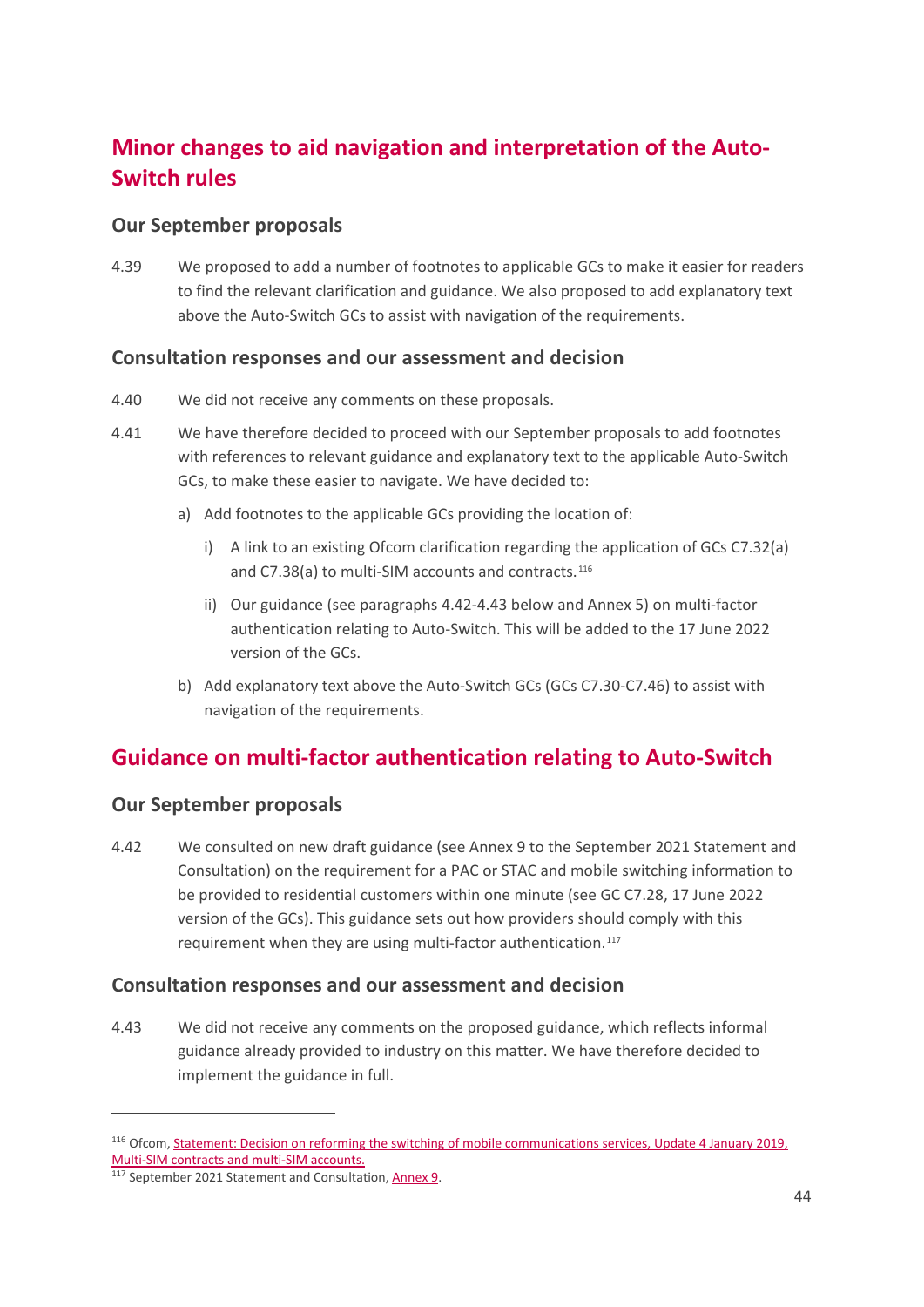## Minor changes to aid navigation and interpretation of the Auto-Switch rules

### Our September proposals

4.39 We proposed to add a number of footnotes to applicable GCs to make it easier for readers to find the relevant clarification and guidance. We also proposed to add explanatory text above the Auto-Switch GCs to assist with navigation of the requirements.

### Consultation responses and our assessment and decision

4.40 We did not receive any comments on these proposals.

4.41 We have therefore decided to proceed with our September proposals to add footnotes with references to relevant guidance and explanatory text to the applicable Auto-Switch GCs, to make these easier to navigate. We have decided to:

a) Add footnotes to the applicable GCs providing the location of:

i) A link to an existing Ofcom clarification regarding the application of GCs C7.32(a) and C7.38(a) to multi-SIM accounts and contracts.[116]

ii) Our guidance (see paragraphs 4.42-4.43 below and Annex 5) on multi-factor authentication relating to Auto-Switch. This will be added to the 17 June 2022 version of the GCs.

b) Add explanatory text above the Auto-Switch GCs (GCs C7.30-C7.46) to assist with navigation of the requirements.

## Guidance on multi-factor authentication relating to Auto-Switch

### Our September proposals

4.42 We consulted on new draft guidance (see Annex 9 to the September 2021 Statement and Consultation) on the requirement for a PAC or STAC and mobile switching information to be provided to residential customers within one minute (see GC C7.28, 17 June 2022 version of the GCs). This guidance sets out how providers should comply with this requirement when they are using multi-factor authentication.[117]

### Consultation responses and our assessment and decision

4.43 We did not receive any comments on the proposed guidance, which reflects informal guidance already provided to industry on this matter. We have therefore decided to implement the guidance in full.

---

[116] Ofcom, Statement: Decision on reforming the switching of mobile communications services, Update 4 January 2019, Multi-SIM contracts and multi-SIM accounts.

[117] September 2021 Statement and Consultation, Annex 9.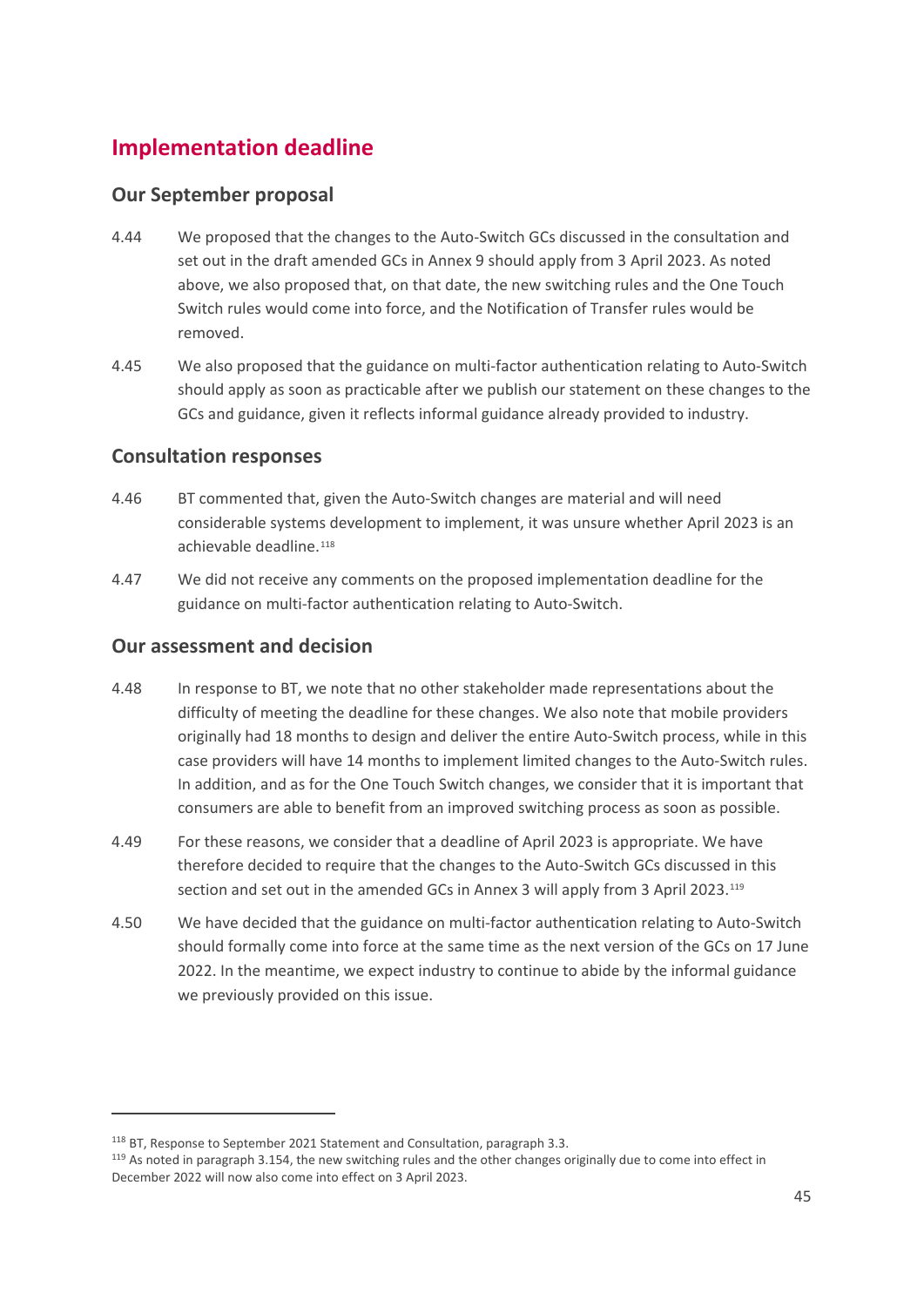## Implementation deadline

### Our September proposal

4.44 We proposed that the changes to the Auto-Switch GCs discussed in the consultation and set out in the draft amended GCs in Annex 9 should apply from 3 April 2023. As noted above, we also proposed that, on that date, the new switching rules and the One Touch Switch rules would come into force, and the Notification of Transfer rules would be removed.

4.45 We also proposed that the guidance on multi-factor authentication relating to Auto-Switch should apply as soon as practicable after we publish our statement on these changes to the GCs and guidance, given it reflects informal guidance already provided to industry.

### Consultation responses

4.46 BT commented that, given the Auto-Switch changes are material and will need considerable systems development to implement, it was unsure whether April 2023 is an achievable deadline.[118]

4.47 We did not receive any comments on the proposed implementation deadline for the guidance on multi-factor authentication relating to Auto-Switch.

### Our assessment and decision

4.48 In response to BT, we note that no other stakeholder made representations about the difficulty of meeting the deadline for these changes. We also note that mobile providers originally had 18 months to design and deliver the entire Auto-Switch process, while in this case providers will have 14 months to implement limited changes to the Auto-Switch rules. In addition, and as for the One Touch Switch changes, we consider that it is important that consumers are able to benefit from an improved switching process as soon as possible.

4.49 For these reasons, we consider that a deadline of April 2023 is appropriate. We have therefore decided to require that the changes to the Auto-Switch GCs discussed in this section and set out in the amended GCs in Annex 3 will apply from 3 April 2023.[119]

4.50 We have decided that the guidance on multi-factor authentication relating to Auto-Switch should formally come into force at the same time as the next version of the GCs on 17 June 2022. In the meantime, we expect industry to continue to abide by the informal guidance we previously provided on this issue.

---

[118] BT, Response to September 2021 Statement and Consultation, paragraph 3.3.

[119] As noted in paragraph 3.154, the new switching rules and the other changes originally due to come into effect in December 2022 will now also come into effect on 3 April 2023.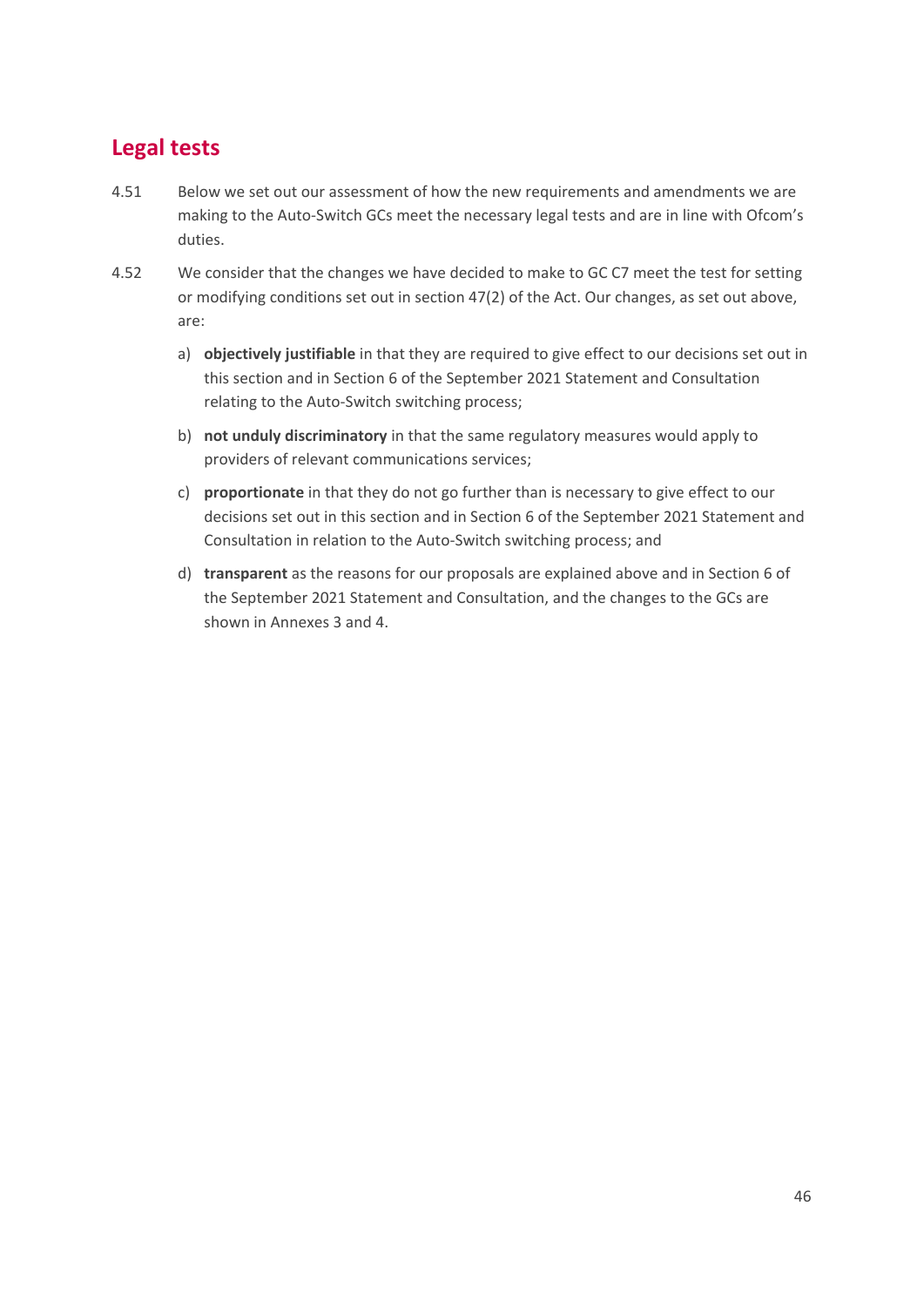## Legal tests

4.51 Below we set out our assessment of how the new requirements and amendments we are making to the Auto-Switch GCs meet the necessary legal tests and are in line with Ofcom's duties.

4.52 We consider that the changes we have decided to make to GC C7 meet the test for setting or modifying conditions set out in section 47(2) of the Act. Our changes, as set out above, are:

a) **objectively justifiable** in that they are required to give effect to our decisions set out in this section and in Section 6 of the September 2021 Statement and Consultation relating to the Auto-Switch switching process;

b) **not unduly discriminatory** in that the same regulatory measures would apply to providers of relevant communications services;

c) **proportionate** in that they do not go further than is necessary to give effect to our decisions set out in this section and in Section 6 of the September 2021 Statement and Consultation in relation to the Auto-Switch switching process; and

d) **transparent** as the reasons for our proposals are explained above and in Section 6 of the September 2021 Statement and Consultation, and the changes to the GCs are shown in Annexes 3 and 4.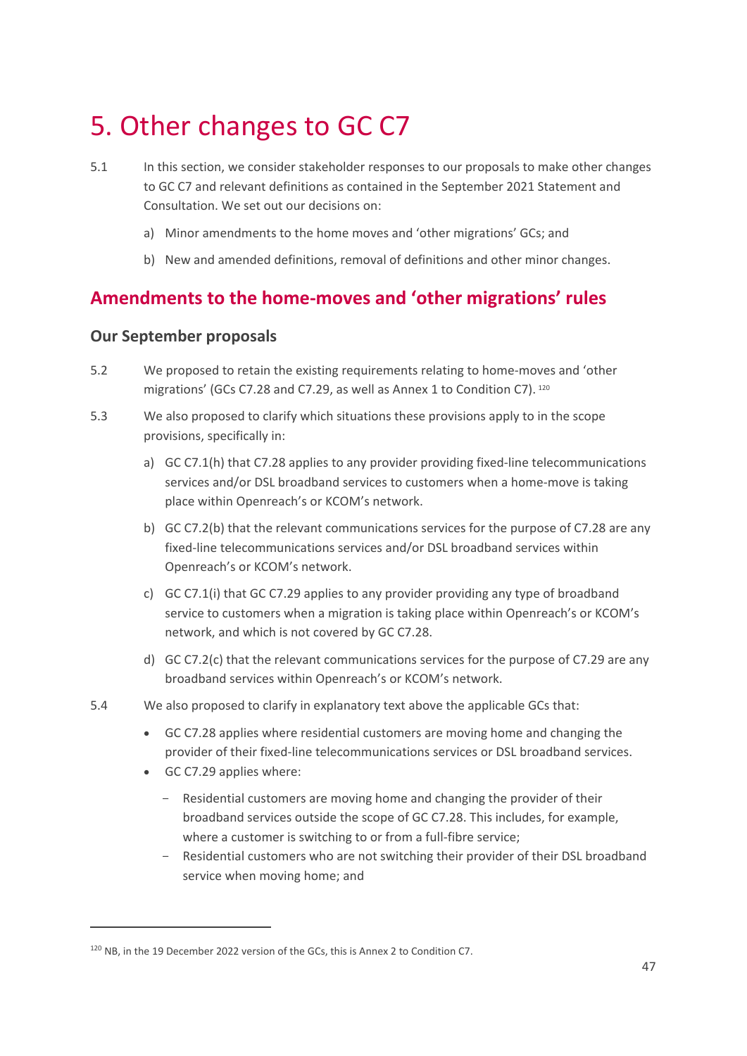# 5. Other changes to GC C7

5.1 In this section, we consider stakeholder responses to our proposals to make other changes to GC C7 and relevant definitions as contained in the September 2021 Statement and Consultation. We set out our decisions on:

a) Minor amendments to the home moves and 'other migrations' GCs; and

b) New and amended definitions, removal of definitions and other minor changes.

## Amendments to the home-moves and 'other migrations' rules

### Our September proposals

5.2 We proposed to retain the existing requirements relating to home-moves and 'other migrations' (GCs C7.28 and C7.29, as well as Annex 1 to Condition C7).[120]

5.3 We also proposed to clarify which situations these provisions apply to in the scope provisions, specifically in:

a) GC C7.1(h) that C7.28 applies to any provider providing fixed-line telecommunications services and/or DSL broadband services to customers when a home-move is taking place within Openreach's or KCOM's network.

b) GC C7.2(b) that the relevant communications services for the purpose of C7.28 are any fixed-line telecommunications services and/or DSL broadband services within Openreach's or KCOM's network.

c) GC C7.1(i) that GC C7.29 applies to any provider providing any type of broadband service to customers when a migration is taking place within Openreach's or KCOM's network, and which is not covered by GC C7.28.

d) GC C7.2(c) that the relevant communications services for the purpose of C7.29 are any broadband services within Openreach's or KCOM's network.

5.4 We also proposed to clarify in explanatory text above the applicable GCs that:

- GC C7.28 applies where residential customers are moving home and changing the provider of their fixed-line telecommunications services or DSL broadband services.
- GC C7.29 applies where:
  - Residential customers are moving home and changing the provider of their broadband services outside the scope of GC C7.28. This includes, for example, where a customer is switching to or from a full-fibre service;
  - Residential customers who are not switching their provider of their DSL broadband service when moving home; and

[120] NB, in the 19 December 2022 version of the GCs, this is Annex 2 to Condition C7.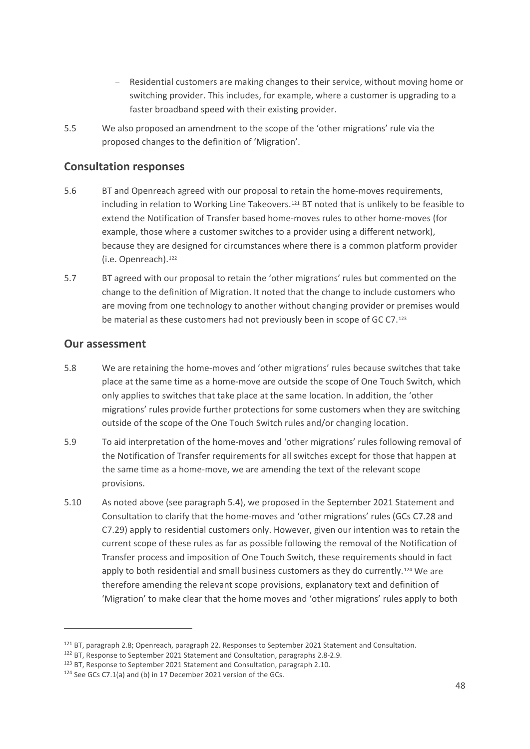- Residential customers are making changes to their service, without moving home or switching provider. This includes, for example, where a customer is upgrading to a faster broadband speed with their existing provider.

5.5 We also proposed an amendment to the scope of the 'other migrations' rule via the proposed changes to the definition of 'Migration'.

## Consultation responses

5.6 BT and Openreach agreed with our proposal to retain the home-moves requirements, including in relation to Working Line Takeovers.[121] BT noted that is unlikely to be feasible to extend the Notification of Transfer based home-moves rules to other home-moves (for example, those where a customer switches to a provider using a different network), because they are designed for circumstances where there is a common platform provider (i.e. Openreach).[122]

5.7 BT agreed with our proposal to retain the 'other migrations' rules but commented on the change to the definition of Migration. It noted that the change to include customers who are moving from one technology to another without changing provider or premises would be material as these customers had not previously been in scope of GC C7.[123]

## Our assessment

5.8 We are retaining the home-moves and 'other migrations' rules because switches that take place at the same time as a home-move are outside the scope of One Touch Switch, which only applies to switches that take place at the same location. In addition, the 'other migrations' rules provide further protections for some customers when they are switching outside of the scope of the One Touch Switch rules and/or changing location.

5.9 To aid interpretation of the home-moves and 'other migrations' rules following removal of the Notification of Transfer requirements for all switches except for those that happen at the same time as a home-move, we are amending the text of the relevant scope provisions.

5.10 As noted above (see paragraph 5.4), we proposed in the September 2021 Statement and Consultation to clarify that the home-moves and 'other migrations' rules (GCs C7.28 and C7.29) apply to residential customers only. However, given our intention was to retain the current scope of these rules as far as possible following the removal of the Notification of Transfer process and imposition of One Touch Switch, these requirements should in fact apply to both residential and small business customers as they do currently.[124] We are therefore amending the relevant scope provisions, explanatory text and definition of 'Migration' to make clear that the home moves and 'other migrations' rules apply to both

---

[121] BT, paragraph 2.8; Openreach, paragraph 22. Responses to September 2021 Statement and Consultation.

[122] BT, Response to September 2021 Statement and Consultation, paragraphs 2.8-2.9.

[123] BT, Response to September 2021 Statement and Consultation, paragraph 2.10.

[124] See GCs C7.1(a) and (b) in 17 December 2021 version of the GCs.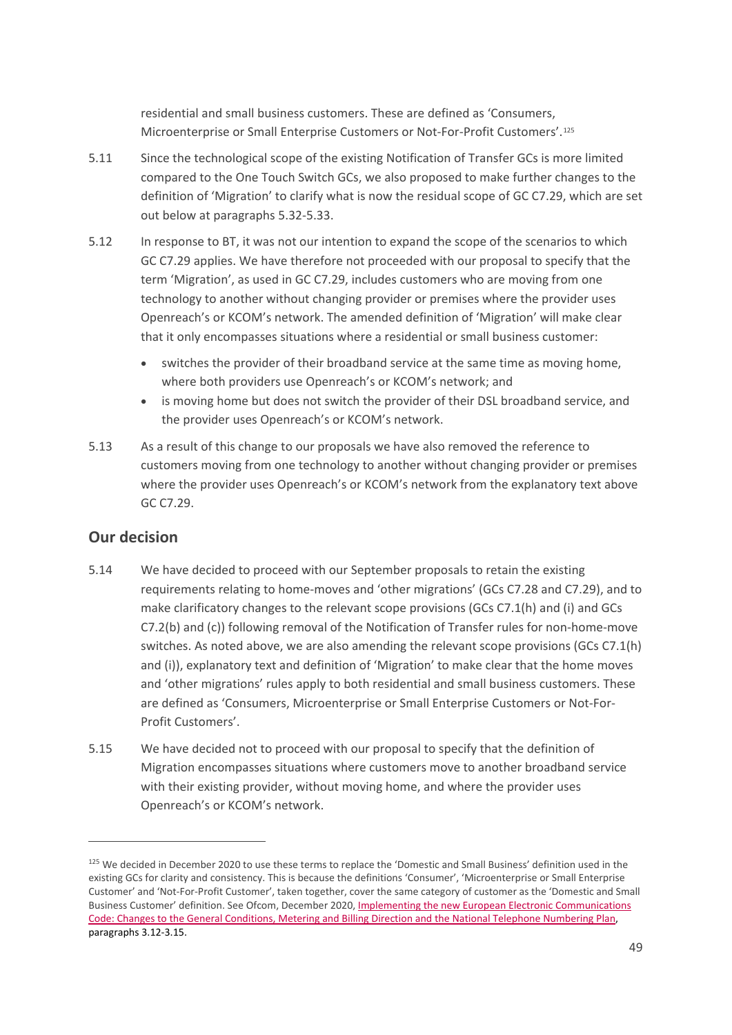residential and small business customers. These are defined as 'Consumers, Microenterprise or Small Enterprise Customers or Not-For-Profit Customers'.[125]

5.11 Since the technological scope of the existing Notification of Transfer GCs is more limited compared to the One Touch Switch GCs, we also proposed to make further changes to the definition of 'Migration' to clarify what is now the residual scope of GC C7.29, which are set out below at paragraphs 5.32-5.33.

5.12 In response to BT, it was not our intention to expand the scope of the scenarios to which GC C7.29 applies. We have therefore not proceeded with our proposal to specify that the term 'Migration', as used in GC C7.29, includes customers who are moving from one technology to another without changing provider or premises where the provider uses Openreach's or KCOM's network. The amended definition of 'Migration' will make clear that it only encompasses situations where a residential or small business customer:

- switches the provider of their broadband service at the same time as moving home, where both providers use Openreach's or KCOM's network; and
- is moving home but does not switch the provider of their DSL broadband service, and the provider uses Openreach's or KCOM's network.

5.13 As a result of this change to our proposals we have also removed the reference to customers moving from one technology to another without changing provider or premises where the provider uses Openreach's or KCOM's network from the explanatory text above GC C7.29.

## Our decision

5.14 We have decided to proceed with our September proposals to retain the existing requirements relating to home-moves and 'other migrations' (GCs C7.28 and C7.29), and to make clarificatory changes to the relevant scope provisions (GCs C7.1(h) and (i) and GCs C7.2(b) and (c)) following removal of the Notification of Transfer rules for non-home-move switches. As noted above, we are also amending the relevant scope provisions (GCs C7.1(h) and (i)), explanatory text and definition of 'Migration' to make clear that the home moves and 'other migrations' rules apply to both residential and small business customers. These are defined as 'Consumers, Microenterprise or Small Enterprise Customers or Not-For-Profit Customers'.

5.15 We have decided not to proceed with our proposal to specify that the definition of Migration encompasses situations where customers move to another broadband service with their existing provider, without moving home, and where the provider uses Openreach's or KCOM's network.

---

[125] We decided in December 2020 to use these terms to replace the 'Domestic and Small Business' definition used in the existing GCs for clarity and consistency. This is because the definitions 'Consumer', 'Microenterprise or Small Enterprise Customer' and 'Not-For-Profit Customer', taken together, cover the same category of customer as the 'Domestic and Small Business Customer' definition. See Ofcom, December 2020, Implementing the new European Electronic Communications Code: Changes to the General Conditions, Metering and Billing Direction and the National Telephone Numbering Plan, paragraphs 3.12-3.15.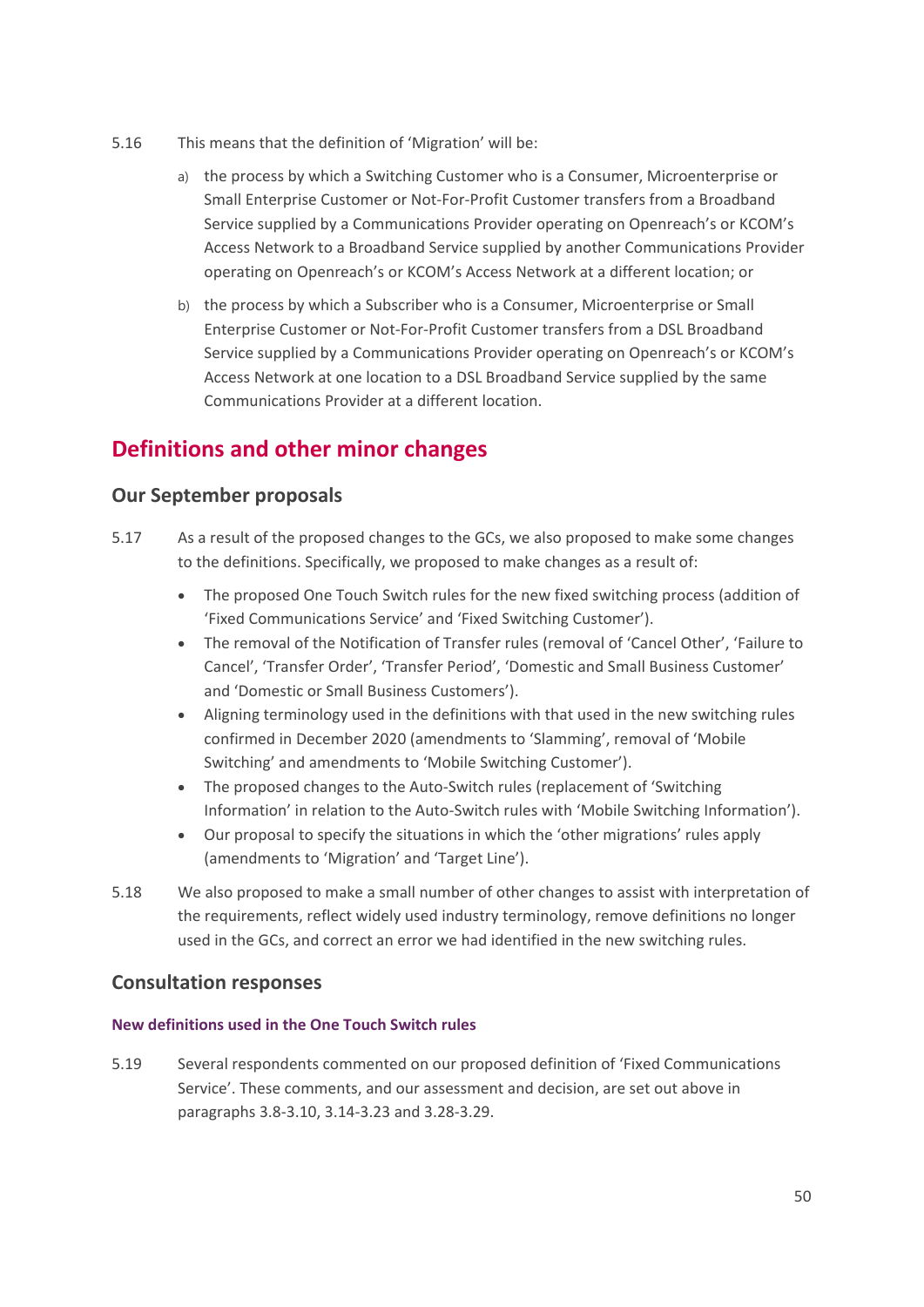5.16 This means that the definition of 'Migration' will be:

a) the process by which a Switching Customer who is a Consumer, Microenterprise or Small Enterprise Customer or Not-For-Profit Customer transfers from a Broadband Service supplied by a Communications Provider operating on Openreach's or KCOM's Access Network to a Broadband Service supplied by another Communications Provider operating on Openreach's or KCOM's Access Network at a different location; or

b) the process by which a Subscriber who is a Consumer, Microenterprise or Small Enterprise Customer or Not-For-Profit Customer transfers from a DSL Broadband Service supplied by a Communications Provider operating on Openreach's or KCOM's Access Network at one location to a DSL Broadband Service supplied by the same Communications Provider at a different location.

## Definitions and other minor changes

### Our September proposals

5.17 As a result of the proposed changes to the GCs, we also proposed to make some changes to the definitions. Specifically, we proposed to make changes as a result of:

- The proposed One Touch Switch rules for the new fixed switching process (addition of 'Fixed Communications Service' and 'Fixed Switching Customer').
- The removal of the Notification of Transfer rules (removal of 'Cancel Other', 'Failure to Cancel', 'Transfer Order', 'Transfer Period', 'Domestic and Small Business Customer' and 'Domestic or Small Business Customers').
- Aligning terminology used in the definitions with that used in the new switching rules confirmed in December 2020 (amendments to 'Slamming', removal of 'Mobile Switching' and amendments to 'Mobile Switching Customer').
- The proposed changes to the Auto-Switch rules (replacement of 'Switching Information' in relation to the Auto-Switch rules with 'Mobile Switching Information').
- Our proposal to specify the situations in which the 'other migrations' rules apply (amendments to 'Migration' and 'Target Line').

5.18 We also proposed to make a small number of other changes to assist with interpretation of the requirements, reflect widely used industry terminology, remove definitions no longer used in the GCs, and correct an error we had identified in the new switching rules.

### Consultation responses

#### New definitions used in the One Touch Switch rules

5.19 Several respondents commented on our proposed definition of 'Fixed Communications Service'. These comments, and our assessment and decision, are set out above in paragraphs 3.8-3.10, 3.14-3.23 and 3.28-3.29.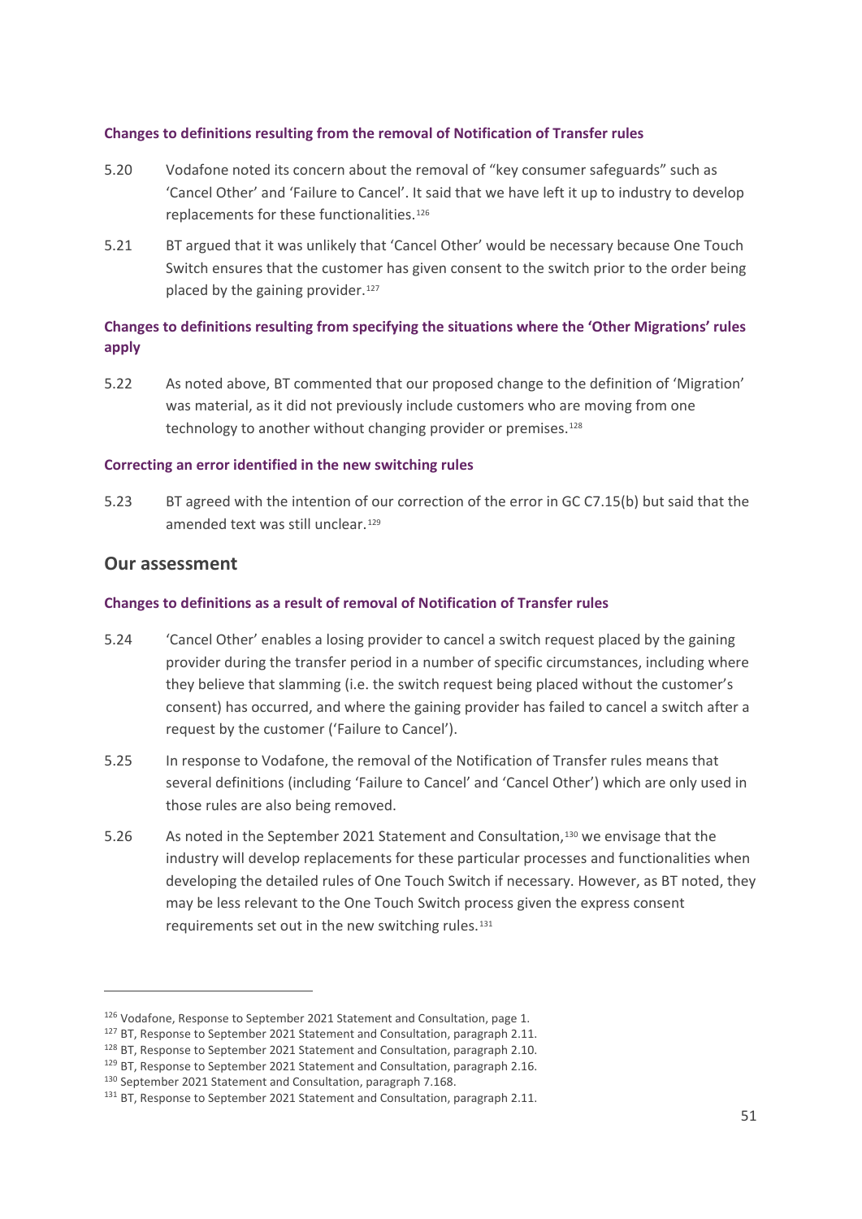#### Changes to definitions resulting from the removal of Notification of Transfer rules

5.20 Vodafone noted its concern about the removal of "key consumer safeguards" such as 'Cancel Other' and 'Failure to Cancel'. It said that we have left it up to industry to develop replacements for these functionalities.[126]

5.21 BT argued that it was unlikely that 'Cancel Other' would be necessary because One Touch Switch ensures that the customer has given consent to the switch prior to the order being placed by the gaining provider.[127]

#### Changes to definitions resulting from specifying the situations where the 'Other Migrations' rules apply

5.22 As noted above, BT commented that our proposed change to the definition of 'Migration' was material, as it did not previously include customers who are moving from one technology to another without changing provider or premises.[128]

#### Correcting an error identified in the new switching rules

5.23 BT agreed with the intention of our correction of the error in GC C7.15(b) but said that the amended text was still unclear.[129]

### Our assessment

#### Changes to definitions as a result of removal of Notification of Transfer rules

5.24 'Cancel Other' enables a losing provider to cancel a switch request placed by the gaining provider during the transfer period in a number of specific circumstances, including where they believe that slamming (i.e. the switch request being placed without the customer's consent) has occurred, and where the gaining provider has failed to cancel a switch after a request by the customer ('Failure to Cancel').

5.25 In response to Vodafone, the removal of the Notification of Transfer rules means that several definitions (including 'Failure to Cancel' and 'Cancel Other') which are only used in those rules are also being removed.

5.26 As noted in the September 2021 Statement and Consultation,[130] we envisage that the industry will develop replacements for these particular processes and functionalities when developing the detailed rules of One Touch Switch if necessary. However, as BT noted, they may be less relevant to the One Touch Switch process given the express consent requirements set out in the new switching rules.[131]

---

[126] Vodafone, Response to September 2021 Statement and Consultation, page 1.

[127] BT, Response to September 2021 Statement and Consultation, paragraph 2.11.

[128] BT, Response to September 2021 Statement and Consultation, paragraph 2.10.

[129] BT, Response to September 2021 Statement and Consultation, paragraph 2.16.

[130] September 2021 Statement and Consultation, paragraph 7.168.

[131] BT, Response to September 2021 Statement and Consultation, paragraph 2.11.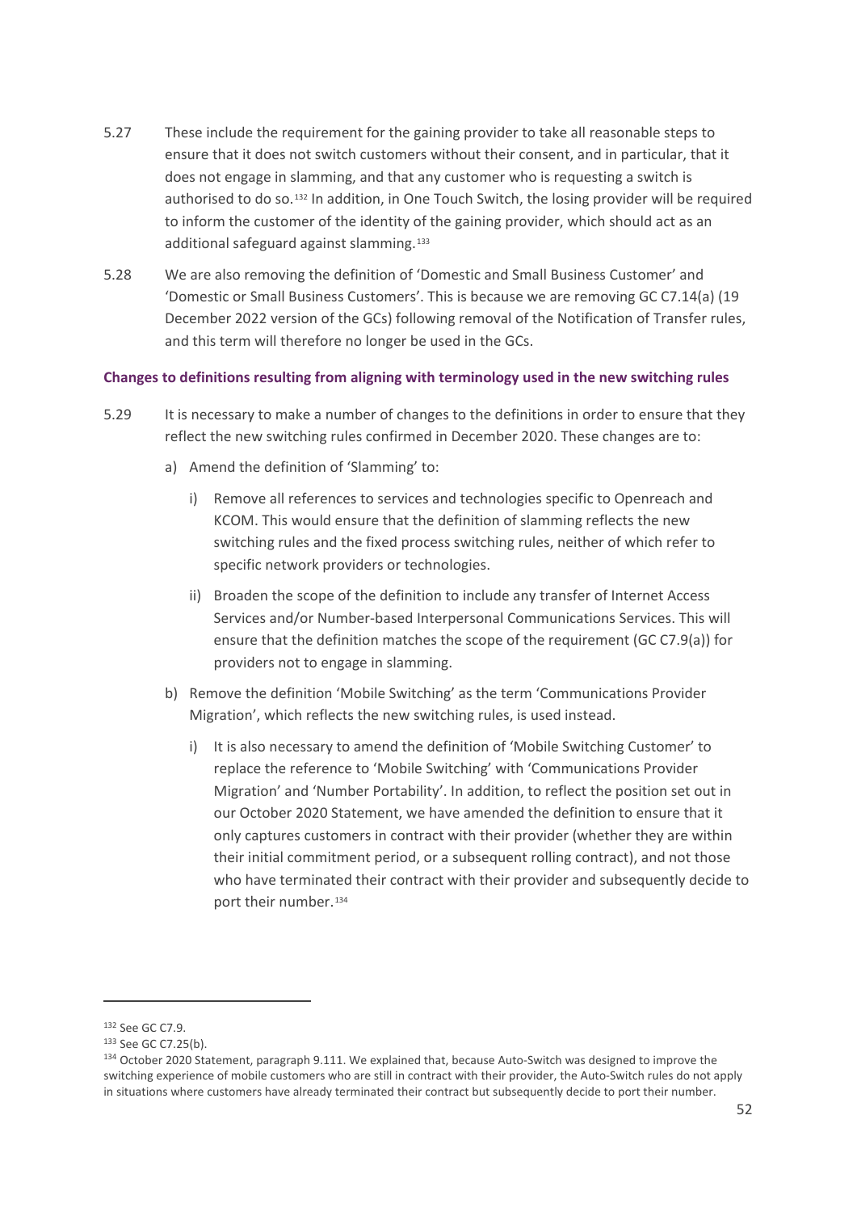5.27 These include the requirement for the gaining provider to take all reasonable steps to ensure that it does not switch customers without their consent, and in particular, that it does not engage in slamming, and that any customer who is requesting a switch is authorised to do so.[132] In addition, in One Touch Switch, the losing provider will be required to inform the customer of the identity of the gaining provider, which should act as an additional safeguard against slamming.[133]

5.28 We are also removing the definition of 'Domestic and Small Business Customer' and 'Domestic or Small Business Customers'. This is because we are removing GC C7.14(a) (19 December 2022 version of the GCs) following removal of the Notification of Transfer rules, and this term will therefore no longer be used in the GCs.

**Changes to definitions resulting from aligning with terminology used in the new switching rules**

5.29 It is necessary to make a number of changes to the definitions in order to ensure that they reflect the new switching rules confirmed in December 2020. These changes are to:

a) Amend the definition of 'Slamming' to:

   i) Remove all references to services and technologies specific to Openreach and KCOM. This would ensure that the definition of slamming reflects the new switching rules and the fixed process switching rules, neither of which refer to specific network providers or technologies.

   ii) Broaden the scope of the definition to include any transfer of Internet Access Services and/or Number-based Interpersonal Communications Services. This will ensure that the definition matches the scope of the requirement (GC C7.9(a)) for providers not to engage in slamming.

b) Remove the definition 'Mobile Switching' as the term 'Communications Provider Migration', which reflects the new switching rules, is used instead.

   i) It is also necessary to amend the definition of 'Mobile Switching Customer' to replace the reference to 'Mobile Switching' with 'Communications Provider Migration' and 'Number Portability'. In addition, to reflect the position set out in our October 2020 Statement, we have amended the definition to ensure that it only captures customers in contract with their provider (whether they are within their initial commitment period, or a subsequent rolling contract), and not those who have terminated their contract with their provider and subsequently decide to port their number.[134]

---

[132] See GC C7.9.

[133] See GC C7.25(b).

[134] October 2020 Statement, paragraph 9.111. We explained that, because Auto-Switch was designed to improve the switching experience of mobile customers who are still in contract with their provider, the Auto-Switch rules do not apply in situations where customers have already terminated their contract but subsequently decide to port their number.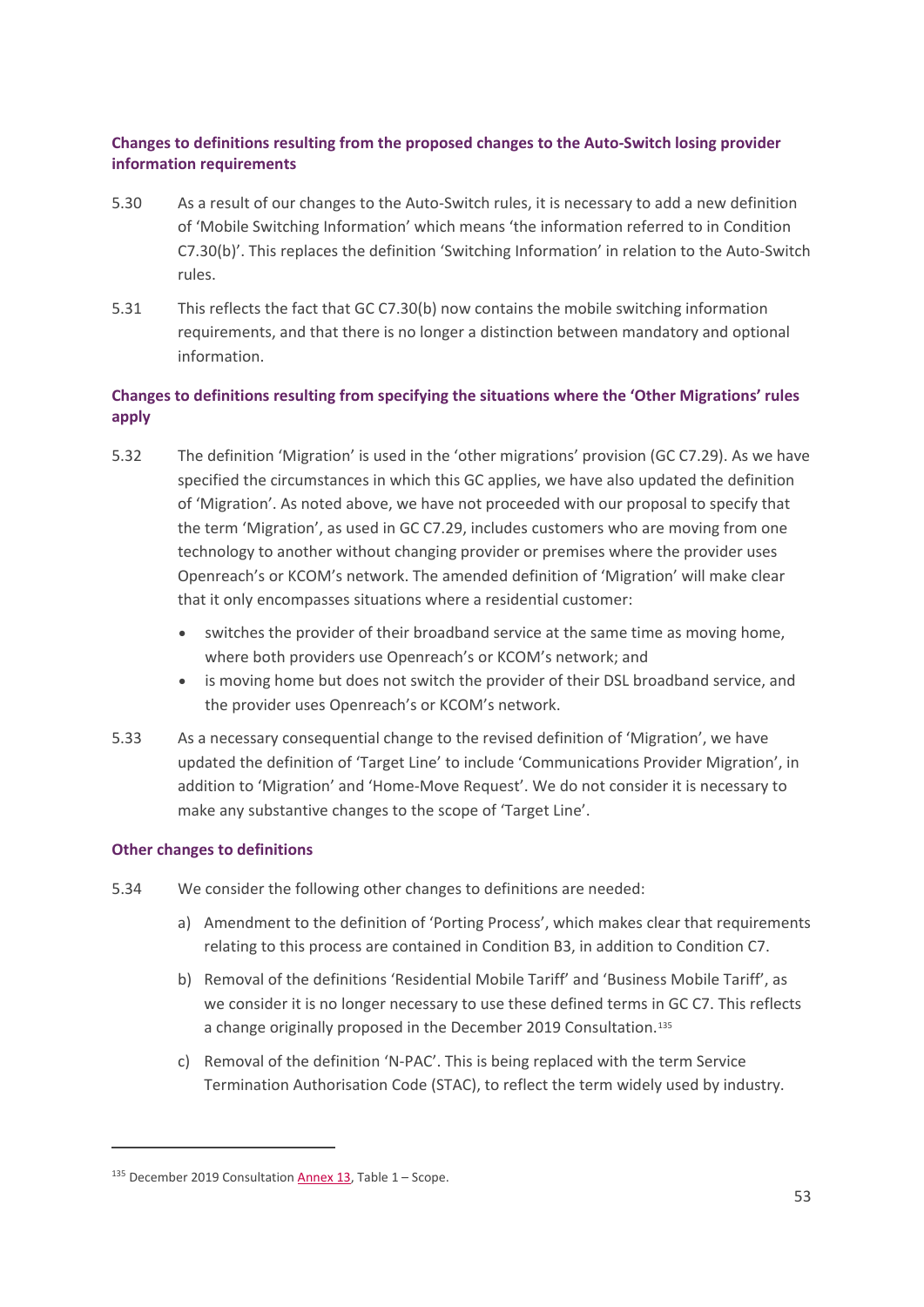### Changes to definitions resulting from the proposed changes to the Auto-Switch losing provider information requirements

5.30 As a result of our changes to the Auto-Switch rules, it is necessary to add a new definition of 'Mobile Switching Information' which means 'the information referred to in Condition C7.30(b)'. This replaces the definition 'Switching Information' in relation to the Auto-Switch rules.

5.31 This reflects the fact that GC C7.30(b) now contains the mobile switching information requirements, and that there is no longer a distinction between mandatory and optional information.

### Changes to definitions resulting from specifying the situations where the 'Other Migrations' rules apply

5.32 The definition 'Migration' is used in the 'other migrations' provision (GC C7.29). As we have specified the circumstances in which this GC applies, we have also updated the definition of 'Migration'. As noted above, we have not proceeded with our proposal to specify that the term 'Migration', as used in GC C7.29, includes customers who are moving from one technology to another without changing provider or premises where the provider uses Openreach's or KCOM's network. The amended definition of 'Migration' will make clear that it only encompasses situations where a residential customer:

- switches the provider of their broadband service at the same time as moving home, where both providers use Openreach's or KCOM's network; and
- is moving home but does not switch the provider of their DSL broadband service, and the provider uses Openreach's or KCOM's network.

5.33 As a necessary consequential change to the revised definition of 'Migration', we have updated the definition of 'Target Line' to include 'Communications Provider Migration', in addition to 'Migration' and 'Home-Move Request'. We do not consider it is necessary to make any substantive changes to the scope of 'Target Line'.

### Other changes to definitions

5.34 We consider the following other changes to definitions are needed:

a) Amendment to the definition of 'Porting Process', which makes clear that requirements relating to this process are contained in Condition B3, in addition to Condition C7.

b) Removal of the definitions 'Residential Mobile Tariff' and 'Business Mobile Tariff', as we consider it is no longer necessary to use these defined terms in GC C7. This reflects a change originally proposed in the December 2019 Consultation.[135]

c) Removal of the definition 'N-PAC'. This is being replaced with the term Service Termination Authorisation Code (STAC), to reflect the term widely used by industry.

[135] December 2019 Consultation Annex 13, Table 1 – Scope.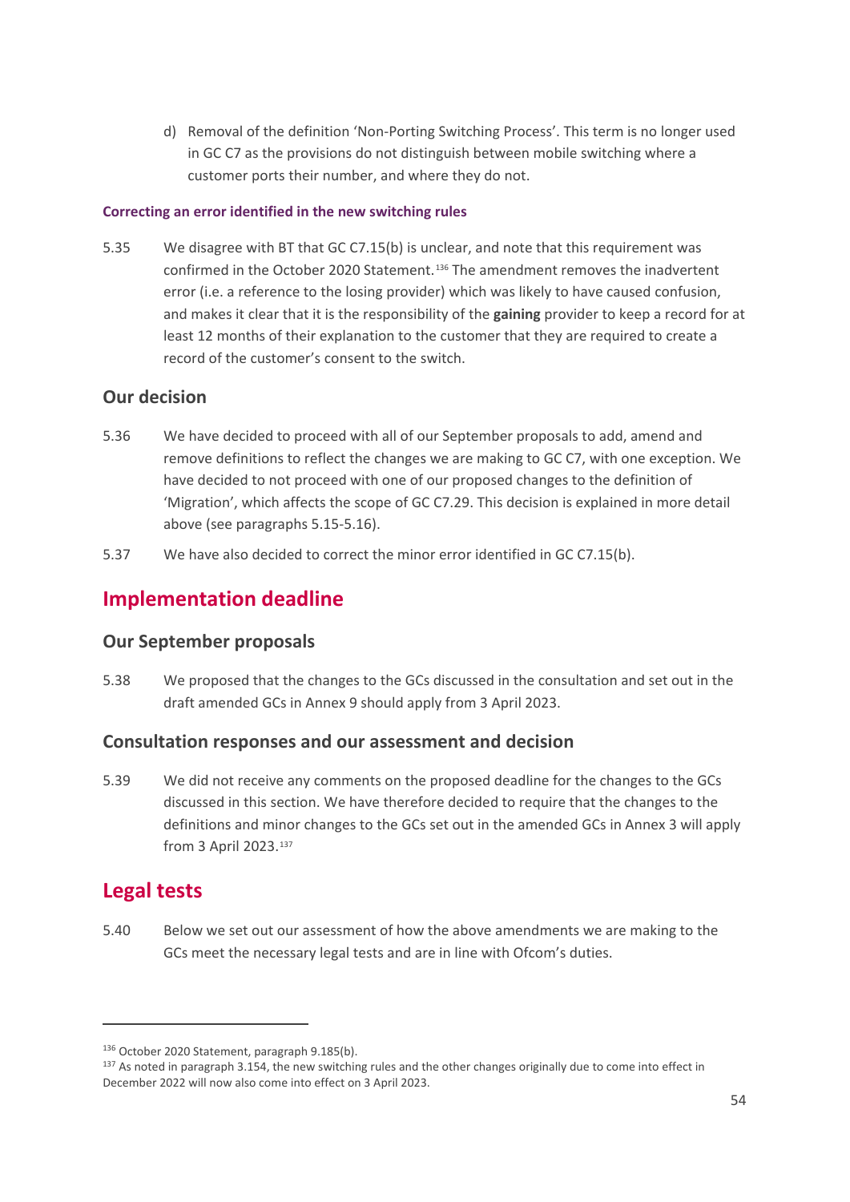d) Removal of the definition 'Non-Porting Switching Process'. This term is no longer used in GC C7 as the provisions do not distinguish between mobile switching where a customer ports their number, and where they do not.

#### Correcting an error identified in the new switching rules

5.35 We disagree with BT that GC C7.15(b) is unclear, and note that this requirement was confirmed in the October 2020 Statement.[136] The amendment removes the inadvertent error (i.e. a reference to the losing provider) which was likely to have caused confusion, and makes it clear that it is the responsibility of the **gaining** provider to keep a record for at least 12 months of their explanation to the customer that they are required to create a record of the customer's consent to the switch.

### Our decision

5.36 We have decided to proceed with all of our September proposals to add, amend and remove definitions to reflect the changes we are making to GC C7, with one exception. We have decided to not proceed with one of our proposed changes to the definition of 'Migration', which affects the scope of GC C7.29. This decision is explained in more detail above (see paragraphs 5.15-5.16).

5.37 We have also decided to correct the minor error identified in GC C7.15(b).

## Implementation deadline

### Our September proposals

5.38 We proposed that the changes to the GCs discussed in the consultation and set out in the draft amended GCs in Annex 9 should apply from 3 April 2023.

### Consultation responses and our assessment and decision

5.39 We did not receive any comments on the proposed deadline for the changes to the GCs discussed in this section. We have therefore decided to require that the changes to the definitions and minor changes to the GCs set out in the amended GCs in Annex 3 will apply from 3 April 2023.[137]

## Legal tests

5.40 Below we set out our assessment of how the above amendments we are making to the GCs meet the necessary legal tests and are in line with Ofcom's duties.

---

[136] October 2020 Statement, paragraph 9.185(b).

[137] As noted in paragraph 3.154, the new switching rules and the other changes originally due to come into effect in December 2022 will now also come into effect on 3 April 2023.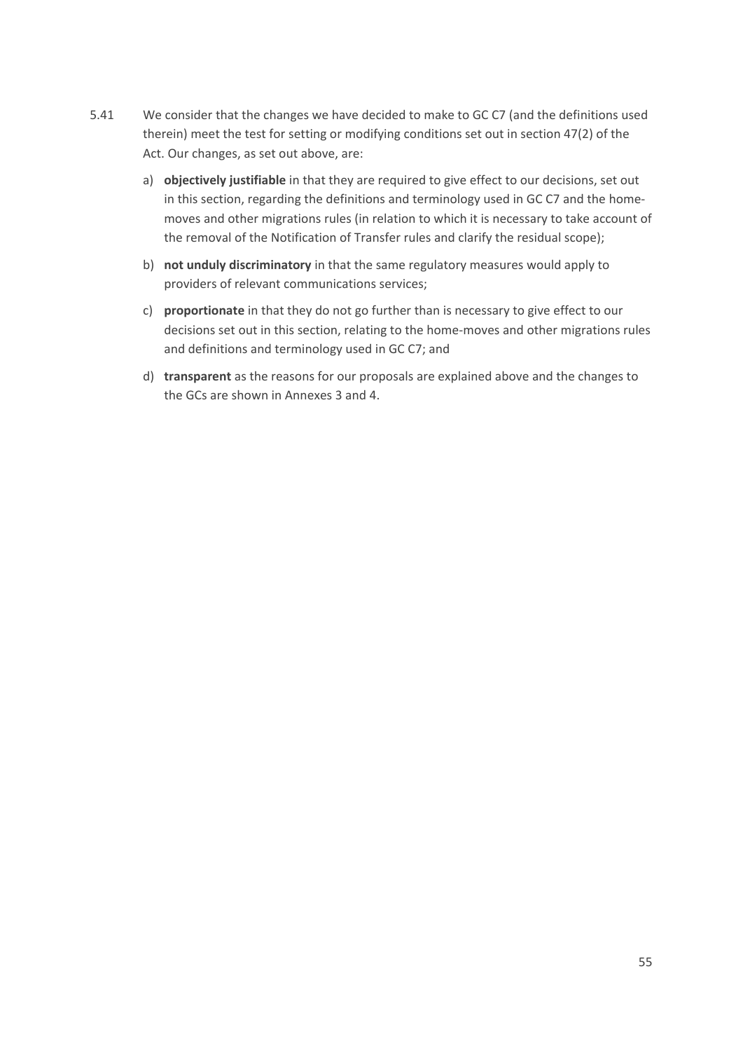5.41 We consider that the changes we have decided to make to GC C7 (and the definitions used therein) meet the test for setting or modifying conditions set out in section 47(2) of the Act. Our changes, as set out above, are:

a) **objectively justifiable** in that they are required to give effect to our decisions, set out in this section, regarding the definitions and terminology used in GC C7 and the home-moves and other migrations rules (in relation to which it is necessary to take account of the removal of the Notification of Transfer rules and clarify the residual scope);

b) **not unduly discriminatory** in that the same regulatory measures would apply to providers of relevant communications services;

c) **proportionate** in that they do not go further than is necessary to give effect to our decisions set out in this section, relating to the home-moves and other migrations rules and definitions and terminology used in GC C7; and

d) **transparent** as the reasons for our proposals are explained above and the changes to the GCs are shown in Annexes 3 and 4.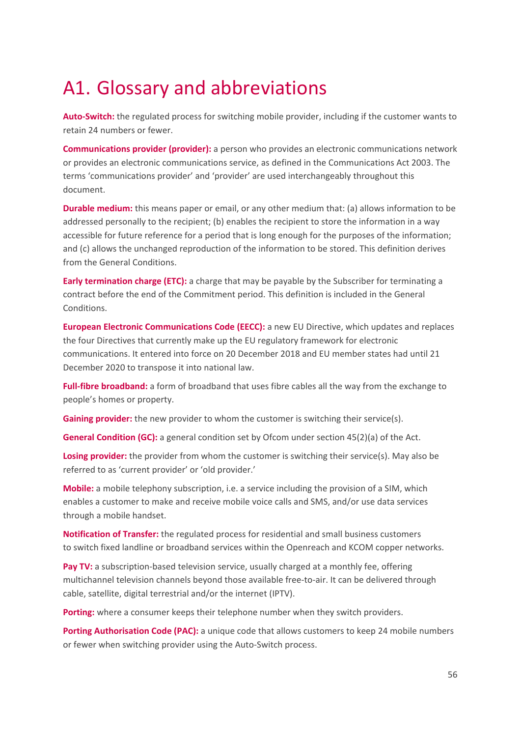# A1. Glossary and abbreviations

**Auto-Switch:** the regulated process for switching mobile provider, including if the customer wants to retain 24 numbers or fewer.

**Communications provider (provider):** a person who provides an electronic communications network or provides an electronic communications service, as defined in the Communications Act 2003. The terms 'communications provider' and 'provider' are used interchangeably throughout this document.

**Durable medium:** this means paper or email, or any other medium that: (a) allows information to be addressed personally to the recipient; (b) enables the recipient to store the information in a way accessible for future reference for a period that is long enough for the purposes of the information; and (c) allows the unchanged reproduction of the information to be stored. This definition derives from the General Conditions.

**Early termination charge (ETC):** a charge that may be payable by the Subscriber for terminating a contract before the end of the Commitment period. This definition is included in the General Conditions.

**European Electronic Communications Code (EECC):** a new EU Directive, which updates and replaces the four Directives that currently make up the EU regulatory framework for electronic communications. It entered into force on 20 December 2018 and EU member states had until 21 December 2020 to transpose it into national law.

**Full-fibre broadband:** a form of broadband that uses fibre cables all the way from the exchange to people's homes or property.

**Gaining provider:** the new provider to whom the customer is switching their service(s).

**General Condition (GC):** a general condition set by Ofcom under section 45(2)(a) of the Act.

**Losing provider:** the provider from whom the customer is switching their service(s). May also be referred to as 'current provider' or 'old provider.'

**Mobile:** a mobile telephony subscription, i.e. a service including the provision of a SIM, which enables a customer to make and receive mobile voice calls and SMS, and/or use data services through a mobile handset.

**Notification of Transfer:** the regulated process for residential and small business customers to switch fixed landline or broadband services within the Openreach and KCOM copper networks.

**Pay TV:** a subscription-based television service, usually charged at a monthly fee, offering multichannel television channels beyond those available free-to-air. It can be delivered through cable, satellite, digital terrestrial and/or the internet (IPTV).

**Porting:** where a consumer keeps their telephone number when they switch providers.

**Porting Authorisation Code (PAC):** a unique code that allows customers to keep 24 mobile numbers or fewer when switching provider using the Auto-Switch process.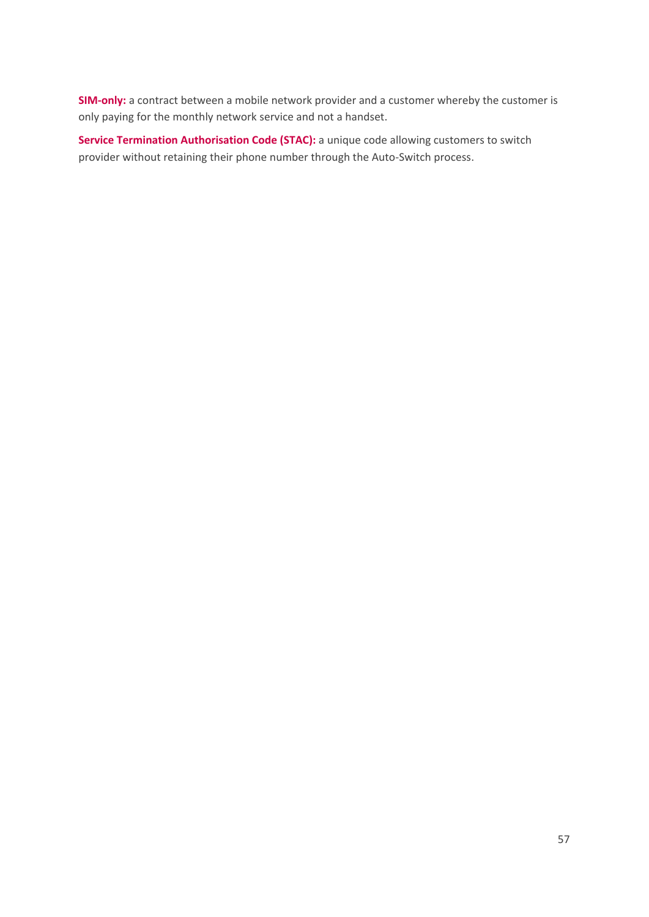**SIM-only:** a contract between a mobile network provider and a customer whereby the customer is only paying for the monthly network service and not a handset.

**Service Termination Authorisation Code (STAC):** a unique code allowing customers to switch provider without retaining their phone number through the Auto-Switch process.